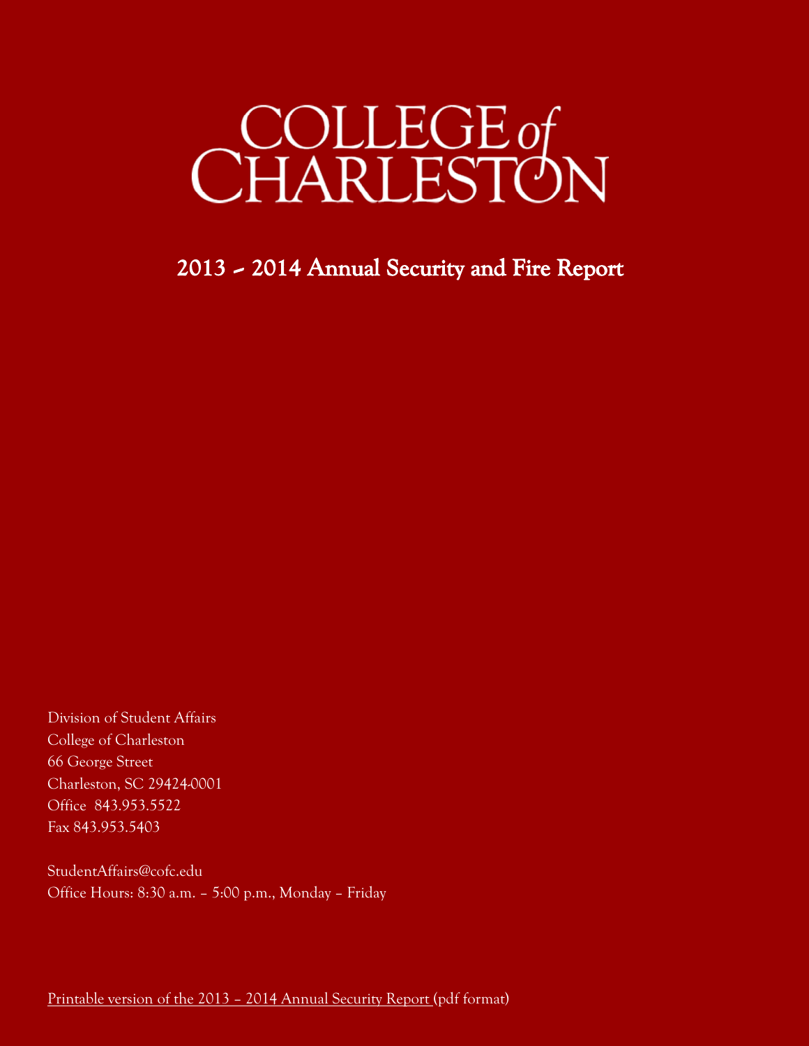# COLLEGE of CHARLESTON

## 2013 – 2014 Annual Security and Fire Report

Division of Student Affairs
College of Charleston
66 George Street
Charleston, SC 29424-0001
Office 843.953.5522
Fax 843.953.5403

StudentAffairs@cofc.edu
Office Hours: 8:30 a.m. – 5:00 p.m., Monday – Friday

Printable version of the 2013 – 2014 Annual Security Report (pdf format)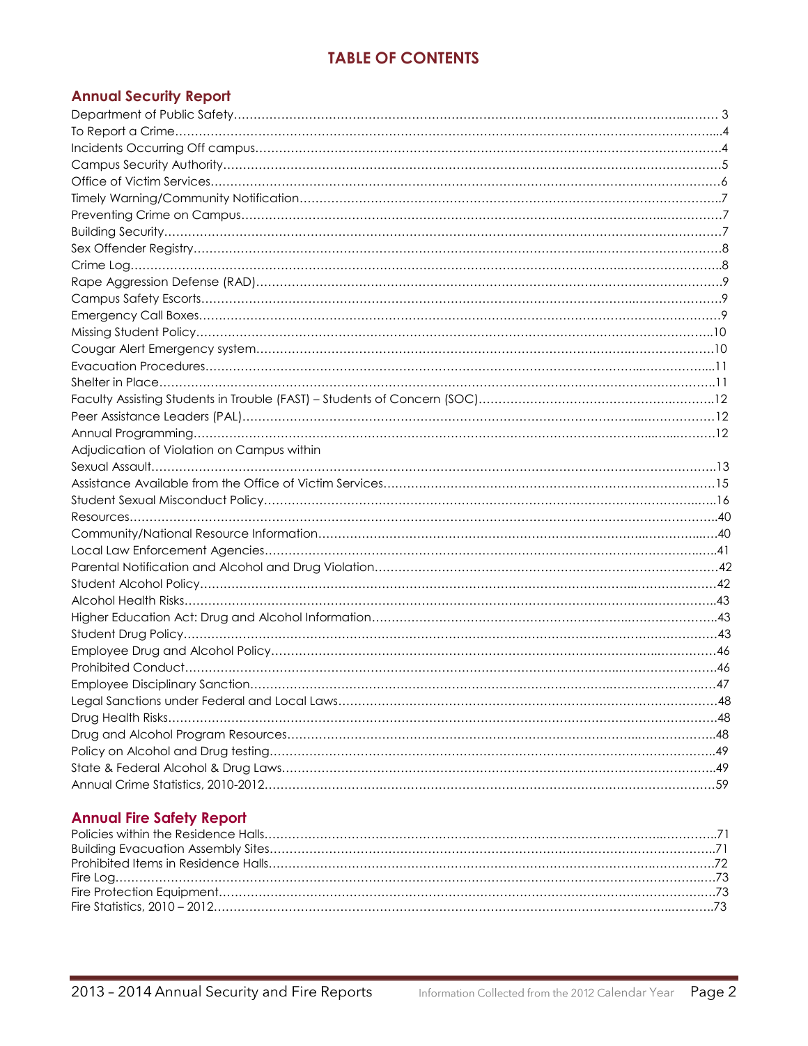# TABLE OF CONTENTS

## Annual Security Report

Department of Public Safety........................................................................................................ 3
To Report a Crime........................................................................................................................4
Incidents Occurring Off campus...................................................................................................4
Campus Security Authority...........................................................................................................5
Office of Victim Services...............................................................................................................6
Timely Warning/Community Notification......................................................................................7
Preventing Crime on Campus.......................................................................................................7
Building Security...........................................................................................................................7
Sex Offender Registry...................................................................................................................8
Crime Log.....................................................................................................................................8
Rape Aggression Defense (RAD)...................................................................................................9
Campus Safety Escorts..................................................................................................................9
Emergency Call Boxes...................................................................................................................9
Missing Student Policy.................................................................................................................10
Cougar Alert Emergency system..................................................................................................10
Evacuation Procedures................................................................................................................11
Shelter in Place............................................................................................................................11
Faculty Assisting Students in Trouble (FAST) – Students of Concern (SOC)..................................12
Peer Assistance Leaders (PAL).....................................................................................................12
Annual Programming...................................................................................................................12
Adjudication of Violation on Campus within
Sexual Assault.............................................................................................................................13
Assistance Available from the Office of Victim Services...............................................................15
Student Sexual Misconduct Policy................................................................................................16
Resources....................................................................................................................................40
Community/National Resource Information................................................................................40
Local Law Enforcement Agencies.................................................................................................41
Parental Notification and Alcohol and Drug Violation..................................................................42
Student Alcohol Policy.................................................................................................................42
Alcohol Health Risks.....................................................................................................................43
Higher Education Act: Drug and Alcohol Information..................................................................43
Student Drug Policy.....................................................................................................................43
Employee Drug and Alcohol Policy...............................................................................................46
Prohibited Conduct.....................................................................................................................46
Employee Disciplinary Sanction...................................................................................................47
Legal Sanctions under Federal and Local Laws.............................................................................48
Drug Health Risks........................................................................................................................48
Drug and Alcohol Program Resources..........................................................................................48
Policy on Alcohol and Drug testing...............................................................................................49
State & Federal Alcohol & Drug Laws............................................................................................49
Annual Crime Statistics, 2010-2012..............................................................................................59

## Annual Fire Safety Report

Policies within the Residence Halls...............................................................................................71
Building Evacuation Assembly Sites..............................................................................................71
Prohibited Items in Residence Halls..............................................................................................72
Fire Log........................................................................................................................................73
Fire Protection Equipment............................................................................................................73
Fire Statistics, 2010 – 2012...........................................................................................................73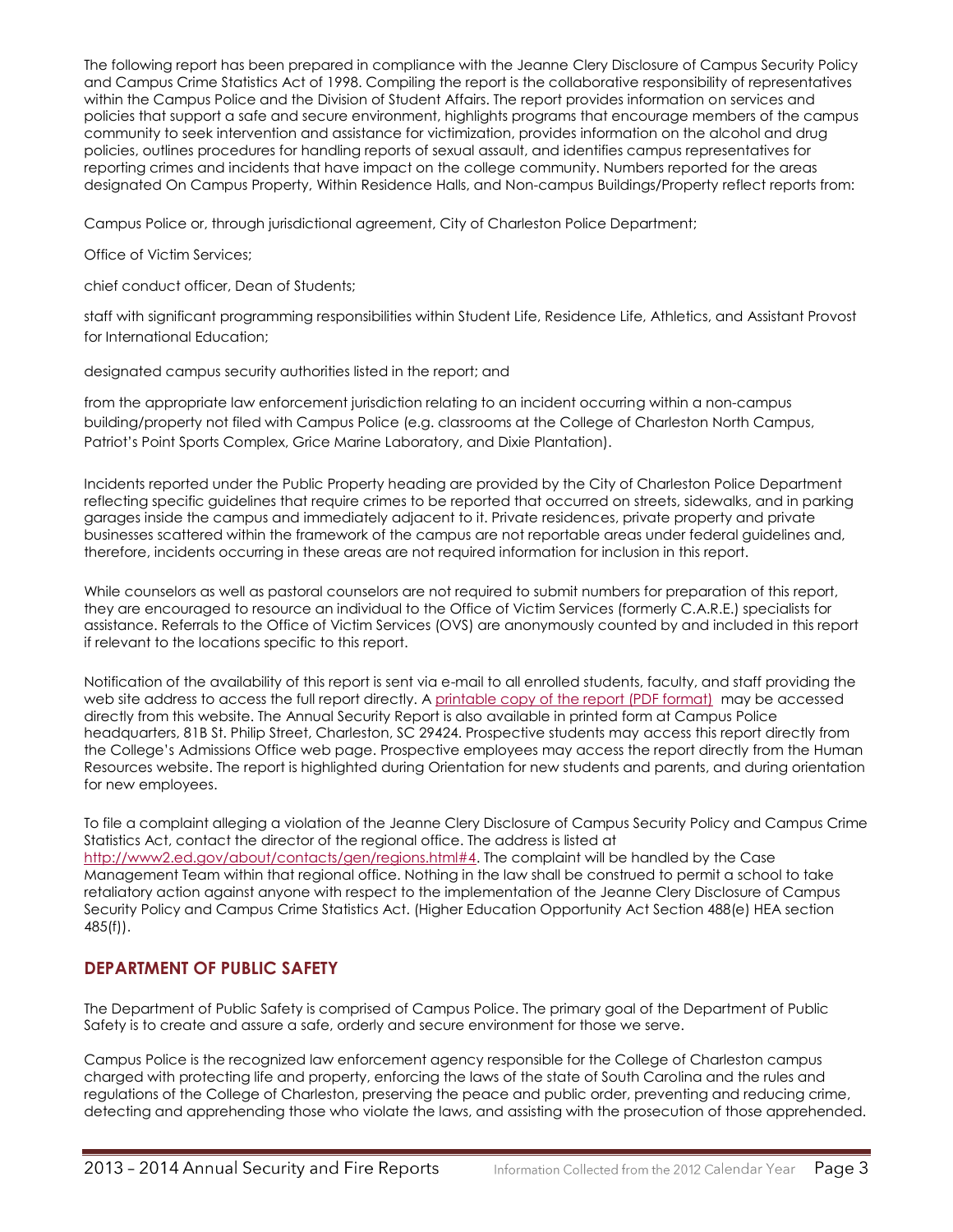The following report has been prepared in compliance with the Jeanne Clery Disclosure of Campus Security Policy and Campus Crime Statistics Act of 1998. Compiling the report is the collaborative responsibility of representatives within the Campus Police and the Division of Student Affairs. The report provides information on services and policies that support a safe and secure environment, highlights programs that encourage members of the campus community to seek intervention and assistance for victimization, provides information on the alcohol and drug policies, outlines procedures for handling reports of sexual assault, and identifies campus representatives for reporting crimes and incidents that have impact on the college community. Numbers reported for the areas designated On Campus Property, Within Residence Halls, and Non-campus Buildings/Property reflect reports from:

Campus Police or, through jurisdictional agreement, City of Charleston Police Department;

Office of Victim Services;

chief conduct officer, Dean of Students;

staff with significant programming responsibilities within Student Life, Residence Life, Athletics, and Assistant Provost for International Education;

designated campus security authorities listed in the report; and

from the appropriate law enforcement jurisdiction relating to an incident occurring within a non-campus building/property not filed with Campus Police (e.g. classrooms at the College of Charleston North Campus, Patriot's Point Sports Complex, Grice Marine Laboratory, and Dixie Plantation).

Incidents reported under the Public Property heading are provided by the City of Charleston Police Department reflecting specific guidelines that require crimes to be reported that occurred on streets, sidewalks, and in parking garages inside the campus and immediately adjacent to it. Private residences, private property and private businesses scattered within the framework of the campus are not reportable areas under federal guidelines and, therefore, incidents occurring in these areas are not required information for inclusion in this report.

While counselors as well as pastoral counselors are not required to submit numbers for preparation of this report, they are encouraged to resource an individual to the Office of Victim Services (formerly C.A.R.E.) specialists for assistance. Referrals to the Office of Victim Services (OVS) are anonymously counted by and included in this report if relevant to the locations specific to this report.

Notification of the availability of this report is sent via e-mail to all enrolled students, faculty, and staff providing the web site address to access the full report directly. A printable copy of the report (PDF format) may be accessed directly from this website. The Annual Security Report is also available in printed form at Campus Police headquarters, 81B St. Philip Street, Charleston, SC 29424. Prospective students may access this report directly from the College's Admissions Office web page. Prospective employees may access the report directly from the Human Resources website. The report is highlighted during Orientation for new students and parents, and during orientation for new employees.

To file a complaint alleging a violation of the Jeanne Clery Disclosure of Campus Security Policy and Campus Crime Statistics Act, contact the director of the regional office. The address is listed at http://www2.ed.gov/about/contacts/gen/regions.html#4. The complaint will be handled by the Case Management Team within that regional office. Nothing in the law shall be construed to permit a school to take retaliatory action against anyone with respect to the implementation of the Jeanne Clery Disclosure of Campus Security Policy and Campus Crime Statistics Act. (Higher Education Opportunity Act Section 488(e) HEA section 485(f)).

## DEPARTMENT OF PUBLIC SAFETY

The Department of Public Safety is comprised of Campus Police. The primary goal of the Department of Public Safety is to create and assure a safe, orderly and secure environment for those we serve.

Campus Police is the recognized law enforcement agency responsible for the College of Charleston campus charged with protecting life and property, enforcing the laws of the state of South Carolina and the rules and regulations of the College of Charleston, preserving the peace and public order, preventing and reducing crime, detecting and apprehending those who violate the laws, and assisting with the prosecution of those apprehended.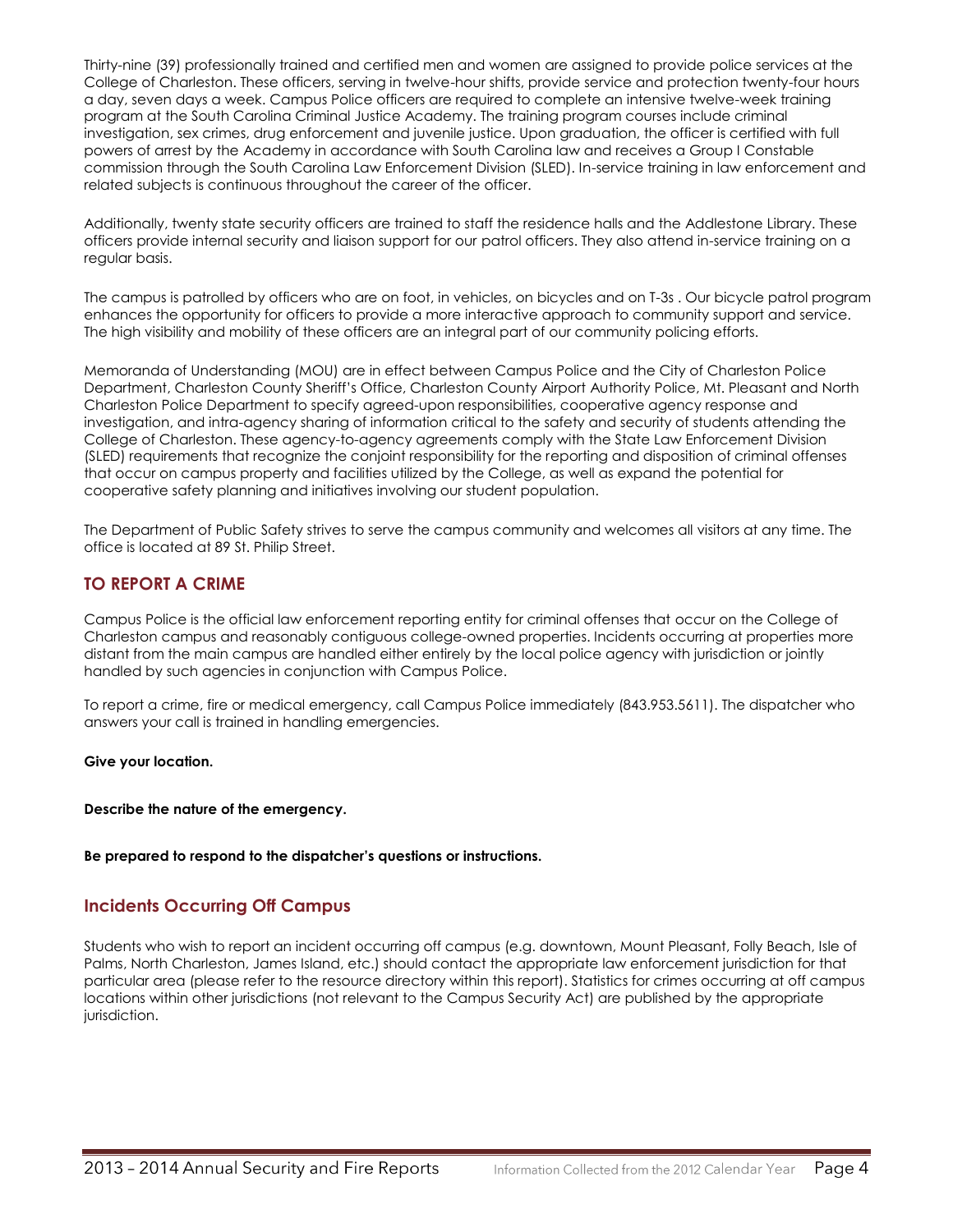Thirty-nine (39) professionally trained and certified men and women are assigned to provide police services at the College of Charleston. These officers, serving in twelve-hour shifts, provide service and protection twenty-four hours a day, seven days a week. Campus Police officers are required to complete an intensive twelve-week training program at the South Carolina Criminal Justice Academy. The training program courses include criminal investigation, sex crimes, drug enforcement and juvenile justice. Upon graduation, the officer is certified with full powers of arrest by the Academy in accordance with South Carolina law and receives a Group I Constable commission through the South Carolina Law Enforcement Division (SLED). In-service training in law enforcement and related subjects is continuous throughout the career of the officer.

Additionally, twenty state security officers are trained to staff the residence halls and the Addlestone Library. These officers provide internal security and liaison support for our patrol officers. They also attend in-service training on a regular basis.

The campus is patrolled by officers who are on foot, in vehicles, on bicycles and on T-3s . Our bicycle patrol program enhances the opportunity for officers to provide a more interactive approach to community support and service. The high visibility and mobility of these officers are an integral part of our community policing efforts.

Memoranda of Understanding (MOU) are in effect between Campus Police and the City of Charleston Police Department, Charleston County Sheriff's Office, Charleston County Airport Authority Police, Mt. Pleasant and North Charleston Police Department to specify agreed-upon responsibilities, cooperative agency response and investigation, and intra-agency sharing of information critical to the safety and security of students attending the College of Charleston. These agency-to-agency agreements comply with the State Law Enforcement Division (SLED) requirements that recognize the conjoint responsibility for the reporting and disposition of criminal offenses that occur on campus property and facilities utilized by the College, as well as expand the potential for cooperative safety planning and initiatives involving our student population.

The Department of Public Safety strives to serve the campus community and welcomes all visitors at any time. The office is located at 89 St. Philip Street.

## TO REPORT A CRIME

Campus Police is the official law enforcement reporting entity for criminal offenses that occur on the College of Charleston campus and reasonably contiguous college-owned properties. Incidents occurring at properties more distant from the main campus are handled either entirely by the local police agency with jurisdiction or jointly handled by such agencies in conjunction with Campus Police.

To report a crime, fire or medical emergency, call Campus Police immediately (843.953.5611). The dispatcher who answers your call is trained in handling emergencies.

**Give your location.**

**Describe the nature of the emergency.**

**Be prepared to respond to the dispatcher's questions or instructions.**

## Incidents Occurring Off Campus

Students who wish to report an incident occurring off campus (e.g. downtown, Mount Pleasant, Folly Beach, Isle of Palms, North Charleston, James Island, etc.) should contact the appropriate law enforcement jurisdiction for that particular area (please refer to the resource directory within this report). Statistics for crimes occurring at off campus locations within other jurisdictions (not relevant to the Campus Security Act) are published by the appropriate jurisdiction.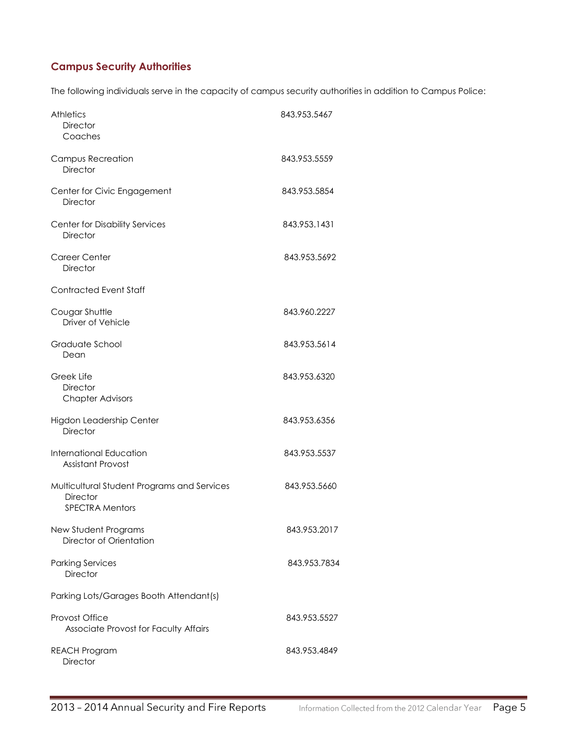## Campus Security Authorities

The following individuals serve in the capacity of campus security authorities in addition to Campus Police:

| | |
|---|---|
| Athletics<br>Director<br>Coaches | 843.953.5467 |
| Campus Recreation<br>Director | 843.953.5559 |
| Center for Civic Engagement<br>Director | 843.953.5854 |
| Center for Disability Services<br>Director | 843.953.1431 |
| Career Center<br>Director | 843.953.5692 |
| Contracted Event Staff | |
| Cougar Shuttle<br>Driver of Vehicle | 843.960.2227 |
| Graduate School<br>Dean | 843.953.5614 |
| Greek Life<br>Director<br>Chapter Advisors | 843.953.6320 |
| Higdon Leadership Center<br>Director | 843.953.6356 |
| International Education<br>Assistant Provost | 843.953.5537 |
| Multicultural Student Programs and Services<br>Director<br>SPECTRA Mentors | 843.953.5660 |
| New Student Programs<br>Director of Orientation | 843.953.2017 |
| Parking Services<br>Director | 843.953.7834 |
| Parking Lots/Garages Booth Attendant(s) | |
| Provost Office<br>Associate Provost for Faculty Affairs | 843.953.5527 |
| REACH Program<br>Director | 843.953.4849 |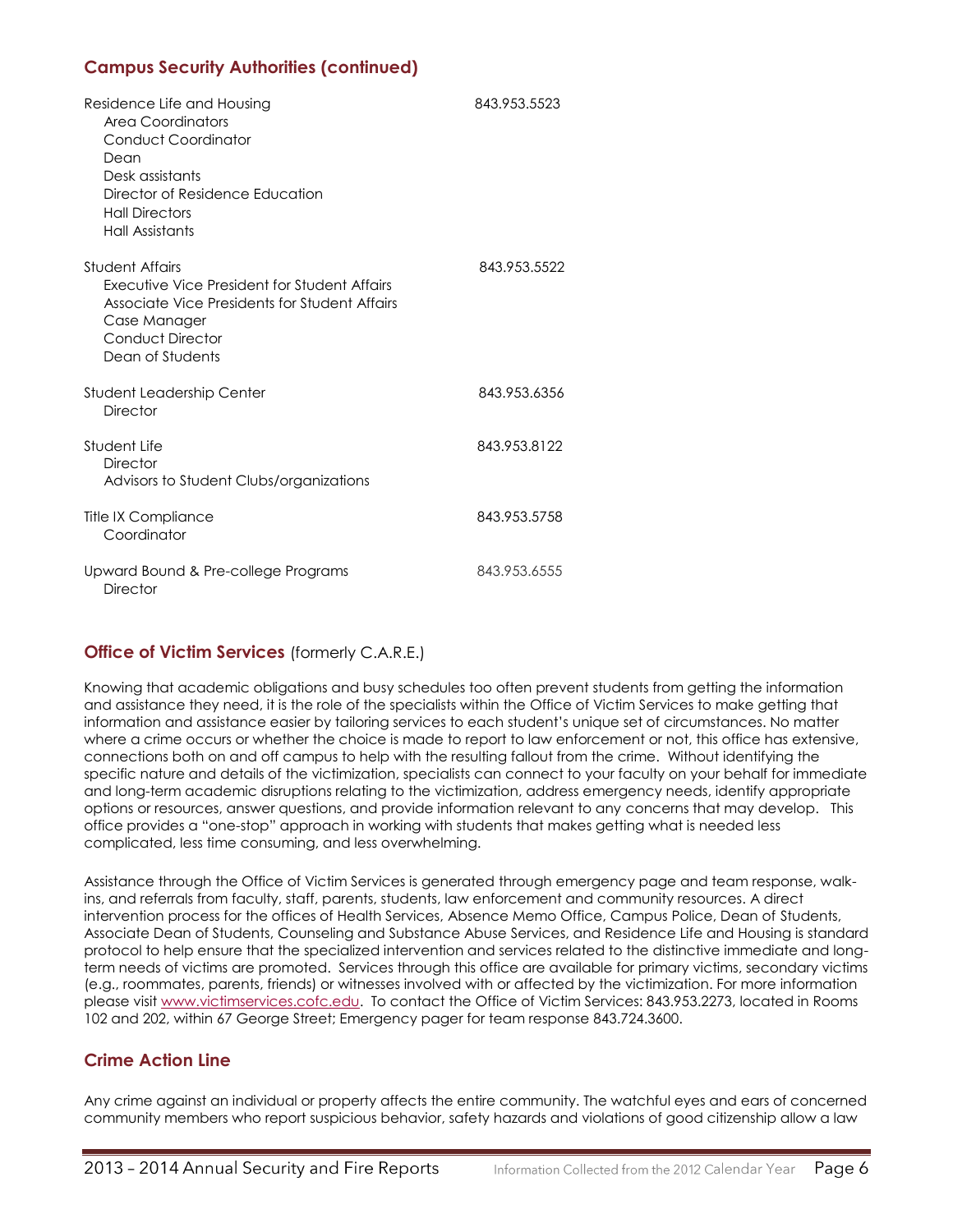## Campus Security Authorities (continued)

Residence Life and Housing 843.953.5523
- Area Coordinators
- Conduct Coordinator
- Dean
- Desk assistants
- Director of Residence Education
- Hall Directors
- Hall Assistants

Student Affairs 843.953.5522
- Executive Vice President for Student Affairs
- Associate Vice Presidents for Student Affairs
- Case Manager
- Conduct Director
- Dean of Students

Student Leadership Center 843.953.6356
- Director

Student Life 843.953.8122
- Director
- Advisors to Student Clubs/organizations

Title IX Compliance 843.953.5758
- Coordinator

Upward Bound & Pre-college Programs 843.953.6555
- Director

## Office of Victim Services (formerly C.A.R.E.)

Knowing that academic obligations and busy schedules too often prevent students from getting the information and assistance they need, it is the role of the specialists within the Office of Victim Services to make getting that information and assistance easier by tailoring services to each student's unique set of circumstances. No matter where a crime occurs or whether the choice is made to report to law enforcement or not, this office has extensive, connections both on and off campus to help with the resulting fallout from the crime. Without identifying the specific nature and details of the victimization, specialists can connect to your faculty on your behalf for immediate and long-term academic disruptions relating to the victimization, address emergency needs, identify appropriate options or resources, answer questions, and provide information relevant to any concerns that may develop. This office provides a "one-stop" approach in working with students that makes getting what is needed less complicated, less time consuming, and less overwhelming.

Assistance through the Office of Victim Services is generated through emergency page and team response, walk-ins, and referrals from faculty, staff, parents, students, law enforcement and community resources. A direct intervention process for the offices of Health Services, Absence Memo Office, Campus Police, Dean of Students, Associate Dean of Students, Counseling and Substance Abuse Services, and Residence Life and Housing is standard protocol to help ensure that the specialized intervention and services related to the distinctive immediate and long-term needs of victims are promoted. Services through this office are available for primary victims, secondary victims (e.g., roommates, parents, friends) or witnesses involved with or affected by the victimization. For more information please visit www.victimservices.cofc.edu. To contact the Office of Victim Services: 843.953.2273, located in Rooms 102 and 202, within 67 George Street; Emergency pager for team response 843.724.3600.

## Crime Action Line

Any crime against an individual or property affects the entire community. The watchful eyes and ears of concerned community members who report suspicious behavior, safety hazards and violations of good citizenship allow a law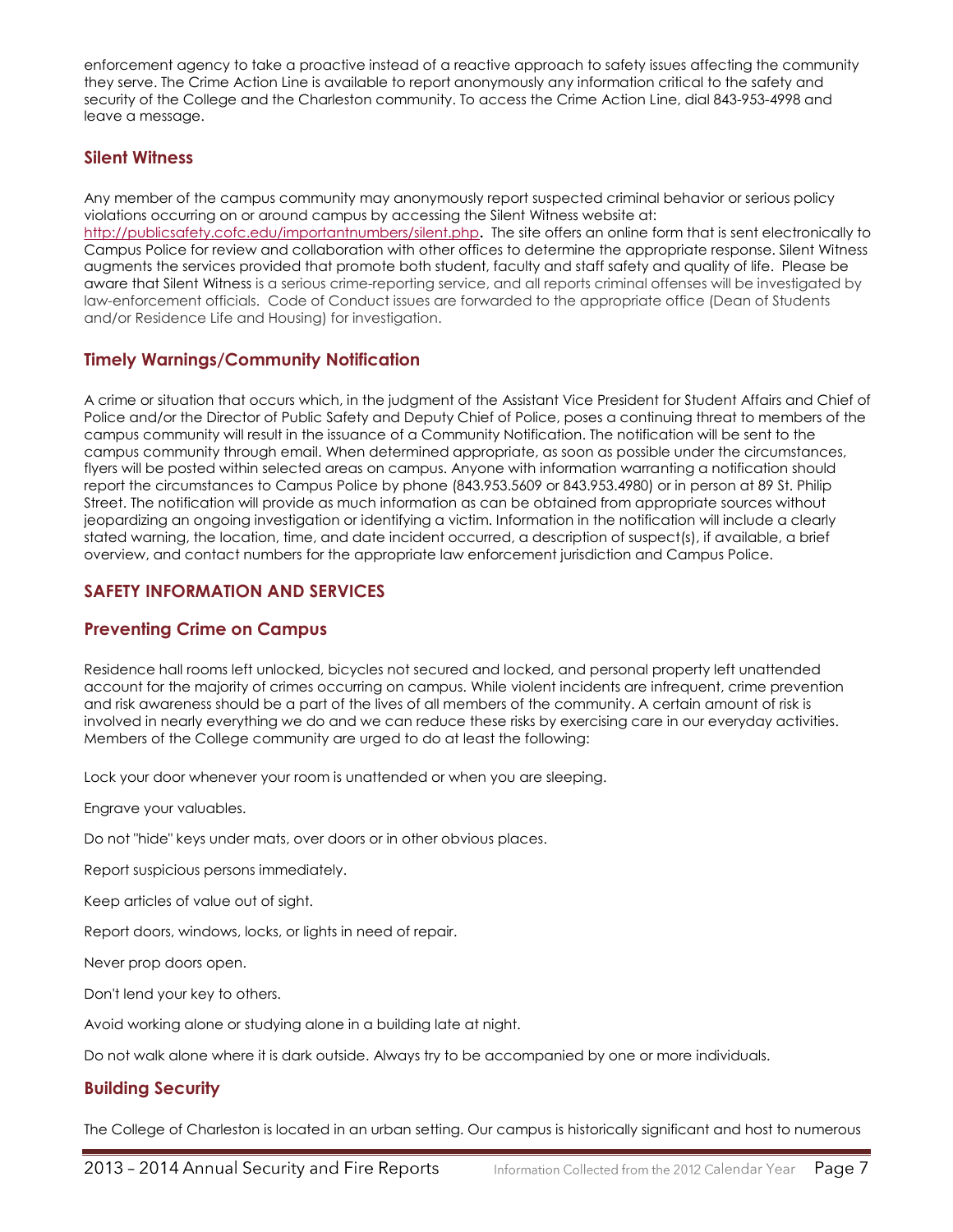enforcement agency to take a proactive instead of a reactive approach to safety issues affecting the community they serve. The Crime Action Line is available to report anonymously any information critical to the safety and security of the College and the Charleston community. To access the Crime Action Line, dial 843-953-4998 and leave a message.

## Silent Witness

Any member of the campus community may anonymously report suspected criminal behavior or serious policy violations occurring on or around campus by accessing the Silent Witness website at: http://publicsafety.cofc.edu/importantnumbers/silent.php. The site offers an online form that is sent electronically to Campus Police for review and collaboration with other offices to determine the appropriate response. Silent Witness augments the services provided that promote both student, faculty and staff safety and quality of life. Please be aware that Silent Witness is a serious crime-reporting service, and all reports criminal offenses will be investigated by law-enforcement officials. Code of Conduct issues are forwarded to the appropriate office (Dean of Students and/or Residence Life and Housing) for investigation.

## Timely Warnings/Community Notification

A crime or situation that occurs which, in the judgment of the Assistant Vice President for Student Affairs and Chief of Police and/or the Director of Public Safety and Deputy Chief of Police, poses a continuing threat to members of the campus community will result in the issuance of a Community Notification. The notification will be sent to the campus community through email. When determined appropriate, as soon as possible under the circumstances, flyers will be posted within selected areas on campus. Anyone with information warranting a notification should report the circumstances to Campus Police by phone (843.953.5609 or 843.953.4980) or in person at 89 St. Philip Street. The notification will provide as much information as can be obtained from appropriate sources without jeopardizing an ongoing investigation or identifying a victim. Information in the notification will include a clearly stated warning, the location, time, and date incident occurred, a description of suspect(s), if available, a brief overview, and contact numbers for the appropriate law enforcement jurisdiction and Campus Police.

# SAFETY INFORMATION AND SERVICES

## Preventing Crime on Campus

Residence hall rooms left unlocked, bicycles not secured and locked, and personal property left unattended account for the majority of crimes occurring on campus. While violent incidents are infrequent, crime prevention and risk awareness should be a part of the lives of all members of the community. A certain amount of risk is involved in nearly everything we do and we can reduce these risks by exercising care in our everyday activities. Members of the College community are urged to do at least the following:

Lock your door whenever your room is unattended or when you are sleeping.

Engrave your valuables.

Do not "hide" keys under mats, over doors or in other obvious places.

Report suspicious persons immediately.

Keep articles of value out of sight.

Report doors, windows, locks, or lights in need of repair.

Never prop doors open.

Don't lend your key to others.

Avoid working alone or studying alone in a building late at night.

Do not walk alone where it is dark outside. Always try to be accompanied by one or more individuals.

## Building Security

The College of Charleston is located in an urban setting. Our campus is historically significant and host to numerous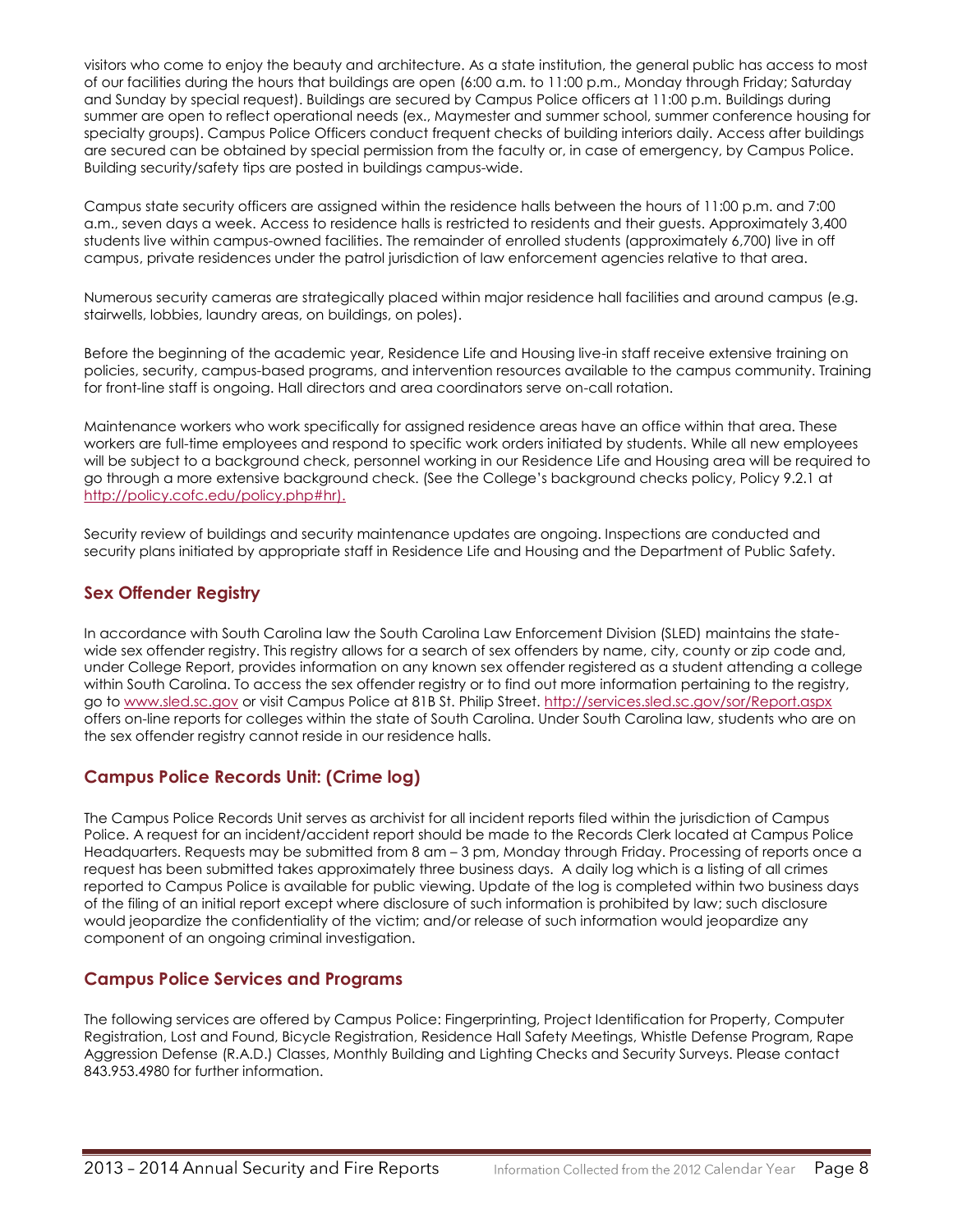visitors who come to enjoy the beauty and architecture. As a state institution, the general public has access to most of our facilities during the hours that buildings are open (6:00 a.m. to 11:00 p.m., Monday through Friday; Saturday and Sunday by special request). Buildings are secured by Campus Police officers at 11:00 p.m. Buildings during summer are open to reflect operational needs (ex., Maymester and summer school, summer conference housing for specialty groups). Campus Police Officers conduct frequent checks of building interiors daily. Access after buildings are secured can be obtained by special permission from the faculty or, in case of emergency, by Campus Police. Building security/safety tips are posted in buildings campus-wide.

Campus state security officers are assigned within the residence halls between the hours of 11:00 p.m. and 7:00 a.m., seven days a week. Access to residence halls is restricted to residents and their guests. Approximately 3,400 students live within campus-owned facilities. The remainder of enrolled students (approximately 6,700) live in off campus, private residences under the patrol jurisdiction of law enforcement agencies relative to that area.

Numerous security cameras are strategically placed within major residence hall facilities and around campus (e.g. stairwells, lobbies, laundry areas, on buildings, on poles).

Before the beginning of the academic year, Residence Life and Housing live-in staff receive extensive training on policies, security, campus-based programs, and intervention resources available to the campus community. Training for front-line staff is ongoing. Hall directors and area coordinators serve on-call rotation.

Maintenance workers who work specifically for assigned residence areas have an office within that area. These workers are full-time employees and respond to specific work orders initiated by students. While all new employees will be subject to a background check, personnel working in our Residence Life and Housing area will be required to go through a more extensive background check. (See the College's background checks policy, Policy 9.2.1 at http://policy.cofc.edu/policy.php#hr).

Security review of buildings and security maintenance updates are ongoing. Inspections are conducted and security plans initiated by appropriate staff in Residence Life and Housing and the Department of Public Safety.

## Sex Offender Registry

In accordance with South Carolina law the South Carolina Law Enforcement Division (SLED) maintains the state-wide sex offender registry. This registry allows for a search of sex offenders by name, city, county or zip code and, under College Report, provides information on any known sex offender registered as a student attending a college within South Carolina. To access the sex offender registry or to find out more information pertaining to the registry, go to www.sled.sc.gov or visit Campus Police at 81B St. Philip Street. http://services.sled.sc.gov/sor/Report.aspx offers on-line reports for colleges within the state of South Carolina. Under South Carolina law, students who are on the sex offender registry cannot reside in our residence halls.

## Campus Police Records Unit: (Crime log)

The Campus Police Records Unit serves as archivist for all incident reports filed within the jurisdiction of Campus Police. A request for an incident/accident report should be made to the Records Clerk located at Campus Police Headquarters. Requests may be submitted from 8 am – 3 pm, Monday through Friday. Processing of reports once a request has been submitted takes approximately three business days. A daily log which is a listing of all crimes reported to Campus Police is available for public viewing. Update of the log is completed within two business days of the filing of an initial report except where disclosure of such information is prohibited by law; such disclosure would jeopardize the confidentiality of the victim; and/or release of such information would jeopardize any component of an ongoing criminal investigation.

## Campus Police Services and Programs

The following services are offered by Campus Police: Fingerprinting, Project Identification for Property, Computer Registration, Lost and Found, Bicycle Registration, Residence Hall Safety Meetings, Whistle Defense Program, Rape Aggression Defense (R.A.D.) Classes, Monthly Building and Lighting Checks and Security Surveys. Please contact 843.953.4980 for further information.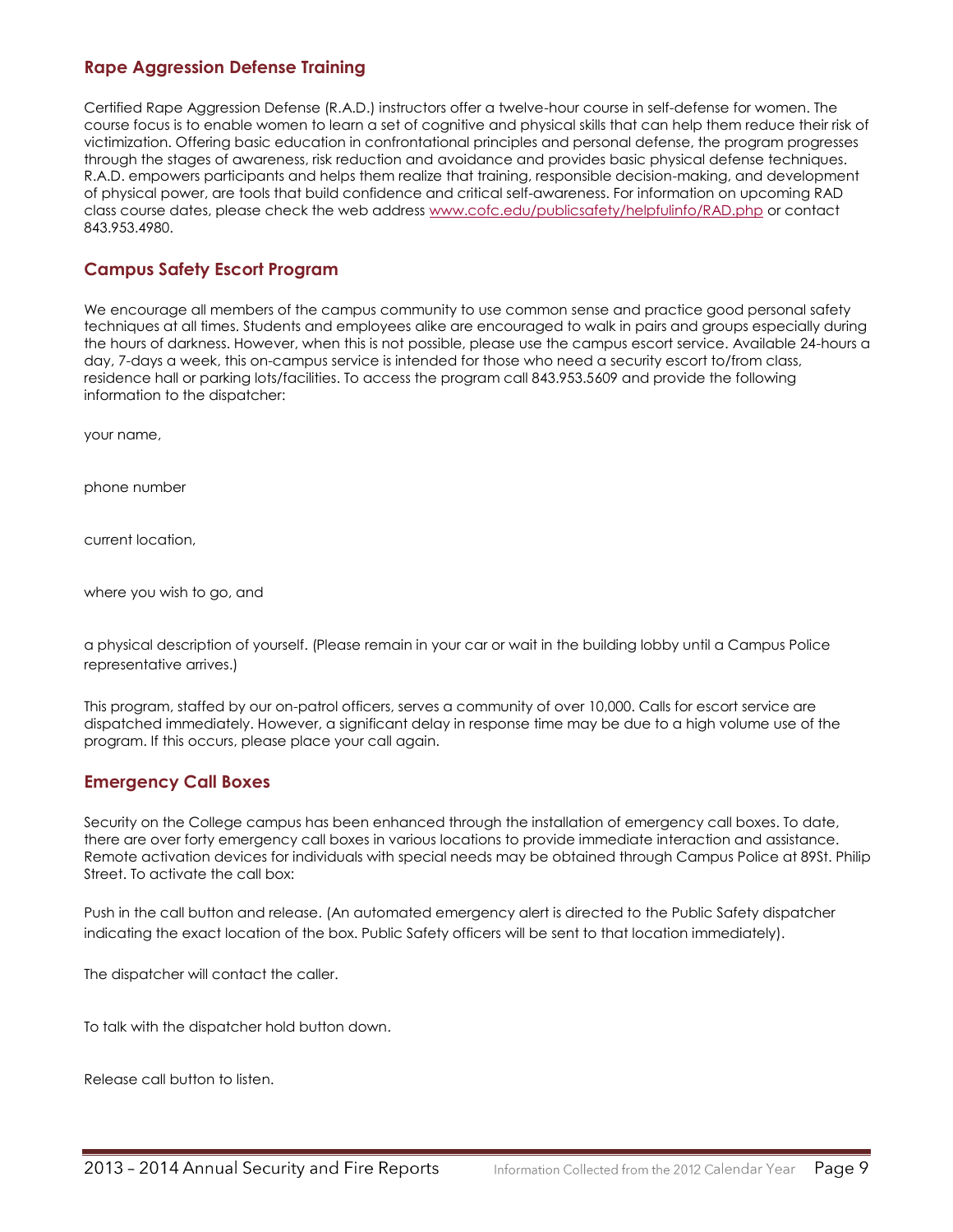## Rape Aggression Defense Training

Certified Rape Aggression Defense (R.A.D.) instructors offer a twelve-hour course in self-defense for women. The course focus is to enable women to learn a set of cognitive and physical skills that can help them reduce their risk of victimization. Offering basic education in confrontational principles and personal defense, the program progresses through the stages of awareness, risk reduction and avoidance and provides basic physical defense techniques. R.A.D. empowers participants and helps them realize that training, responsible decision-making, and development of physical power, are tools that build confidence and critical self-awareness. For information on upcoming RAD class course dates, please check the web address www.cofc.edu/publicsafety/helpfulinfo/RAD.php or contact 843.953.4980.

## Campus Safety Escort Program

We encourage all members of the campus community to use common sense and practice good personal safety techniques at all times. Students and employees alike are encouraged to walk in pairs and groups especially during the hours of darkness. However, when this is not possible, please use the campus escort service. Available 24-hours a day, 7-days a week, this on-campus service is intended for those who need a security escort to/from class, residence hall or parking lots/facilities. To access the program call 843.953.5609 and provide the following information to the dispatcher:

your name,

phone number

current location,

where you wish to go, and

a physical description of yourself. (Please remain in your car or wait in the building lobby until a Campus Police representative arrives.)

This program, staffed by our on-patrol officers, serves a community of over 10,000. Calls for escort service are dispatched immediately. However, a significant delay in response time may be due to a high volume use of the program. If this occurs, please place your call again.

## Emergency Call Boxes

Security on the College campus has been enhanced through the installation of emergency call boxes. To date, there are over forty emergency call boxes in various locations to provide immediate interaction and assistance. Remote activation devices for individuals with special needs may be obtained through Campus Police at 89St. Philip Street. To activate the call box:

Push in the call button and release. (An automated emergency alert is directed to the Public Safety dispatcher indicating the exact location of the box. Public Safety officers will be sent to that location immediately).

The dispatcher will contact the caller.

To talk with the dispatcher hold button down.

Release call button to listen.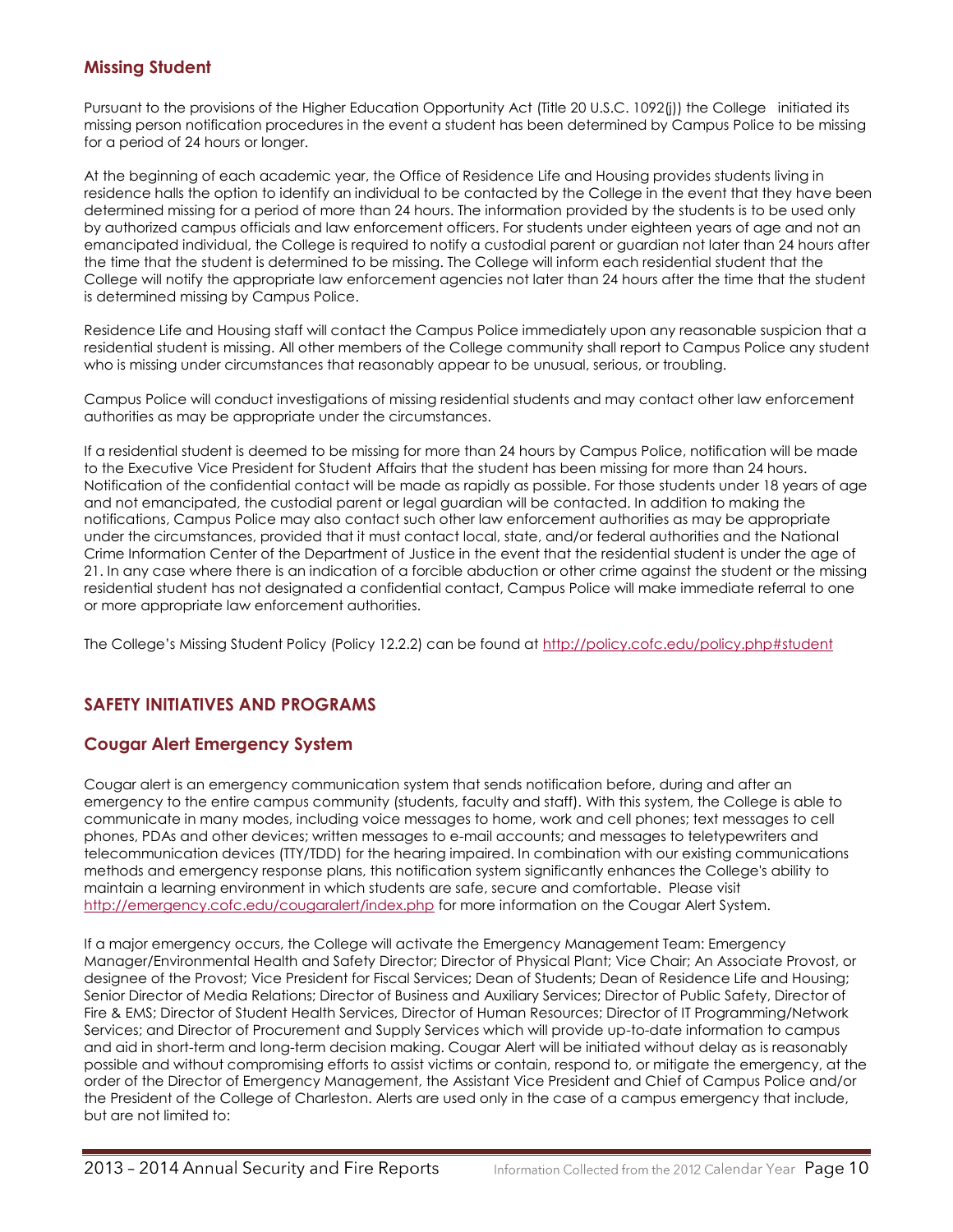## Missing Student

Pursuant to the provisions of the Higher Education Opportunity Act (Title 20 U.S.C. 1092(j)) the College initiated its missing person notification procedures in the event a student has been determined by Campus Police to be missing for a period of 24 hours or longer.

At the beginning of each academic year, the Office of Residence Life and Housing provides students living in residence halls the option to identify an individual to be contacted by the College in the event that they have been determined missing for a period of more than 24 hours. The information provided by the students is to be used only by authorized campus officials and law enforcement officers. For students under eighteen years of age and not an emancipated individual, the College is required to notify a custodial parent or guardian not later than 24 hours after the time that the student is determined to be missing. The College will inform each residential student that the College will notify the appropriate law enforcement agencies not later than 24 hours after the time that the student is determined missing by Campus Police.

Residence Life and Housing staff will contact the Campus Police immediately upon any reasonable suspicion that a residential student is missing. All other members of the College community shall report to Campus Police any student who is missing under circumstances that reasonably appear to be unusual, serious, or troubling.

Campus Police will conduct investigations of missing residential students and may contact other law enforcement authorities as may be appropriate under the circumstances.

If a residential student is deemed to be missing for more than 24 hours by Campus Police, notification will be made to the Executive Vice President for Student Affairs that the student has been missing for more than 24 hours. Notification of the confidential contact will be made as rapidly as possible. For those students under 18 years of age and not emancipated, the custodial parent or legal guardian will be contacted. In addition to making the notifications, Campus Police may also contact such other law enforcement authorities as may be appropriate under the circumstances, provided that it must contact local, state, and/or federal authorities and the National Crime Information Center of the Department of Justice in the event that the residential student is under the age of 21. In any case where there is an indication of a forcible abduction or other crime against the student or the missing residential student has not designated a confidential contact, Campus Police will make immediate referral to one or more appropriate law enforcement authorities.

The College's Missing Student Policy (Policy 12.2.2) can be found at http://policy.cofc.edu/policy.php#student

## SAFETY INITIATIVES AND PROGRAMS

## Cougar Alert Emergency System

Cougar alert is an emergency communication system that sends notification before, during and after an emergency to the entire campus community (students, faculty and staff). With this system, the College is able to communicate in many modes, including voice messages to home, work and cell phones; text messages to cell phones, PDAs and other devices; written messages to e-mail accounts; and messages to teletypewriters and telecommunication devices (TTY/TDD) for the hearing impaired. In combination with our existing communications methods and emergency response plans, this notification system significantly enhances the College's ability to maintain a learning environment in which students are safe, secure and comfortable. Please visit http://emergency.cofc.edu/cougaralert/index.php for more information on the Cougar Alert System.

If a major emergency occurs, the College will activate the Emergency Management Team: Emergency Manager/Environmental Health and Safety Director; Director of Physical Plant; Vice Chair; An Associate Provost, or designee of the Provost; Vice President for Fiscal Services; Dean of Students; Dean of Residence Life and Housing; Senior Director of Media Relations; Director of Business and Auxiliary Services; Director of Public Safety, Director of Fire & EMS; Director of Student Health Services, Director of Human Resources; Director of IT Programming/Network Services; and Director of Procurement and Supply Services which will provide up-to-date information to campus and aid in short-term and long-term decision making. Cougar Alert will be initiated without delay as is reasonably possible and without compromising efforts to assist victims or contain, respond to, or mitigate the emergency, at the order of the Director of Emergency Management, the Assistant Vice President and Chief of Campus Police and/or the President of the College of Charleston. Alerts are used only in the case of a campus emergency that include, but are not limited to: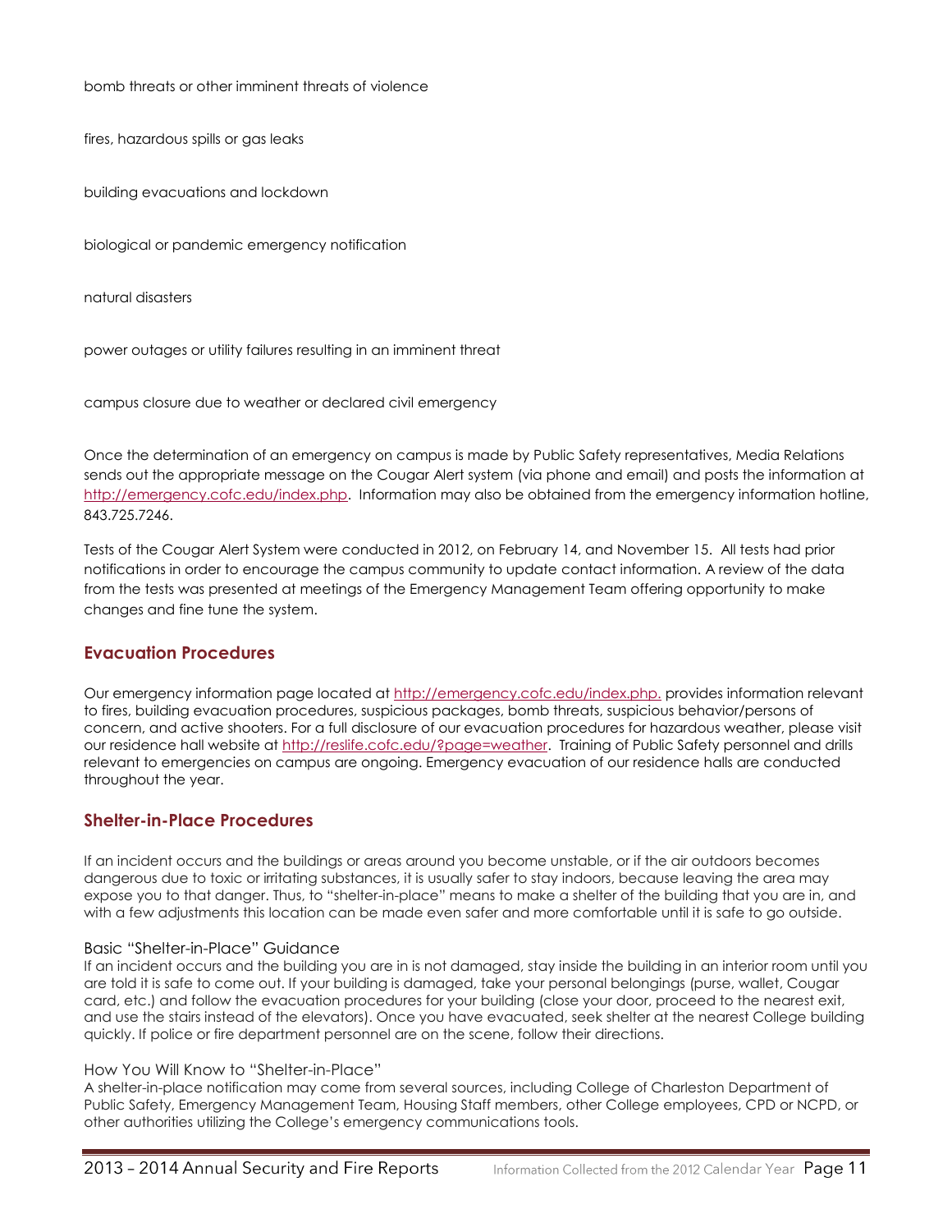bomb threats or other imminent threats of violence

fires, hazardous spills or gas leaks

building evacuations and lockdown

biological or pandemic emergency notification

natural disasters

power outages or utility failures resulting in an imminent threat

campus closure due to weather or declared civil emergency

Once the determination of an emergency on campus is made by Public Safety representatives, Media Relations sends out the appropriate message on the Cougar Alert system (via phone and email) and posts the information at http://emergency.cofc.edu/index.php. Information may also be obtained from the emergency information hotline, 843.725.7246.

Tests of the Cougar Alert System were conducted in 2012, on February 14, and November 15. All tests had prior notifications in order to encourage the campus community to update contact information. A review of the data from the tests was presented at meetings of the Emergency Management Team offering opportunity to make changes and fine tune the system.

## Evacuation Procedures

Our emergency information page located at http://emergency.cofc.edu/index.php. provides information relevant to fires, building evacuation procedures, suspicious packages, bomb threats, suspicious behavior/persons of concern, and active shooters. For a full disclosure of our evacuation procedures for hazardous weather, please visit our residence hall website at http://reslife.cofc.edu/?page=weather. Training of Public Safety personnel and drills relevant to emergencies on campus are ongoing. Emergency evacuation of our residence halls are conducted throughout the year.

## Shelter-in-Place Procedures

If an incident occurs and the buildings or areas around you become unstable, or if the air outdoors becomes dangerous due to toxic or irritating substances, it is usually safer to stay indoors, because leaving the area may expose you to that danger. Thus, to "shelter-in-place" means to make a shelter of the building that you are in, and with a few adjustments this location can be made even safer and more comfortable until it is safe to go outside.

### Basic "Shelter-in-Place" Guidance

If an incident occurs and the building you are in is not damaged, stay inside the building in an interior room until you are told it is safe to come out. If your building is damaged, take your personal belongings (purse, wallet, Cougar card, etc.) and follow the evacuation procedures for your building (close your door, proceed to the nearest exit, and use the stairs instead of the elevators). Once you have evacuated, seek shelter at the nearest College building quickly. If police or fire department personnel are on the scene, follow their directions.

### How You Will Know to "Shelter-in-Place"

A shelter-in-place notification may come from several sources, including College of Charleston Department of Public Safety, Emergency Management Team, Housing Staff members, other College employees, CPD or NCPD, or other authorities utilizing the College's emergency communications tools.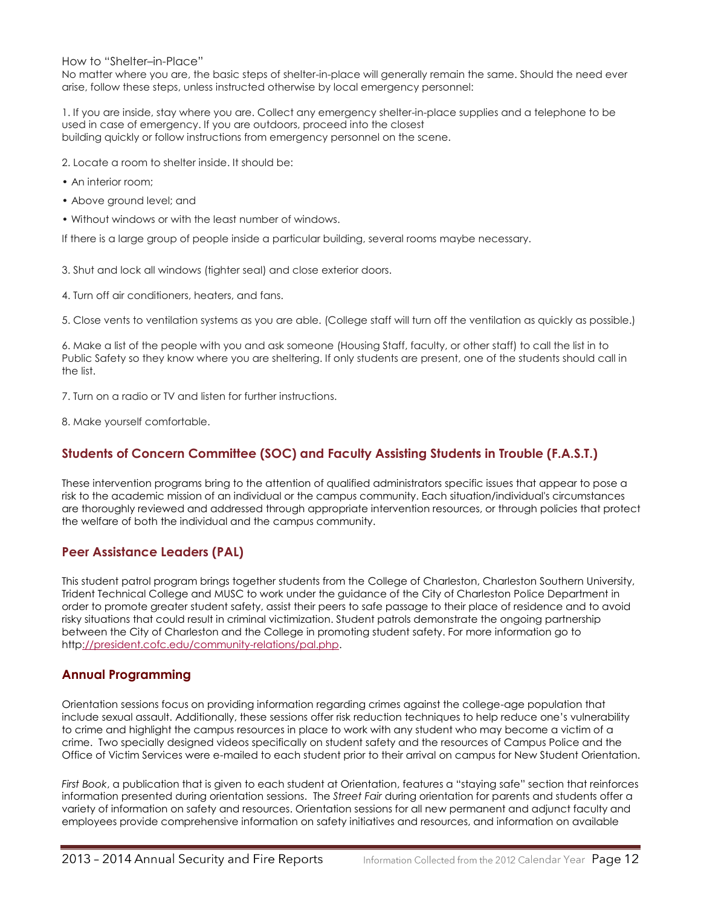How to "Shelter–in-Place"

No matter where you are, the basic steps of shelter-in-place will generally remain the same. Should the need ever arise, follow these steps, unless instructed otherwise by local emergency personnel:

1. If you are inside, stay where you are. Collect any emergency shelter-in-place supplies and a telephone to be used in case of emergency. If you are outdoors, proceed into the closest building quickly or follow instructions from emergency personnel on the scene.

2. Locate a room to shelter inside. It should be:

- An interior room;
- Above ground level; and
- Without windows or with the least number of windows.

If there is a large group of people inside a particular building, several rooms maybe necessary.

3. Shut and lock all windows (tighter seal) and close exterior doors.

4. Turn off air conditioners, heaters, and fans.

5. Close vents to ventilation systems as you are able. (College staff will turn off the ventilation as quickly as possible.)

6. Make a list of the people with you and ask someone (Housing Staff, faculty, or other staff) to call the list in to Public Safety so they know where you are sheltering. If only students are present, one of the students should call in the list.

7. Turn on a radio or TV and listen for further instructions.

8. Make yourself comfortable.

## Students of Concern Committee (SOC) and Faculty Assisting Students in Trouble (F.A.S.T.)

These intervention programs bring to the attention of qualified administrators specific issues that appear to pose a risk to the academic mission of an individual or the campus community. Each situation/individual's circumstances are thoroughly reviewed and addressed through appropriate intervention resources, or through policies that protect the welfare of both the individual and the campus community.

## Peer Assistance Leaders (PAL)

This student patrol program brings together students from the College of Charleston, Charleston Southern University, Trident Technical College and MUSC to work under the guidance of the City of Charleston Police Department in order to promote greater student safety, assist their peers to safe passage to their place of residence and to avoid risky situations that could result in criminal victimization. Student patrols demonstrate the ongoing partnership between the City of Charleston and the College in promoting student safety. For more information go to http://president.cofc.edu/community-relations/pal.php.

## Annual Programming

Orientation sessions focus on providing information regarding crimes against the college-age population that include sexual assault. Additionally, these sessions offer risk reduction techniques to help reduce one's vulnerability to crime and highlight the campus resources in place to work with any student who may become a victim of a crime. Two specially designed videos specifically on student safety and the resources of Campus Police and the Office of Victim Services were e-mailed to each student prior to their arrival on campus for New Student Orientation.

*First Book*, a publication that is given to each student at Orientation, features a "staying safe" section that reinforces information presented during orientation sessions. The *Street Fair* during orientation for parents and students offer a variety of information on safety and resources. Orientation sessions for all new permanent and adjunct faculty and employees provide comprehensive information on safety initiatives and resources, and information on available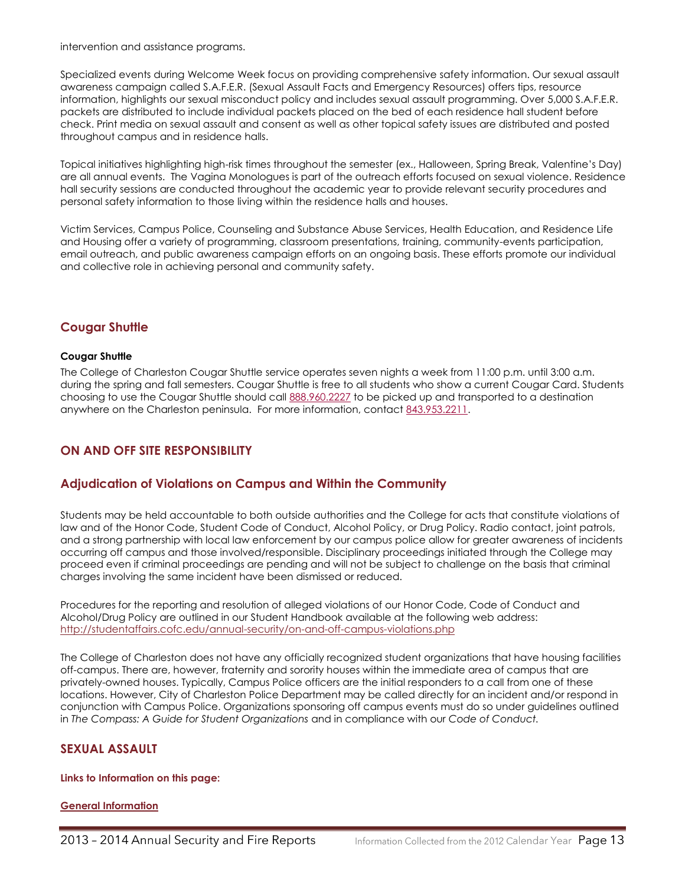intervention and assistance programs.

Specialized events during Welcome Week focus on providing comprehensive safety information. Our sexual assault awareness campaign called S.A.F.E.R. (Sexual Assault Facts and Emergency Resources) offers tips, resource information, highlights our sexual misconduct policy and includes sexual assault programming. Over 5,000 S.A.F.E.R. packets are distributed to include individual packets placed on the bed of each residence hall student before check. Print media on sexual assault and consent as well as other topical safety issues are distributed and posted throughout campus and in residence halls.

Topical initiatives highlighting high-risk times throughout the semester (ex., Halloween, Spring Break, Valentine's Day) are all annual events. The Vagina Monologues is part of the outreach efforts focused on sexual violence. Residence hall security sessions are conducted throughout the academic year to provide relevant security procedures and personal safety information to those living within the residence halls and houses.

Victim Services, Campus Police, Counseling and Substance Abuse Services, Health Education, and Residence Life and Housing offer a variety of programming, classroom presentations, training, community-events participation, email outreach, and public awareness campaign efforts on an ongoing basis. These efforts promote our individual and collective role in achieving personal and community safety.

## Cougar Shuttle

**Cougar Shuttle**

The College of Charleston Cougar Shuttle service operates seven nights a week from 11:00 p.m. until 3:00 a.m. during the spring and fall semesters. Cougar Shuttle is free to all students who show a current Cougar Card. Students choosing to use the Cougar Shuttle should call 888.960.2227 to be picked up and transported to a destination anywhere on the Charleston peninsula. For more information, contact 843.953.2211.

## ON AND OFF SITE RESPONSIBILITY

## Adjudication of Violations on Campus and Within the Community

Students may be held accountable to both outside authorities and the College for acts that constitute violations of law and of the Honor Code, Student Code of Conduct, Alcohol Policy, or Drug Policy. Radio contact, joint patrols, and a strong partnership with local law enforcement by our campus police allow for greater awareness of incidents occurring off campus and those involved/responsible. Disciplinary proceedings initiated through the College may proceed even if criminal proceedings are pending and will not be subject to challenge on the basis that criminal charges involving the same incident have been dismissed or reduced.

Procedures for the reporting and resolution of alleged violations of our Honor Code, Code of Conduct and Alcohol/Drug Policy are outlined in our Student Handbook available at the following web address: http://studentaffairs.cofc.edu/annual-security/on-and-off-campus-violations.php

The College of Charleston does not have any officially recognized student organizations that have housing facilities off-campus. There are, however, fraternity and sorority houses within the immediate area of campus that are privately-owned houses. Typically, Campus Police officers are the initial responders to a call from one of these locations. However, City of Charleston Police Department may be called directly for an incident and/or respond in conjunction with Campus Police. Organizations sponsoring off campus events must do so under guidelines outlined in *The Compass: A Guide for Student Organizations* and in compliance with our *Code of Conduct.*

## SEXUAL ASSAULT

**Links to Information on this page:**

**General Information**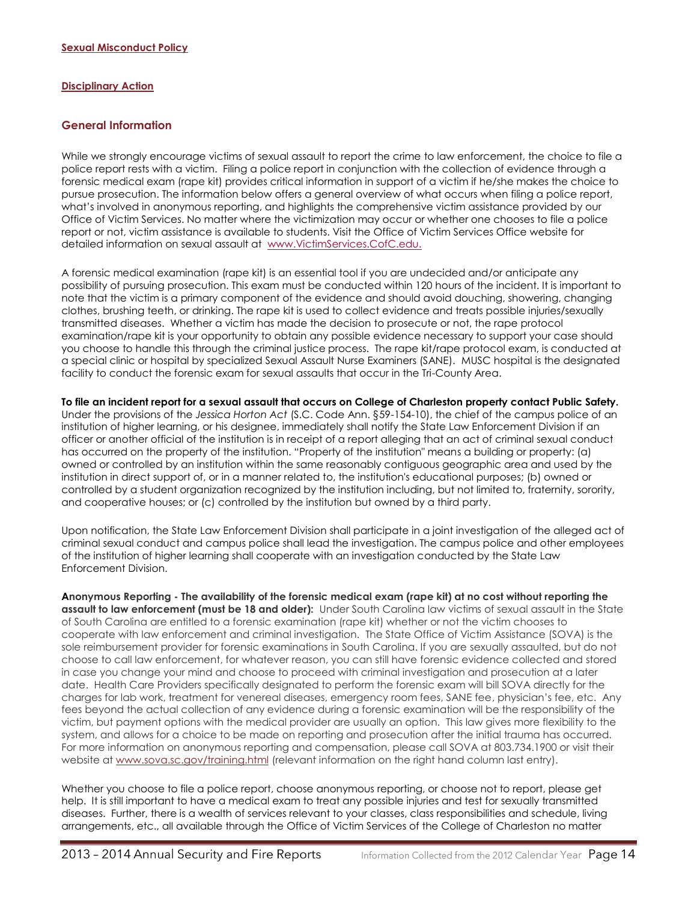**Sexual Misconduct Policy**

**Disciplinary Action**

## General Information

While we strongly encourage victims of sexual assault to report the crime to law enforcement, the choice to file a police report rests with a victim. Filing a police report in conjunction with the collection of evidence through a forensic medical exam (rape kit) provides critical information in support of a victim if he/she makes the choice to pursue prosecution. The information below offers a general overview of what occurs when filing a police report, what's involved in anonymous reporting, and highlights the comprehensive victim assistance provided by our Office of Victim Services. No matter where the victimization may occur or whether one chooses to file a police report or not, victim assistance is available to students. Visit the Office of Victim Services Office website for detailed information on sexual assault at www.VictimServices.CofC.edu.

A forensic medical examination (rape kit) is an essential tool if you are undecided and/or anticipate any possibility of pursuing prosecution. This exam must be conducted within 120 hours of the incident. It is important to note that the victim is a primary component of the evidence and should avoid douching, showering, changing clothes, brushing teeth, or drinking. The rape kit is used to collect evidence and treats possible injuries/sexually transmitted diseases. Whether a victim has made the decision to prosecute or not, the rape protocol examination/rape kit is your opportunity to obtain any possible evidence necessary to support your case should you choose to handle this through the criminal justice process. The rape kit/rape protocol exam, is conducted at a special clinic or hospital by specialized Sexual Assault Nurse Examiners (SANE). MUSC hospital is the designated facility to conduct the forensic exam for sexual assaults that occur in the Tri-County Area.

**To file an incident report for a sexual assault that occurs on College of Charleston property contact Public Safety.** Under the provisions of the *Jessica Horton Act* (S.C. Code Ann. §59-154-10), the chief of the campus police of an institution of higher learning, or his designee, immediately shall notify the State Law Enforcement Division if an officer or another official of the institution is in receipt of a report alleging that an act of criminal sexual conduct has occurred on the property of the institution. "Property of the institution" means a building or property: (a) owned or controlled by an institution within the same reasonably contiguous geographic area and used by the institution in direct support of, or in a manner related to, the institution's educational purposes; (b) owned or controlled by a student organization recognized by the institution including, but not limited to, fraternity, sorority, and cooperative houses; or (c) controlled by the institution but owned by a third party.

Upon notification, the State Law Enforcement Division shall participate in a joint investigation of the alleged act of criminal sexual conduct and campus police shall lead the investigation. The campus police and other employees of the institution of higher learning shall cooperate with an investigation conducted by the State Law Enforcement Division.

**Anonymous Reporting - The availability of the forensic medical exam (rape kit) at no cost without reporting the assault to law enforcement (must be 18 and older):** Under South Carolina law victims of sexual assault in the State of South Carolina are entitled to a forensic examination (rape kit) whether or not the victim chooses to cooperate with law enforcement and criminal investigation. The State Office of Victim Assistance (SOVA) is the sole reimbursement provider for forensic examinations in South Carolina. If you are sexually assaulted, but do not choose to call law enforcement, for whatever reason, you can still have forensic evidence collected and stored in case you change your mind and choose to proceed with criminal investigation and prosecution at a later date. Health Care Providers specifically designated to perform the forensic exam will bill SOVA directly for the charges for lab work, treatment for venereal diseases, emergency room fees, SANE fee, physician's fee, etc. Any fees beyond the actual collection of any evidence during a forensic examination will be the responsibility of the victim, but payment options with the medical provider are usually an option. This law gives more flexibility to the system, and allows for a choice to be made on reporting and prosecution after the initial trauma has occurred. For more information on anonymous reporting and compensation, please call SOVA at 803.734.1900 or visit their website at www.sova.sc.gov/training.html (relevant information on the right hand column last entry).

Whether you choose to file a police report, choose anonymous reporting, or choose not to report, please get help. It is still important to have a medical exam to treat any possible injuries and test for sexually transmitted diseases. Further, there is a wealth of services relevant to your classes, class responsibilities and schedule, living arrangements, etc., all available through the Office of Victim Services of the College of Charleston no matter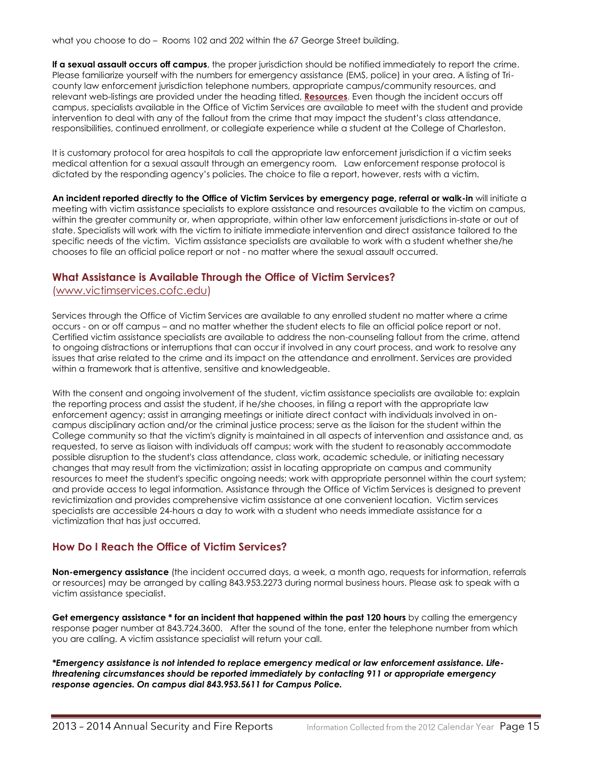what you choose to do – Rooms 102 and 202 within the 67 George Street building.

**If a sexual assault occurs off campus**, the proper jurisdiction should be notified immediately to report the crime. Please familiarize yourself with the numbers for emergency assistance (EMS, police) in your area. A listing of Tri-county law enforcement jurisdiction telephone numbers, appropriate campus/community resources, and relevant web-listings are provided under the heading titled, **Resources**. Even though the incident occurs off campus, specialists available in the Office of Victim Services are available to meet with the student and provide intervention to deal with any of the fallout from the crime that may impact the student's class attendance, responsibilities, continued enrollment, or collegiate experience while a student at the College of Charleston.

It is customary protocol for area hospitals to call the appropriate law enforcement jurisdiction if a victim seeks medical attention for a sexual assault through an emergency room. Law enforcement response protocol is dictated by the responding agency's policies. The choice to file a report, however, rests with a victim.

**An incident reported directly to the Office of Victim Services by emergency page, referral or walk-in** will initiate a meeting with victim assistance specialists to explore assistance and resources available to the victim on campus, within the greater community or, when appropriate, within other law enforcement jurisdictions in-state or out of state. Specialists will work with the victim to initiate immediate intervention and direct assistance tailored to the specific needs of the victim. Victim assistance specialists are available to work with a student whether she/he chooses to file an official police report or not - no matter where the sexual assault occurred.

## What Assistance is Available Through the Office of Victim Services?

(www.victimservices.cofc.edu)

Services through the Office of Victim Services are available to any enrolled student no matter where a crime occurs - on or off campus – and no matter whether the student elects to file an official police report or not. Certified victim assistance specialists are available to address the non-counseling fallout from the crime, attend to ongoing distractions or interruptions that can occur if involved in any court process, and work to resolve any issues that arise related to the crime and its impact on the attendance and enrollment. Services are provided within a framework that is attentive, sensitive and knowledgeable.

With the consent and ongoing involvement of the student, victim assistance specialists are available to: explain the reporting process and assist the student, if he/she chooses, in filing a report with the appropriate law enforcement agency; assist in arranging meetings or initiate direct contact with individuals involved in on-campus disciplinary action and/or the criminal justice process; serve as the liaison for the student within the College community so that the victim's dignity is maintained in all aspects of intervention and assistance and, as requested, to serve as liaison with individuals off campus; work with the student to reasonably accommodate possible disruption to the student's class attendance, class work, academic schedule, or initiating necessary changes that may result from the victimization; assist in locating appropriate on campus and community resources to meet the student's specific ongoing needs; work with appropriate personnel within the court system; and provide access to legal information. Assistance through the Office of Victim Services is designed to prevent revictimization and provides comprehensive victim assistance at one convenient location. Victim services specialists are accessible 24-hours a day to work with a student who needs immediate assistance for a victimization that has just occurred.

## How Do I Reach the Office of Victim Services?

**Non-emergency assistance** (the incident occurred days, a week, a month ago, requests for information, referrals or resources) may be arranged by calling 843.953.2273 during normal business hours. Please ask to speak with a victim assistance specialist.

**Get emergency assistance * for an incident that happened within the past 120 hours** by calling the emergency response pager number at 843.724.3600. After the sound of the tone, enter the telephone number from which you are calling. A victim assistance specialist will return your call.

***Emergency assistance is not intended to replace emergency medical or law enforcement assistance. Life-threatening circumstances should be reported immediately by contacting 911 or appropriate emergency response agencies. On campus dial 843.953.5611 for Campus Police.***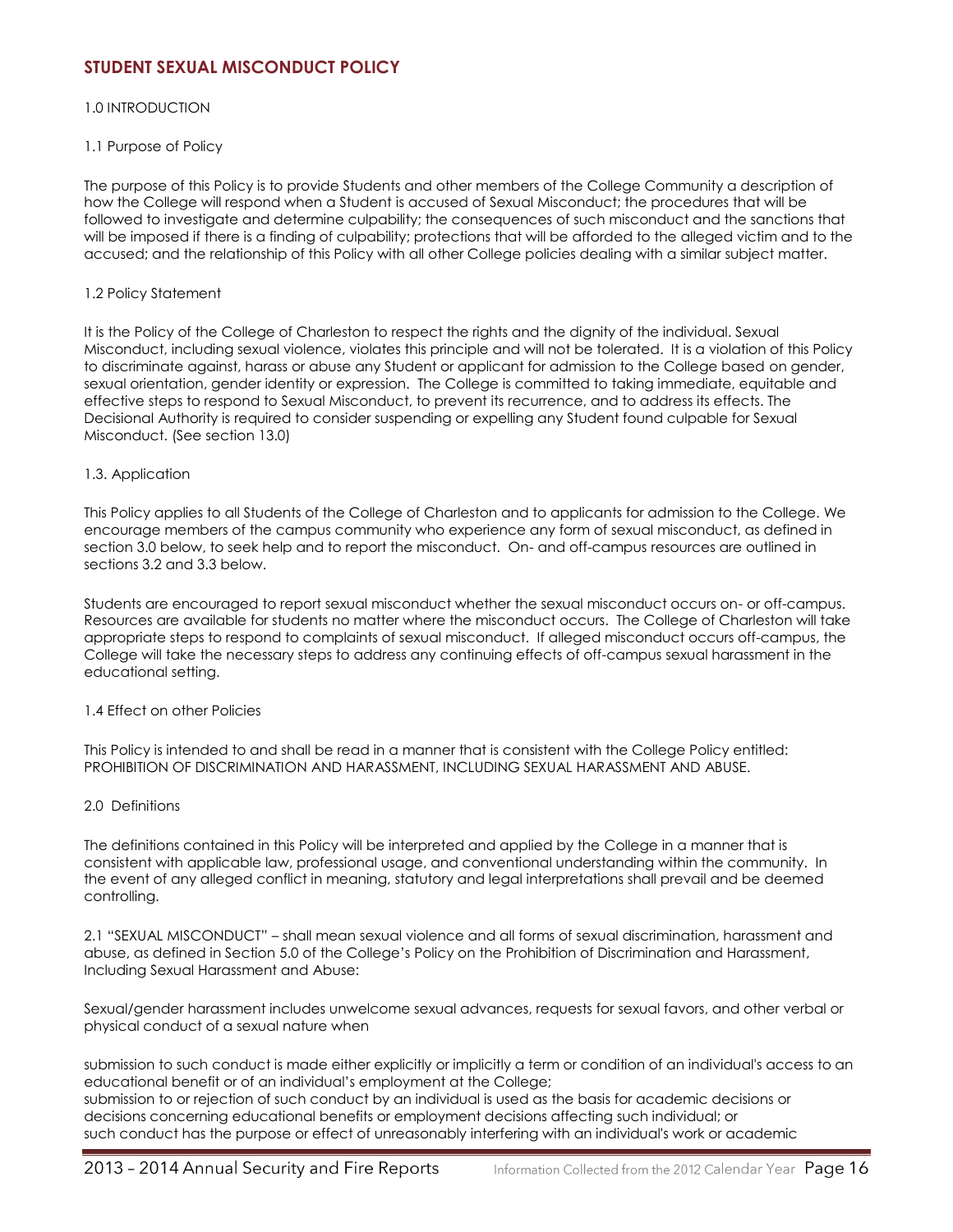## STUDENT SEXUAL MISCONDUCT POLICY

1.0 INTRODUCTION

1.1 Purpose of Policy

The purpose of this Policy is to provide Students and other members of the College Community a description of how the College will respond when a Student is accused of Sexual Misconduct; the procedures that will be followed to investigate and determine culpability; the consequences of such misconduct and the sanctions that will be imposed if there is a finding of culpability; protections that will be afforded to the alleged victim and to the accused; and the relationship of this Policy with all other College policies dealing with a similar subject matter.

1.2 Policy Statement

It is the Policy of the College of Charleston to respect the rights and the dignity of the individual. Sexual Misconduct, including sexual violence, violates this principle and will not be tolerated. It is a violation of this Policy to discriminate against, harass or abuse any Student or applicant for admission to the College based on gender, sexual orientation, gender identity or expression. The College is committed to taking immediate, equitable and effective steps to respond to Sexual Misconduct, to prevent its recurrence, and to address its effects. The Decisional Authority is required to consider suspending or expelling any Student found culpable for Sexual Misconduct. (See section 13.0)

1.3. Application

This Policy applies to all Students of the College of Charleston and to applicants for admission to the College. We encourage members of the campus community who experience any form of sexual misconduct, as defined in section 3.0 below, to seek help and to report the misconduct. On- and off-campus resources are outlined in sections 3.2 and 3.3 below.

Students are encouraged to report sexual misconduct whether the sexual misconduct occurs on- or off-campus. Resources are available for students no matter where the misconduct occurs. The College of Charleston will take appropriate steps to respond to complaints of sexual misconduct. If alleged misconduct occurs off-campus, the College will take the necessary steps to address any continuing effects of off-campus sexual harassment in the educational setting.

1.4 Effect on other Policies

This Policy is intended to and shall be read in a manner that is consistent with the College Policy entitled: PROHIBITION OF DISCRIMINATION AND HARASSMENT, INCLUDING SEXUAL HARASSMENT AND ABUSE.

2.0 Definitions

The definitions contained in this Policy will be interpreted and applied by the College in a manner that is consistent with applicable law, professional usage, and conventional understanding within the community. In the event of any alleged conflict in meaning, statutory and legal interpretations shall prevail and be deemed controlling.

2.1 "SEXUAL MISCONDUCT" – shall mean sexual violence and all forms of sexual discrimination, harassment and abuse, as defined in Section 5.0 of the College's Policy on the Prohibition of Discrimination and Harassment, Including Sexual Harassment and Abuse:

Sexual/gender harassment includes unwelcome sexual advances, requests for sexual favors, and other verbal or physical conduct of a sexual nature when

submission to such conduct is made either explicitly or implicitly a term or condition of an individual's access to an educational benefit or of an individual's employment at the College;
submission to or rejection of such conduct by an individual is used as the basis for academic decisions or decisions concerning educational benefits or employment decisions affecting such individual; or
such conduct has the purpose or effect of unreasonably interfering with an individual's work or academic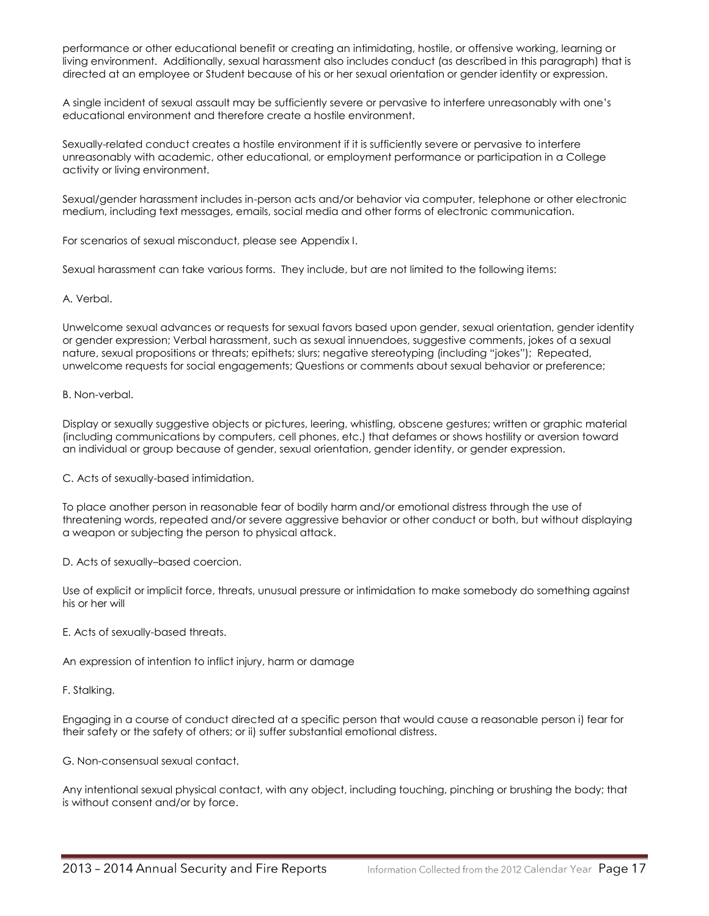performance or other educational benefit or creating an intimidating, hostile, or offensive working, learning or living environment. Additionally, sexual harassment also includes conduct (as described in this paragraph) that is directed at an employee or Student because of his or her sexual orientation or gender identity or expression.

A single incident of sexual assault may be sufficiently severe or pervasive to interfere unreasonably with one's educational environment and therefore create a hostile environment.

Sexually-related conduct creates a hostile environment if it is sufficiently severe or pervasive to interfere unreasonably with academic, other educational, or employment performance or participation in a College activity or living environment.

Sexual/gender harassment includes in-person acts and/or behavior via computer, telephone or other electronic medium, including text messages, emails, social media and other forms of electronic communication.

For scenarios of sexual misconduct, please see Appendix I.

Sexual harassment can take various forms. They include, but are not limited to the following items:

A. Verbal.

Unwelcome sexual advances or requests for sexual favors based upon gender, sexual orientation, gender identity or gender expression; Verbal harassment, such as sexual innuendoes, suggestive comments, jokes of a sexual nature, sexual propositions or threats; epithets; slurs; negative stereotyping (including "jokes"); Repeated, unwelcome requests for social engagements; Questions or comments about sexual behavior or preference;

B. Non-verbal.

Display or sexually suggestive objects or pictures, leering, whistling, obscene gestures; written or graphic material (including communications by computers, cell phones, etc.) that defames or shows hostility or aversion toward an individual or group because of gender, sexual orientation, gender identity, or gender expression.

C. Acts of sexually-based intimidation.

To place another person in reasonable fear of bodily harm and/or emotional distress through the use of threatening words, repeated and/or severe aggressive behavior or other conduct or both, but without displaying a weapon or subjecting the person to physical attack.

D. Acts of sexually–based coercion.

Use of explicit or implicit force, threats, unusual pressure or intimidation to make somebody do something against his or her will

E. Acts of sexually-based threats.

An expression of intention to inflict injury, harm or damage

F. Stalking.

Engaging in a course of conduct directed at a specific person that would cause a reasonable person i) fear for their safety or the safety of others; or ii) suffer substantial emotional distress.

G. Non-consensual sexual contact.

Any intentional sexual physical contact, with any object, including touching, pinching or brushing the body; that is without consent and/or by force.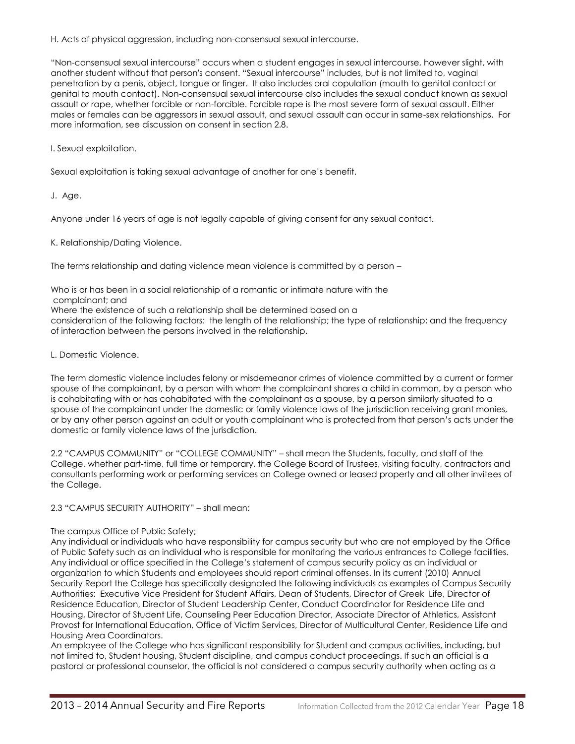H. Acts of physical aggression, including non-consensual sexual intercourse.

"Non-consensual sexual intercourse" occurs when a student engages in sexual intercourse, however slight, with another student without that person's consent. "Sexual intercourse" includes, but is not limited to, vaginal penetration by a penis, object, tongue or finger. It also includes oral copulation (mouth to genital contact or genital to mouth contact). Non-consensual sexual intercourse also includes the sexual conduct known as sexual assault or rape, whether forcible or non-forcible. Forcible rape is the most severe form of sexual assault. Either males or females can be aggressors in sexual assault, and sexual assault can occur in same-sex relationships. For more information, see discussion on consent in section 2.8.

I. Sexual exploitation.

Sexual exploitation is taking sexual advantage of another for one's benefit.

J. Age.

Anyone under 16 years of age is not legally capable of giving consent for any sexual contact.

K. Relationship/Dating Violence.

The terms relationship and dating violence mean violence is committed by a person –

Who is or has been in a social relationship of a romantic or intimate nature with the complainant; and
Where the existence of such a relationship shall be determined based on a consideration of the following factors: the length of the relationship; the type of relationship; and the frequency of interaction between the persons involved in the relationship.

L. Domestic Violence.

The term domestic violence includes felony or misdemeanor crimes of violence committed by a current or former spouse of the complainant, by a person with whom the complainant shares a child in common, by a person who is cohabitating with or has cohabitated with the complainant as a spouse, by a person similarly situated to a spouse of the complainant under the domestic or family violence laws of the jurisdiction receiving grant monies, or by any other person against an adult or youth complainant who is protected from that person's acts under the domestic or family violence laws of the jurisdiction.

2.2 "CAMPUS COMMUNITY" or "COLLEGE COMMUNITY" – shall mean the Students, faculty, and staff of the College, whether part-time, full time or temporary, the College Board of Trustees, visiting faculty, contractors and consultants performing work or performing services on College owned or leased property and all other invitees of the College.

2.3 "CAMPUS SECURITY AUTHORITY" – shall mean:

The campus Office of Public Safety;
Any individual or individuals who have responsibility for campus security but who are not employed by the Office of Public Safety such as an individual who is responsible for monitoring the various entrances to College facilities.
Any individual or office specified in the College's statement of campus security policy as an individual or organization to which Students and employees should report criminal offenses. In its current (2010) Annual Security Report the College has specifically designated the following individuals as examples of Campus Security Authorities: Executive Vice President for Student Affairs, Dean of Students, Director of Greek Life, Director of Residence Education, Director of Student Leadership Center, Conduct Coordinator for Residence Life and Housing, Director of Student Life, Counseling Peer Education Director, Associate Director of Athletics, Assistant Provost for International Education, Office of Victim Services, Director of Multicultural Center, Residence Life and Housing Area Coordinators.
An employee of the College who has significant responsibility for Student and campus activities, including, but not limited to, Student housing, Student discipline, and campus conduct proceedings. If such an official is a pastoral or professional counselor, the official is not considered a campus security authority when acting as a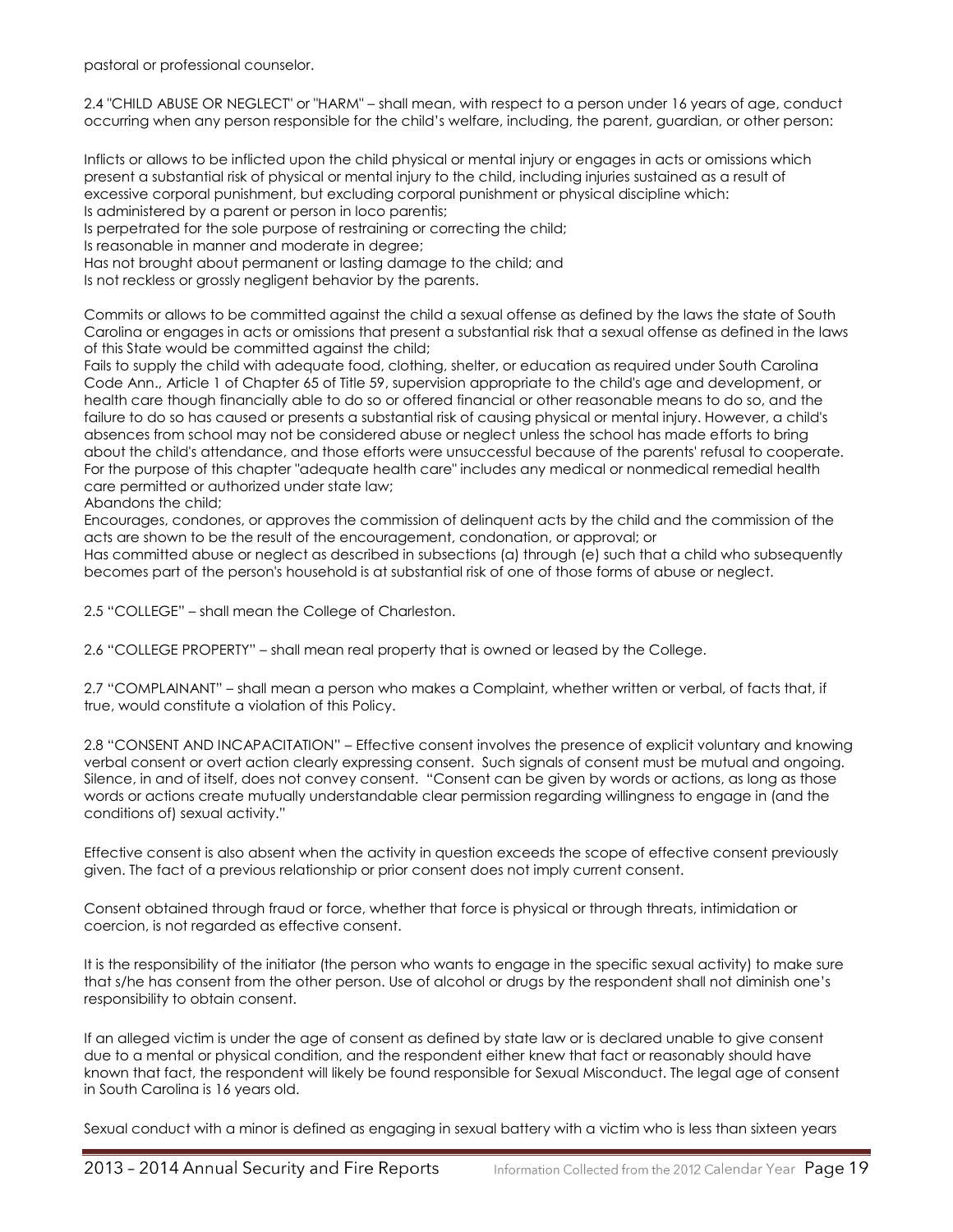pastoral or professional counselor.

2.4 "CHILD ABUSE OR NEGLECT" or "HARM" – shall mean, with respect to a person under 16 years of age, conduct occurring when any person responsible for the child's welfare, including, the parent, guardian, or other person:

Inflicts or allows to be inflicted upon the child physical or mental injury or engages in acts or omissions which present a substantial risk of physical or mental injury to the child, including injuries sustained as a result of excessive corporal punishment, but excluding corporal punishment or physical discipline which:
Is administered by a parent or person in loco parentis;
Is perpetrated for the sole purpose of restraining or correcting the child;
Is reasonable in manner and moderate in degree;
Has not brought about permanent or lasting damage to the child; and
Is not reckless or grossly negligent behavior by the parents.

Commits or allows to be committed against the child a sexual offense as defined by the laws the state of South Carolina or engages in acts or omissions that present a substantial risk that a sexual offense as defined in the laws of this State would be committed against the child;
Fails to supply the child with adequate food, clothing, shelter, or education as required under South Carolina Code Ann., Article 1 of Chapter 65 of Title 59, supervision appropriate to the child's age and development, or health care though financially able to do so or offered financial or other reasonable means to do so, and the failure to do so has caused or presents a substantial risk of causing physical or mental injury. However, a child's absences from school may not be considered abuse or neglect unless the school has made efforts to bring about the child's attendance, and those efforts were unsuccessful because of the parents' refusal to cooperate. For the purpose of this chapter "adequate health care" includes any medical or nonmedical remedial health care permitted or authorized under state law;
Abandons the child;
Encourages, condones, or approves the commission of delinquent acts by the child and the commission of the acts are shown to be the result of the encouragement, condonation, or approval; or
Has committed abuse or neglect as described in subsections (a) through (e) such that a child who subsequently becomes part of the person's household is at substantial risk of one of those forms of abuse or neglect.

2.5 "COLLEGE" – shall mean the College of Charleston.

2.6 "COLLEGE PROPERTY" – shall mean real property that is owned or leased by the College.

2.7 "COMPLAINANT" – shall mean a person who makes a Complaint, whether written or verbal, of facts that, if true, would constitute a violation of this Policy.

2.8 "CONSENT AND INCAPACITATION" – Effective consent involves the presence of explicit voluntary and knowing verbal consent or overt action clearly expressing consent. Such signals of consent must be mutual and ongoing. Silence, in and of itself, does not convey consent. "Consent can be given by words or actions, as long as those words or actions create mutually understandable clear permission regarding willingness to engage in (and the conditions of) sexual activity."

Effective consent is also absent when the activity in question exceeds the scope of effective consent previously given. The fact of a previous relationship or prior consent does not imply current consent.

Consent obtained through fraud or force, whether that force is physical or through threats, intimidation or coercion, is not regarded as effective consent.

It is the responsibility of the initiator (the person who wants to engage in the specific sexual activity) to make sure that s/he has consent from the other person. Use of alcohol or drugs by the respondent shall not diminish one's responsibility to obtain consent.

If an alleged victim is under the age of consent as defined by state law or is declared unable to give consent due to a mental or physical condition, and the respondent either knew that fact or reasonably should have known that fact, the respondent will likely be found responsible for Sexual Misconduct. The legal age of consent in South Carolina is 16 years old.

Sexual conduct with a minor is defined as engaging in sexual battery with a victim who is less than sixteen years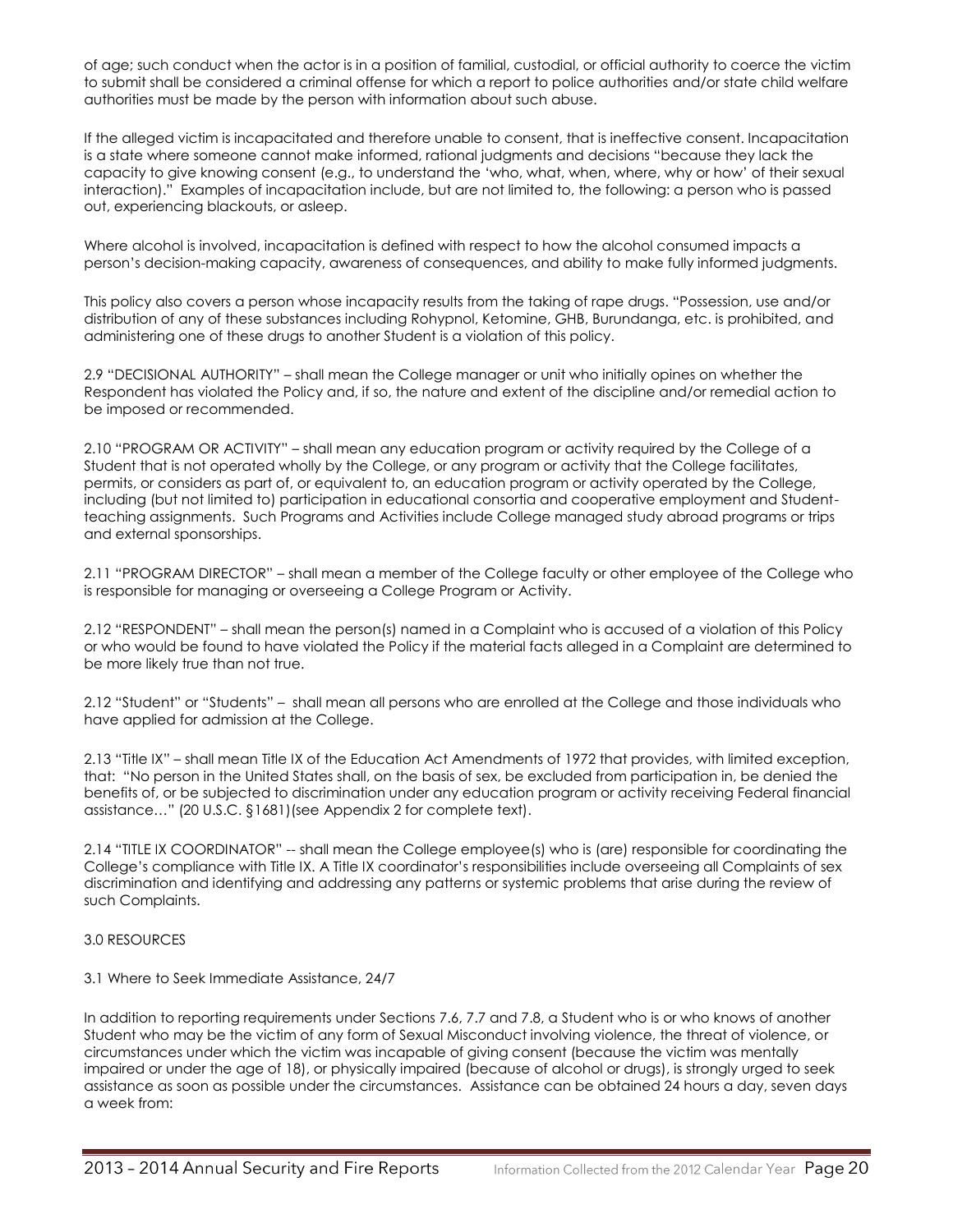of age; such conduct when the actor is in a position of familial, custodial, or official authority to coerce the victim to submit shall be considered a criminal offense for which a report to police authorities and/or state child welfare authorities must be made by the person with information about such abuse.

If the alleged victim is incapacitated and therefore unable to consent, that is ineffective consent. Incapacitation is a state where someone cannot make informed, rational judgments and decisions "because they lack the capacity to give knowing consent (e.g., to understand the 'who, what, when, where, why or how' of their sexual interaction)." Examples of incapacitation include, but are not limited to, the following: a person who is passed out, experiencing blackouts, or asleep.

Where alcohol is involved, incapacitation is defined with respect to how the alcohol consumed impacts a person's decision-making capacity, awareness of consequences, and ability to make fully informed judgments.

This policy also covers a person whose incapacity results from the taking of rape drugs. "Possession, use and/or distribution of any of these substances including Rohypnol, Ketomine, GHB, Burundanga, etc. is prohibited, and administering one of these drugs to another Student is a violation of this policy.

2.9 "DECISIONAL AUTHORITY" – shall mean the College manager or unit who initially opines on whether the Respondent has violated the Policy and, if so, the nature and extent of the discipline and/or remedial action to be imposed or recommended.

2.10 "PROGRAM OR ACTIVITY" – shall mean any education program or activity required by the College of a Student that is not operated wholly by the College, or any program or activity that the College facilitates, permits, or considers as part of, or equivalent to, an education program or activity operated by the College, including (but not limited to) participation in educational consortia and cooperative employment and Student-teaching assignments. Such Programs and Activities include College managed study abroad programs or trips and external sponsorships.

2.11 "PROGRAM DIRECTOR" – shall mean a member of the College faculty or other employee of the College who is responsible for managing or overseeing a College Program or Activity.

2.12 "RESPONDENT" – shall mean the person(s) named in a Complaint who is accused of a violation of this Policy or who would be found to have violated the Policy if the material facts alleged in a Complaint are determined to be more likely true than not true.

2.12 "Student" or "Students" – shall mean all persons who are enrolled at the College and those individuals who have applied for admission at the College.

2.13 "Title IX" – shall mean Title IX of the Education Act Amendments of 1972 that provides, with limited exception, that: "No person in the United States shall, on the basis of sex, be excluded from participation in, be denied the benefits of, or be subjected to discrimination under any education program or activity receiving Federal financial assistance…" (20 U.S.C. §1681)(see Appendix 2 for complete text).

2.14 "TITLE IX COORDINATOR" -- shall mean the College employee(s) who is (are) responsible for coordinating the College's compliance with Title IX. A Title IX coordinator's responsibilities include overseeing all Complaints of sex discrimination and identifying and addressing any patterns or systemic problems that arise during the review of such Complaints.

## 3.0 RESOURCES

### 3.1 Where to Seek Immediate Assistance, 24/7

In addition to reporting requirements under Sections 7.6, 7.7 and 7.8, a Student who is or who knows of another Student who may be the victim of any form of Sexual Misconduct involving violence, the threat of violence, or circumstances under which the victim was incapable of giving consent (because the victim was mentally impaired or under the age of 18), or physically impaired (because of alcohol or drugs), is strongly urged to seek assistance as soon as possible under the circumstances. Assistance can be obtained 24 hours a day, seven days a week from: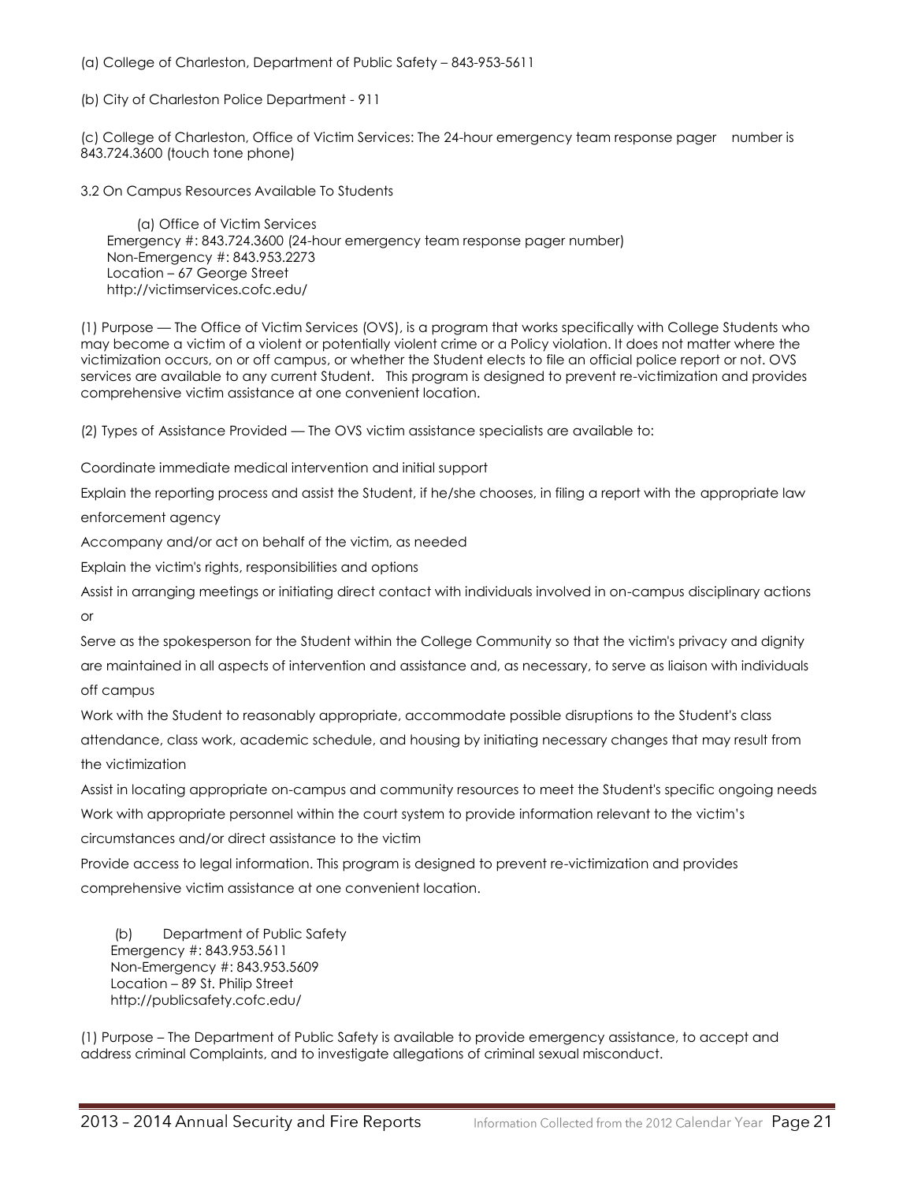(a) College of Charleston, Department of Public Safety – 843-953-5611

(b) City of Charleston Police Department - 911

(c) College of Charleston, Office of Victim Services: The 24-hour emergency team response pager number is 843.724.3600 (touch tone phone)

3.2 On Campus Resources Available To Students

(a) Office of Victim Services
Emergency #: 843.724.3600 (24-hour emergency team response pager number)
Non-Emergency #: 843.953.2273
Location – 67 George Street
http://victimservices.cofc.edu/

(1) Purpose — The Office of Victim Services (OVS), is a program that works specifically with College Students who may become a victim of a violent or potentially violent crime or a Policy violation. It does not matter where the victimization occurs, on or off campus, or whether the Student elects to file an official police report or not. OVS services are available to any current Student. This program is designed to prevent re-victimization and provides comprehensive victim assistance at one convenient location.

(2) Types of Assistance Provided — The OVS victim assistance specialists are available to:

Coordinate immediate medical intervention and initial support

Explain the reporting process and assist the Student, if he/she chooses, in filing a report with the appropriate law enforcement agency

Accompany and/or act on behalf of the victim, as needed

Explain the victim's rights, responsibilities and options

Assist in arranging meetings or initiating direct contact with individuals involved in on-campus disciplinary actions or

Serve as the spokesperson for the Student within the College Community so that the victim's privacy and dignity are maintained in all aspects of intervention and assistance and, as necessary, to serve as liaison with individuals off campus

Work with the Student to reasonably appropriate, accommodate possible disruptions to the Student's class attendance, class work, academic schedule, and housing by initiating necessary changes that may result from the victimization

Assist in locating appropriate on-campus and community resources to meet the Student's specific ongoing needs

Work with appropriate personnel within the court system to provide information relevant to the victim's circumstances and/or direct assistance to the victim

Provide access to legal information. This program is designed to prevent re-victimization and provides comprehensive victim assistance at one convenient location.

(b) Department of Public Safety
Emergency #: 843.953.5611
Non-Emergency #: 843.953.5609
Location – 89 St. Philip Street
http://publicsafety.cofc.edu/

(1) Purpose – The Department of Public Safety is available to provide emergency assistance, to accept and address criminal Complaints, and to investigate allegations of criminal sexual misconduct.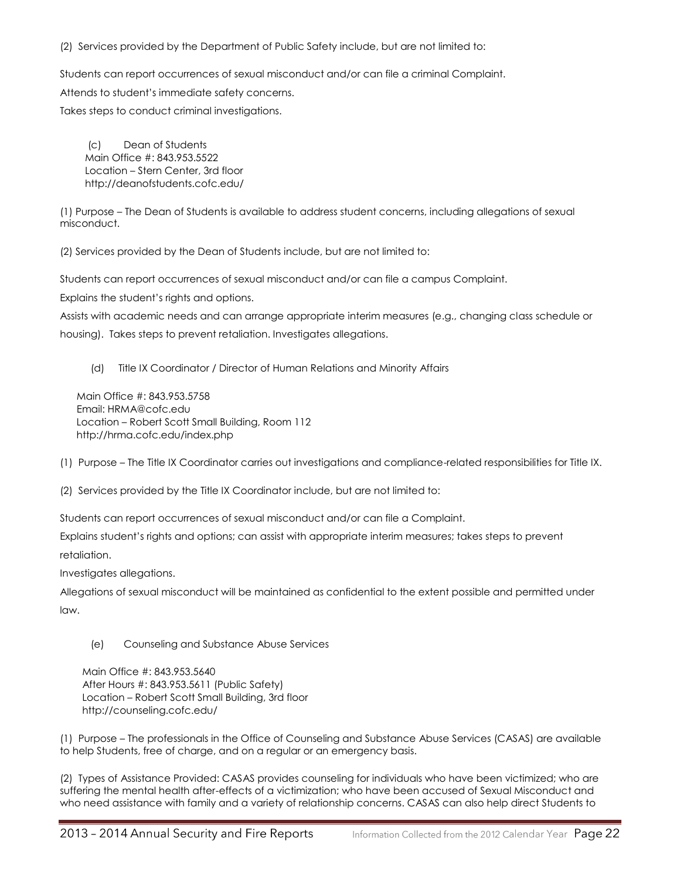(2) Services provided by the Department of Public Safety include, but are not limited to:

Students can report occurrences of sexual misconduct and/or can file a criminal Complaint.

Attends to student's immediate safety concerns.

Takes steps to conduct criminal investigations.

(c) Dean of Students
Main Office #: 843.953.5522
Location – Stern Center, 3rd floor
http://deanofstudents.cofc.edu/

(1) Purpose – The Dean of Students is available to address student concerns, including allegations of sexual misconduct.

(2) Services provided by the Dean of Students include, but are not limited to:

Students can report occurrences of sexual misconduct and/or can file a campus Complaint.

Explains the student's rights and options.

Assists with academic needs and can arrange appropriate interim measures (e.g., changing class schedule or housing). Takes steps to prevent retaliation. Investigates allegations.

(d) Title IX Coordinator / Director of Human Relations and Minority Affairs

Main Office #: 843.953.5758
Email: HRMA@cofc.edu
Location – Robert Scott Small Building, Room 112
http://hrma.cofc.edu/index.php

(1) Purpose – The Title IX Coordinator carries out investigations and compliance-related responsibilities for Title IX.

(2) Services provided by the Title IX Coordinator include, but are not limited to:

Students can report occurrences of sexual misconduct and/or can file a Complaint.

Explains student's rights and options; can assist with appropriate interim measures; takes steps to prevent retaliation.

Investigates allegations.

Allegations of sexual misconduct will be maintained as confidential to the extent possible and permitted under law.

(e) Counseling and Substance Abuse Services

Main Office #: 843.953.5640
After Hours #: 843.953.5611 (Public Safety)
Location – Robert Scott Small Building, 3rd floor
http://counseling.cofc.edu/

(1) Purpose – The professionals in the Office of Counseling and Substance Abuse Services (CASAS) are available to help Students, free of charge, and on a regular or an emergency basis.

(2) Types of Assistance Provided: CASAS provides counseling for individuals who have been victimized; who are suffering the mental health after-effects of a victimization; who have been accused of Sexual Misconduct and who need assistance with family and a variety of relationship concerns. CASAS can also help direct Students to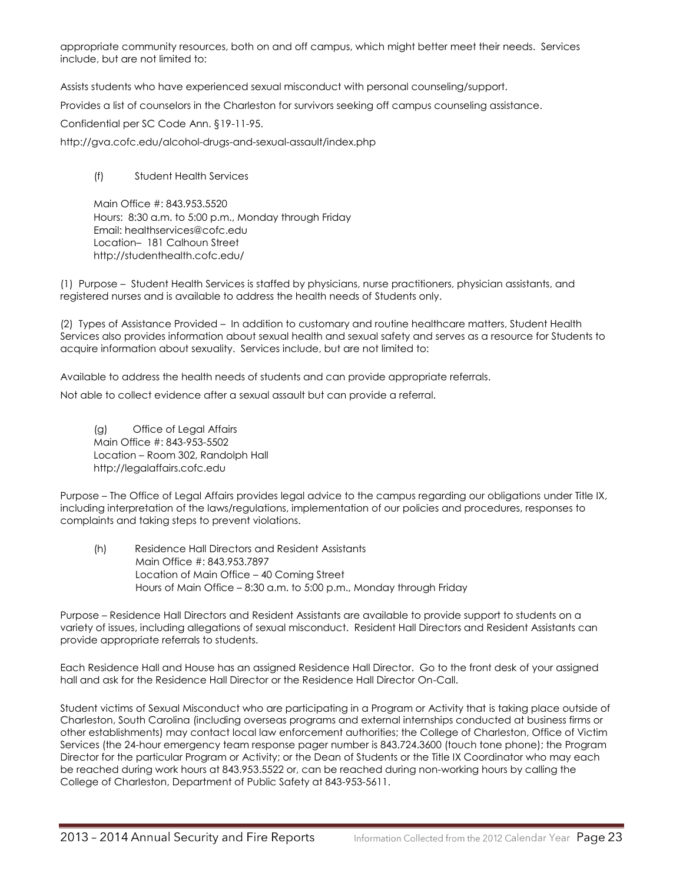appropriate community resources, both on and off campus, which might better meet their needs. Services include, but are not limited to:

Assists students who have experienced sexual misconduct with personal counseling/support.

Provides a list of counselors in the Charleston for survivors seeking off campus counseling assistance.

Confidential per SC Code Ann. §19-11-95.

http://gva.cofc.edu/alcohol-drugs-and-sexual-assault/index.php

(f) Student Health Services

Main Office #: 843.953.5520
Hours: 8:30 a.m. to 5:00 p.m., Monday through Friday
Email: healthservices@cofc.edu
Location– 181 Calhoun Street
http://studenthealth.cofc.edu/

(1) Purpose – Student Health Services is staffed by physicians, nurse practitioners, physician assistants, and registered nurses and is available to address the health needs of Students only.

(2) Types of Assistance Provided – In addition to customary and routine healthcare matters, Student Health Services also provides information about sexual health and sexual safety and serves as a resource for Students to acquire information about sexuality. Services include, but are not limited to:

Available to address the health needs of students and can provide appropriate referrals.

Not able to collect evidence after a sexual assault but can provide a referral.

(g) Office of Legal Affairs
Main Office #: 843-953-5502
Location – Room 302, Randolph Hall
http://legalaffairs.cofc.edu

Purpose – The Office of Legal Affairs provides legal advice to the campus regarding our obligations under Title IX, including interpretation of the laws/regulations, implementation of our policies and procedures, responses to complaints and taking steps to prevent violations.

(h) Residence Hall Directors and Resident Assistants
Main Office #: 843.953.7897
Location of Main Office – 40 Coming Street
Hours of Main Office – 8:30 a.m. to 5:00 p.m., Monday through Friday

Purpose – Residence Hall Directors and Resident Assistants are available to provide support to students on a variety of issues, including allegations of sexual misconduct. Resident Hall Directors and Resident Assistants can provide appropriate referrals to students.

Each Residence Hall and House has an assigned Residence Hall Director. Go to the front desk of your assigned hall and ask for the Residence Hall Director or the Residence Hall Director On-Call.

Student victims of Sexual Misconduct who are participating in a Program or Activity that is taking place outside of Charleston, South Carolina (including overseas programs and external internships conducted at business firms or other establishments) may contact local law enforcement authorities; the College of Charleston, Office of Victim Services (the 24-hour emergency team response pager number is 843.724.3600 (touch tone phone); the Program Director for the particular Program or Activity; or the Dean of Students or the Title IX Coordinator who may each be reached during work hours at 843.953.5522 or, can be reached during non-working hours by calling the College of Charleston, Department of Public Safety at 843-953-5611.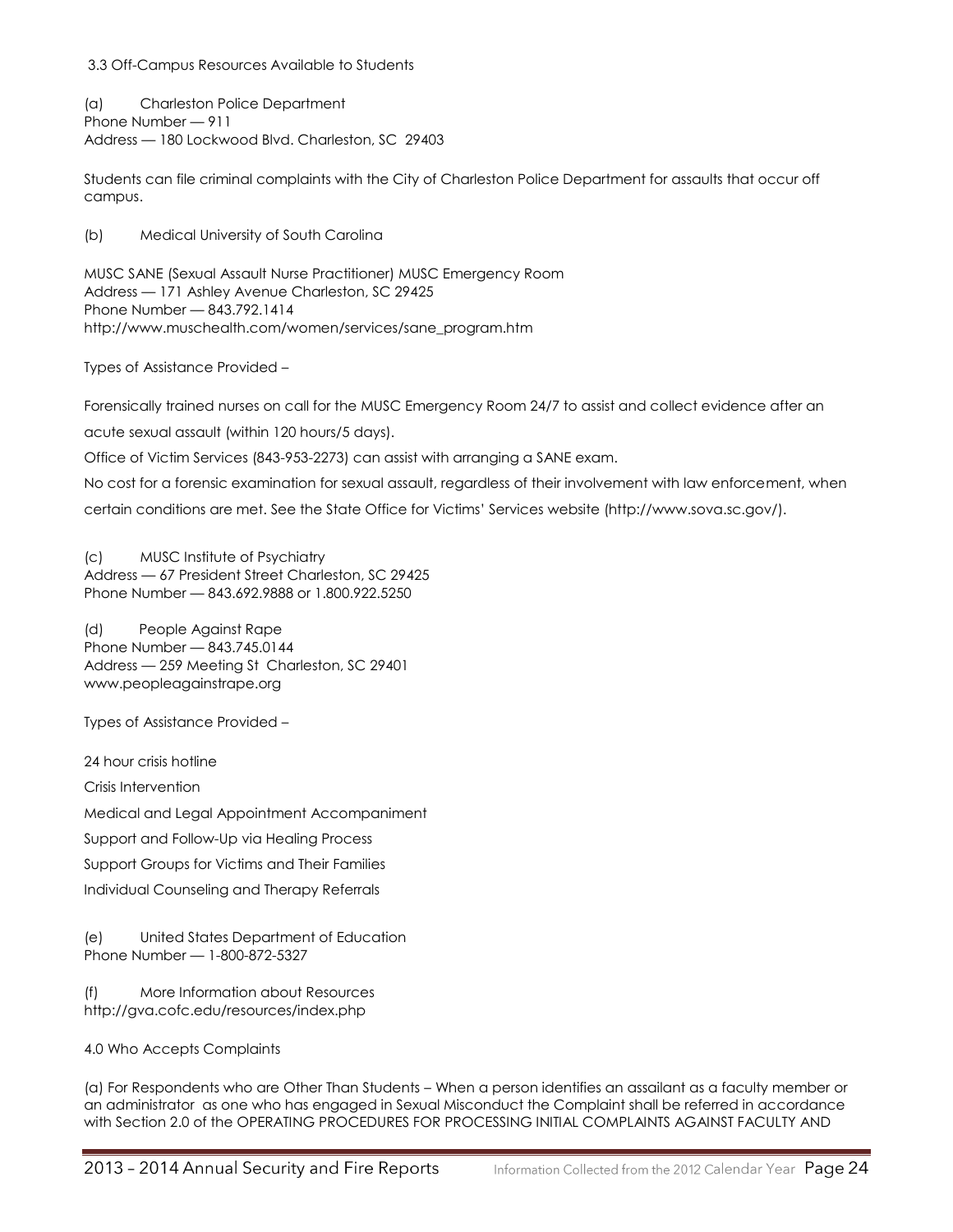### 3.3 Off-Campus Resources Available to Students

(a) Charleston Police Department
Phone Number — 911
Address — 180 Lockwood Blvd. Charleston, SC 29403

Students can file criminal complaints with the City of Charleston Police Department for assaults that occur off campus.

(b) Medical University of South Carolina

MUSC SANE (Sexual Assault Nurse Practitioner) MUSC Emergency Room
Address — 171 Ashley Avenue Charleston, SC 29425
Phone Number — 843.792.1414
http://www.muschealth.com/women/services/sane_program.htm

Types of Assistance Provided –

Forensically trained nurses on call for the MUSC Emergency Room 24/7 to assist and collect evidence after an acute sexual assault (within 120 hours/5 days).

Office of Victim Services (843-953-2273) can assist with arranging a SANE exam.

No cost for a forensic examination for sexual assault, regardless of their involvement with law enforcement, when certain conditions are met. See the State Office for Victims' Services website (http://www.sova.sc.gov/).

(c) MUSC Institute of Psychiatry
Address — 67 President Street Charleston, SC 29425
Phone Number — 843.692.9888 or 1.800.922.5250

(d) People Against Rape
Phone Number — 843.745.0144
Address — 259 Meeting St Charleston, SC 29401
www.peopleagainstrape.org

Types of Assistance Provided –

24 hour crisis hotline

Crisis Intervention

Medical and Legal Appointment Accompaniment

Support and Follow-Up via Healing Process

Support Groups for Victims and Their Families

Individual Counseling and Therapy Referrals

(e) United States Department of Education
Phone Number — 1-800-872-5327

(f) More Information about Resources
http://gva.cofc.edu/resources/index.php

### 4.0 Who Accepts Complaints

(a) For Respondents who are Other Than Students – When a person identifies an assailant as a faculty member or an administrator as one who has engaged in Sexual Misconduct the Complaint shall be referred in accordance with Section 2.0 of the OPERATING PROCEDURES FOR PROCESSING INITIAL COMPLAINTS AGAINST FACULTY AND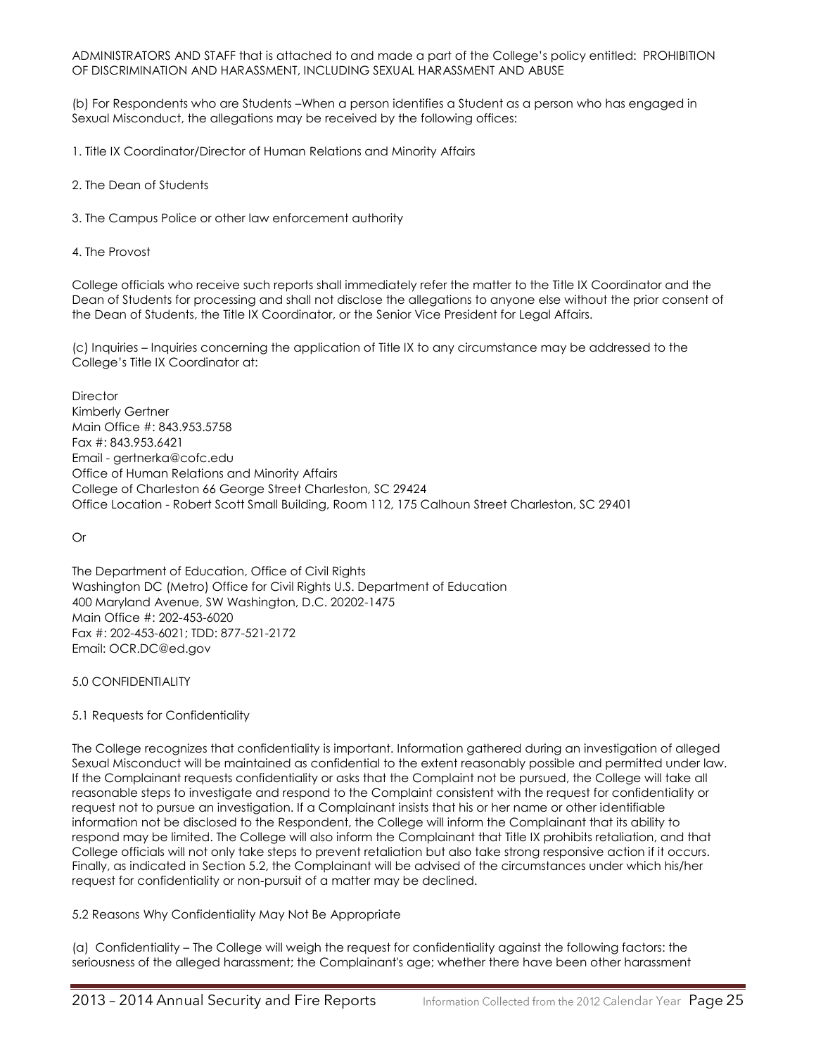ADMINISTRATORS AND STAFF that is attached to and made a part of the College's policy entitled: PROHIBITION OF DISCRIMINATION AND HARASSMENT, INCLUDING SEXUAL HARASSMENT AND ABUSE

(b) For Respondents who are Students –When a person identifies a Student as a person who has engaged in Sexual Misconduct, the allegations may be received by the following offices:

1. Title IX Coordinator/Director of Human Relations and Minority Affairs

2. The Dean of Students

3. The Campus Police or other law enforcement authority

4. The Provost

College officials who receive such reports shall immediately refer the matter to the Title IX Coordinator and the Dean of Students for processing and shall not disclose the allegations to anyone else without the prior consent of the Dean of Students, the Title IX Coordinator, or the Senior Vice President for Legal Affairs.

(c) Inquiries – Inquiries concerning the application of Title IX to any circumstance may be addressed to the College's Title IX Coordinator at:

Director
Kimberly Gertner
Main Office #: 843.953.5758
Fax #: 843.953.6421
Email - gertnerka@cofc.edu
Office of Human Relations and Minority Affairs
College of Charleston 66 George Street Charleston, SC 29424
Office Location - Robert Scott Small Building, Room 112, 175 Calhoun Street Charleston, SC 29401

Or

The Department of Education, Office of Civil Rights
Washington DC (Metro) Office for Civil Rights U.S. Department of Education
400 Maryland Avenue, SW Washington, D.C. 20202-1475
Main Office #: 202-453-6020
Fax #: 202-453-6021; TDD: 877-521-2172
Email: OCR.DC@ed.gov

## 5.0 CONFIDENTIALITY

### 5.1 Requests for Confidentiality

The College recognizes that confidentiality is important. Information gathered during an investigation of alleged Sexual Misconduct will be maintained as confidential to the extent reasonably possible and permitted under law. If the Complainant requests confidentiality or asks that the Complaint not be pursued, the College will take all reasonable steps to investigate and respond to the Complaint consistent with the request for confidentiality or request not to pursue an investigation. If a Complainant insists that his or her name or other identifiable information not be disclosed to the Respondent, the College will inform the Complainant that its ability to respond may be limited. The College will also inform the Complainant that Title IX prohibits retaliation, and that College officials will not only take steps to prevent retaliation but also take strong responsive action if it occurs. Finally, as indicated in Section 5.2, the Complainant will be advised of the circumstances under which his/her request for confidentiality or non-pursuit of a matter may be declined.

### 5.2 Reasons Why Confidentiality May Not Be Appropriate

(a) Confidentiality – The College will weigh the request for confidentiality against the following factors: the seriousness of the alleged harassment; the Complainant's age; whether there have been other harassment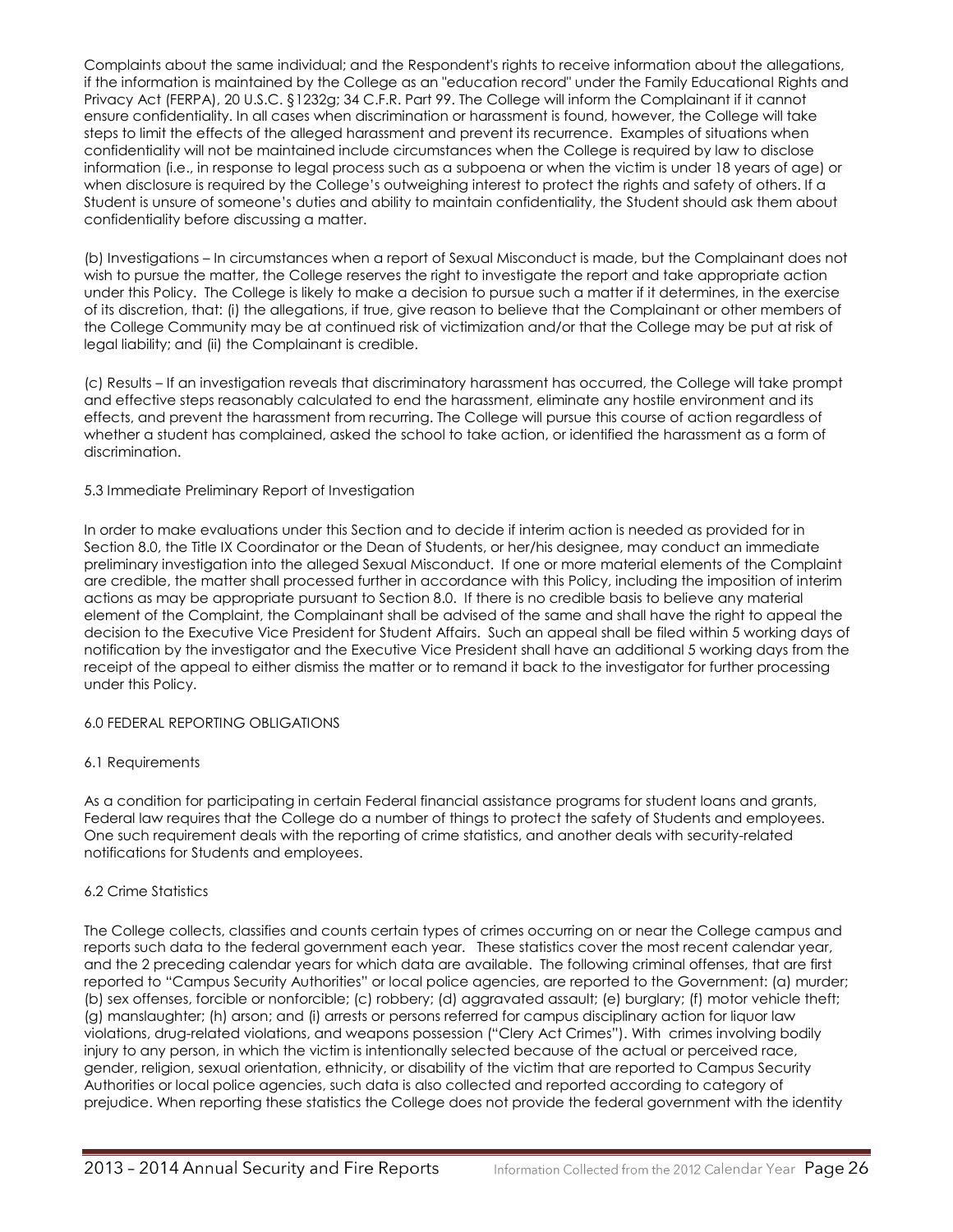Complaints about the same individual; and the Respondent's rights to receive information about the allegations, if the information is maintained by the College as an "education record" under the Family Educational Rights and Privacy Act (FERPA), 20 U.S.C. §1232g; 34 C.F.R. Part 99. The College will inform the Complainant if it cannot ensure confidentiality. In all cases when discrimination or harassment is found, however, the College will take steps to limit the effects of the alleged harassment and prevent its recurrence. Examples of situations when confidentiality will not be maintained include circumstances when the College is required by law to disclose information (i.e., in response to legal process such as a subpoena or when the victim is under 18 years of age) or when disclosure is required by the College's outweighing interest to protect the rights and safety of others. If a Student is unsure of someone's duties and ability to maintain confidentiality, the Student should ask them about confidentiality before discussing a matter.

(b) Investigations – In circumstances when a report of Sexual Misconduct is made, but the Complainant does not wish to pursue the matter, the College reserves the right to investigate the report and take appropriate action under this Policy. The College is likely to make a decision to pursue such a matter if it determines, in the exercise of its discretion, that: (i) the allegations, if true, give reason to believe that the Complainant or other members of the College Community may be at continued risk of victimization and/or that the College may be put at risk of legal liability; and (ii) the Complainant is credible.

(c) Results – If an investigation reveals that discriminatory harassment has occurred, the College will take prompt and effective steps reasonably calculated to end the harassment, eliminate any hostile environment and its effects, and prevent the harassment from recurring. The College will pursue this course of action regardless of whether a student has complained, asked the school to take action, or identified the harassment as a form of discrimination.

### 5.3 Immediate Preliminary Report of Investigation

In order to make evaluations under this Section and to decide if interim action is needed as provided for in Section 8.0, the Title IX Coordinator or the Dean of Students, or her/his designee, may conduct an immediate preliminary investigation into the alleged Sexual Misconduct. If one or more material elements of the Complaint are credible, the matter shall processed further in accordance with this Policy, including the imposition of interim actions as may be appropriate pursuant to Section 8.0. If there is no credible basis to believe any material element of the Complaint, the Complainant shall be advised of the same and shall have the right to appeal the decision to the Executive Vice President for Student Affairs. Such an appeal shall be filed within 5 working days of notification by the investigator and the Executive Vice President shall have an additional 5 working days from the receipt of the appeal to either dismiss the matter or to remand it back to the investigator for further processing under this Policy.

## 6.0 FEDERAL REPORTING OBLIGATIONS

### 6.1 Requirements

As a condition for participating in certain Federal financial assistance programs for student loans and grants, Federal law requires that the College do a number of things to protect the safety of Students and employees. One such requirement deals with the reporting of crime statistics, and another deals with security-related notifications for Students and employees.

### 6.2 Crime Statistics

The College collects, classifies and counts certain types of crimes occurring on or near the College campus and reports such data to the federal government each year. These statistics cover the most recent calendar year, and the 2 preceding calendar years for which data are available. The following criminal offenses, that are first reported to "Campus Security Authorities" or local police agencies, are reported to the Government: (a) murder; (b) sex offenses, forcible or nonforcible; (c) robbery; (d) aggravated assault; (e) burglary; (f) motor vehicle theft; (g) manslaughter; (h) arson; and (i) arrests or persons referred for campus disciplinary action for liquor law violations, drug-related violations, and weapons possession ("Clery Act Crimes"). With crimes involving bodily injury to any person, in which the victim is intentionally selected because of the actual or perceived race, gender, religion, sexual orientation, ethnicity, or disability of the victim that are reported to Campus Security Authorities or local police agencies, such data is also collected and reported according to category of prejudice. When reporting these statistics the College does not provide the federal government with the identity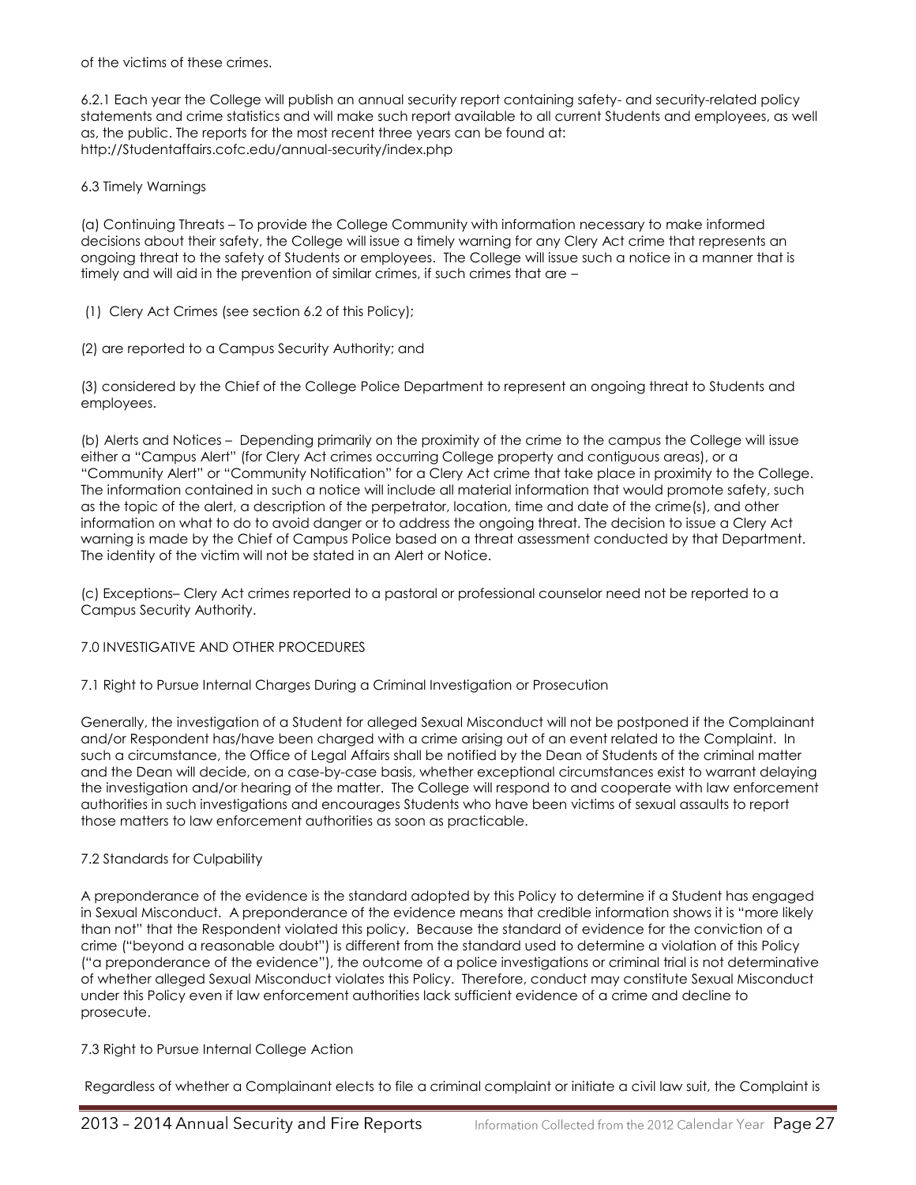of the victims of these crimes.

6.2.1 Each year the College will publish an annual security report containing safety- and security-related policy statements and crime statistics and will make such report available to all current Students and employees, as well as, the public. The reports for the most recent three years can be found at: http://Studentaffairs.cofc.edu/annual-security/index.php

6.3 Timely Warnings

(a) Continuing Threats – To provide the College Community with information necessary to make informed decisions about their safety, the College will issue a timely warning for any Clery Act crime that represents an ongoing threat to the safety of Students or employees. The College will issue such a notice in a manner that is timely and will aid in the prevention of similar crimes, if such crimes that are –

(1) Clery Act Crimes (see section 6.2 of this Policy);

(2) are reported to a Campus Security Authority; and

(3) considered by the Chief of the College Police Department to represent an ongoing threat to Students and employees.

(b) Alerts and Notices – Depending primarily on the proximity of the crime to the campus the College will issue either a "Campus Alert" (for Clery Act crimes occurring College property and contiguous areas), or a "Community Alert" or "Community Notification" for a Clery Act crime that take place in proximity to the College. The information contained in such a notice will include all material information that would promote safety, such as the topic of the alert, a description of the perpetrator, location, time and date of the crime(s), and other information on what to do to avoid danger or to address the ongoing threat. The decision to issue a Clery Act warning is made by the Chief of Campus Police based on a threat assessment conducted by that Department. The identity of the victim will not be stated in an Alert or Notice.

(c) Exceptions– Clery Act crimes reported to a pastoral or professional counselor need not be reported to a Campus Security Authority.

7.0 INVESTIGATIVE AND OTHER PROCEDURES

7.1 Right to Pursue Internal Charges During a Criminal Investigation or Prosecution

Generally, the investigation of a Student for alleged Sexual Misconduct will not be postponed if the Complainant and/or Respondent has/have been charged with a crime arising out of an event related to the Complaint. In such a circumstance, the Office of Legal Affairs shall be notified by the Dean of Students of the criminal matter and the Dean will decide, on a case-by-case basis, whether exceptional circumstances exist to warrant delaying the investigation and/or hearing of the matter. The College will respond to and cooperate with law enforcement authorities in such investigations and encourages Students who have been victims of sexual assaults to report those matters to law enforcement authorities as soon as practicable.

7.2 Standards for Culpability

A preponderance of the evidence is the standard adopted by this Policy to determine if a Student has engaged in Sexual Misconduct. A preponderance of the evidence means that credible information shows it is "more likely than not" that the Respondent violated this policy. Because the standard of evidence for the conviction of a crime ("beyond a reasonable doubt") is different from the standard used to determine a violation of this Policy ("a preponderance of the evidence"), the outcome of a police investigations or criminal trial is not determinative of whether alleged Sexual Misconduct violates this Policy. Therefore, conduct may constitute Sexual Misconduct under this Policy even if law enforcement authorities lack sufficient evidence of a crime and decline to prosecute.

7.3 Right to Pursue Internal College Action

Regardless of whether a Complainant elects to file a criminal complaint or initiate a civil law suit, the Complaint is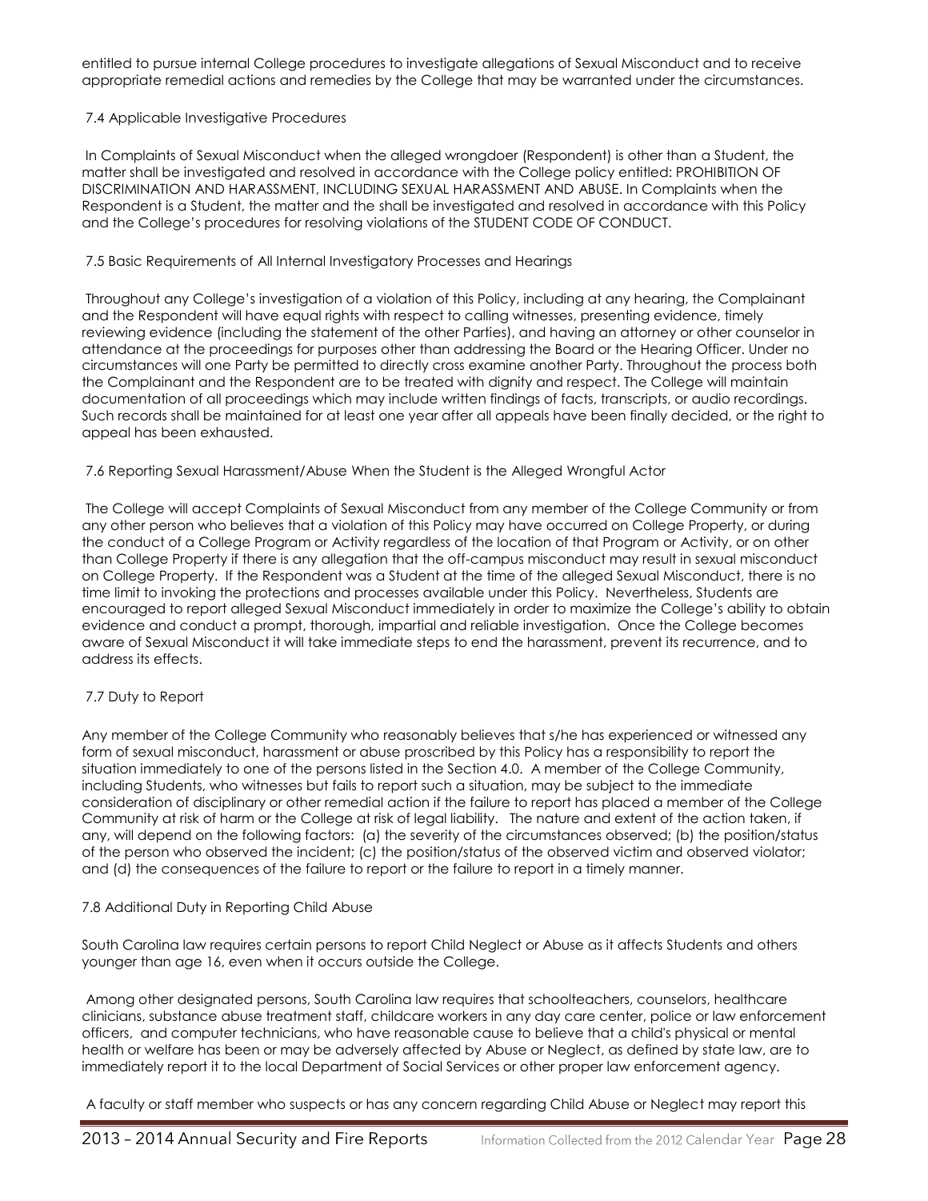entitled to pursue internal College procedures to investigate allegations of Sexual Misconduct and to receive appropriate remedial actions and remedies by the College that may be warranted under the circumstances.

### 7.4 Applicable Investigative Procedures

In Complaints of Sexual Misconduct when the alleged wrongdoer (Respondent) is other than a Student, the matter shall be investigated and resolved in accordance with the College policy entitled: PROHIBITION OF DISCRIMINATION AND HARASSMENT, INCLUDING SEXUAL HARASSMENT AND ABUSE. In Complaints when the Respondent is a Student, the matter and the shall be investigated and resolved in accordance with this Policy and the College's procedures for resolving violations of the STUDENT CODE OF CONDUCT.

### 7.5 Basic Requirements of All Internal Investigatory Processes and Hearings

Throughout any College's investigation of a violation of this Policy, including at any hearing, the Complainant and the Respondent will have equal rights with respect to calling witnesses, presenting evidence, timely reviewing evidence (including the statement of the other Parties), and having an attorney or other counselor in attendance at the proceedings for purposes other than addressing the Board or the Hearing Officer. Under no circumstances will one Party be permitted to directly cross examine another Party. Throughout the process both the Complainant and the Respondent are to be treated with dignity and respect. The College will maintain documentation of all proceedings which may include written findings of facts, transcripts, or audio recordings. Such records shall be maintained for at least one year after all appeals have been finally decided, or the right to appeal has been exhausted.

### 7.6 Reporting Sexual Harassment/Abuse When the Student is the Alleged Wrongful Actor

The College will accept Complaints of Sexual Misconduct from any member of the College Community or from any other person who believes that a violation of this Policy may have occurred on College Property, or during the conduct of a College Program or Activity regardless of the location of that Program or Activity, or on other than College Property if there is any allegation that the off-campus misconduct may result in sexual misconduct on College Property. If the Respondent was a Student at the time of the alleged Sexual Misconduct, there is no time limit to invoking the protections and processes available under this Policy. Nevertheless, Students are encouraged to report alleged Sexual Misconduct immediately in order to maximize the College's ability to obtain evidence and conduct a prompt, thorough, impartial and reliable investigation. Once the College becomes aware of Sexual Misconduct it will take immediate steps to end the harassment, prevent its recurrence, and to address its effects.

### 7.7 Duty to Report

Any member of the College Community who reasonably believes that s/he has experienced or witnessed any form of sexual misconduct, harassment or abuse proscribed by this Policy has a responsibility to report the situation immediately to one of the persons listed in the Section 4.0. A member of the College Community, including Students, who witnesses but fails to report such a situation, may be subject to the immediate consideration of disciplinary or other remedial action if the failure to report has placed a member of the College Community at risk of harm or the College at risk of legal liability. The nature and extent of the action taken, if any, will depend on the following factors: (a) the severity of the circumstances observed; (b) the position/status of the person who observed the incident; (c) the position/status of the observed victim and observed violator; and (d) the consequences of the failure to report or the failure to report in a timely manner.

### 7.8 Additional Duty in Reporting Child Abuse

South Carolina law requires certain persons to report Child Neglect or Abuse as it affects Students and others younger than age 16, even when it occurs outside the College.

Among other designated persons, South Carolina law requires that schoolteachers, counselors, healthcare clinicians, substance abuse treatment staff, childcare workers in any day care center, police or law enforcement officers, and computer technicians, who have reasonable cause to believe that a child's physical or mental health or welfare has been or may be adversely affected by Abuse or Neglect, as defined by state law, are to immediately report it to the local Department of Social Services or other proper law enforcement agency.

A faculty or staff member who suspects or has any concern regarding Child Abuse or Neglect may report this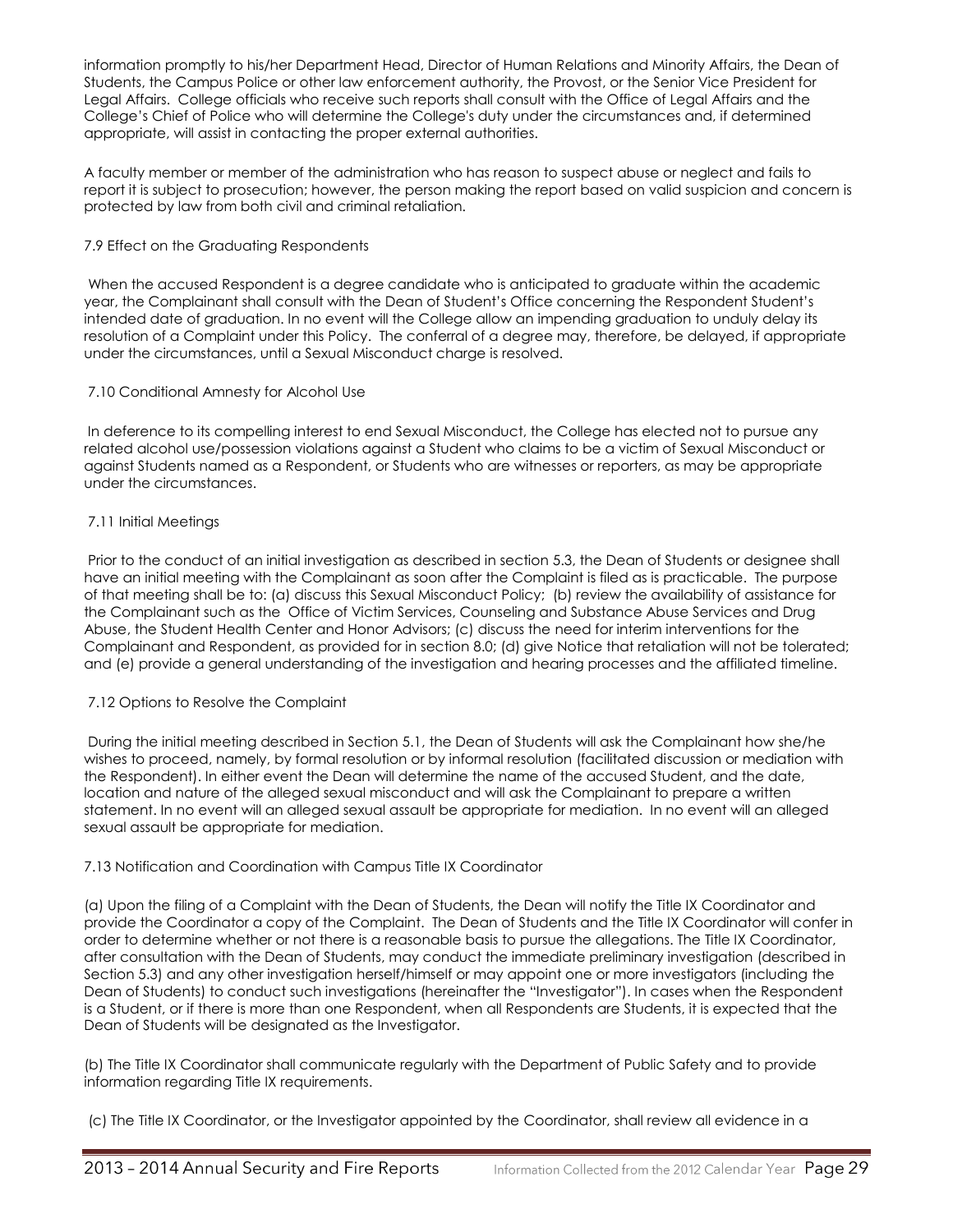information promptly to his/her Department Head, Director of Human Relations and Minority Affairs, the Dean of Students, the Campus Police or other law enforcement authority, the Provost, or the Senior Vice President for Legal Affairs. College officials who receive such reports shall consult with the Office of Legal Affairs and the College's Chief of Police who will determine the College's duty under the circumstances and, if determined appropriate, will assist in contacting the proper external authorities.

A faculty member or member of the administration who has reason to suspect abuse or neglect and fails to report it is subject to prosecution; however, the person making the report based on valid suspicion and concern is protected by law from both civil and criminal retaliation.

7.9 Effect on the Graduating Respondents

When the accused Respondent is a degree candidate who is anticipated to graduate within the academic year, the Complainant shall consult with the Dean of Student's Office concerning the Respondent Student's intended date of graduation. In no event will the College allow an impending graduation to unduly delay its resolution of a Complaint under this Policy. The conferral of a degree may, therefore, be delayed, if appropriate under the circumstances, until a Sexual Misconduct charge is resolved.

7.10 Conditional Amnesty for Alcohol Use

In deference to its compelling interest to end Sexual Misconduct, the College has elected not to pursue any related alcohol use/possession violations against a Student who claims to be a victim of Sexual Misconduct or against Students named as a Respondent, or Students who are witnesses or reporters, as may be appropriate under the circumstances.

7.11 Initial Meetings

Prior to the conduct of an initial investigation as described in section 5.3, the Dean of Students or designee shall have an initial meeting with the Complainant as soon after the Complaint is filed as is practicable. The purpose of that meeting shall be to: (a) discuss this Sexual Misconduct Policy; (b) review the availability of assistance for the Complainant such as the Office of Victim Services, Counseling and Substance Abuse Services and Drug Abuse, the Student Health Center and Honor Advisors; (c) discuss the need for interim interventions for the Complainant and Respondent, as provided for in section 8.0; (d) give Notice that retaliation will not be tolerated; and (e) provide a general understanding of the investigation and hearing processes and the affiliated timeline.

7.12 Options to Resolve the Complaint

During the initial meeting described in Section 5.1, the Dean of Students will ask the Complainant how she/he wishes to proceed, namely, by formal resolution or by informal resolution (facilitated discussion or mediation with the Respondent). In either event the Dean will determine the name of the accused Student, and the date, location and nature of the alleged sexual misconduct and will ask the Complainant to prepare a written statement. In no event will an alleged sexual assault be appropriate for mediation. In no event will an alleged sexual assault be appropriate for mediation.

7.13 Notification and Coordination with Campus Title IX Coordinator

(a) Upon the filing of a Complaint with the Dean of Students, the Dean will notify the Title IX Coordinator and provide the Coordinator a copy of the Complaint. The Dean of Students and the Title IX Coordinator will confer in order to determine whether or not there is a reasonable basis to pursue the allegations. The Title IX Coordinator, after consultation with the Dean of Students, may conduct the immediate preliminary investigation (described in Section 5.3) and any other investigation herself/himself or may appoint one or more investigators (including the Dean of Students) to conduct such investigations (hereinafter the "Investigator"). In cases when the Respondent is a Student, or if there is more than one Respondent, when all Respondents are Students, it is expected that the Dean of Students will be designated as the Investigator.

(b) The Title IX Coordinator shall communicate regularly with the Department of Public Safety and to provide information regarding Title IX requirements.

(c) The Title IX Coordinator, or the Investigator appointed by the Coordinator, shall review all evidence in a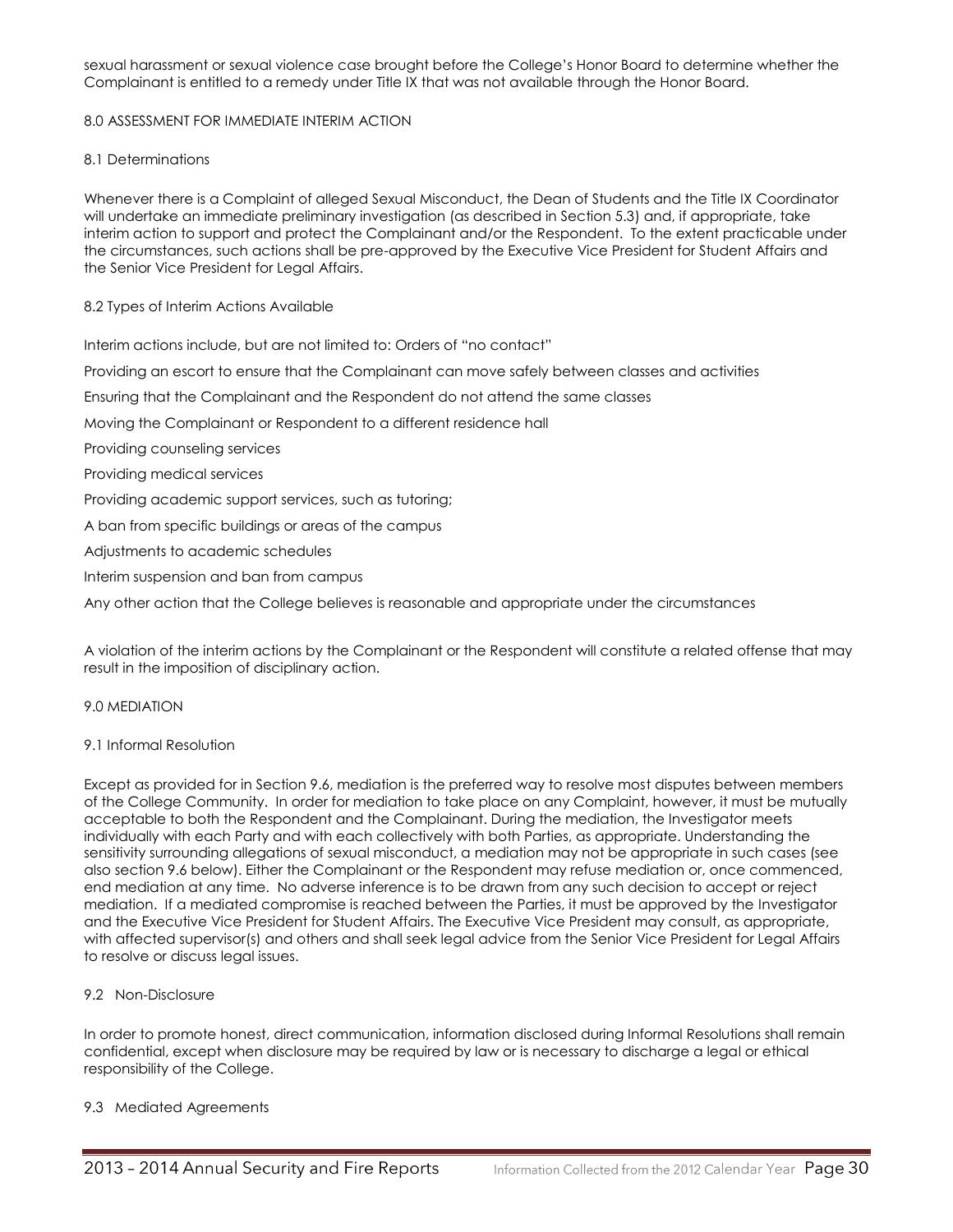sexual harassment or sexual violence case brought before the College's Honor Board to determine whether the Complainant is entitled to a remedy under Title IX that was not available through the Honor Board.

## 8.0 ASSESSMENT FOR IMMEDIATE INTERIM ACTION

### 8.1 Determinations

Whenever there is a Complaint of alleged Sexual Misconduct, the Dean of Students and the Title IX Coordinator will undertake an immediate preliminary investigation (as described in Section 5.3) and, if appropriate, take interim action to support and protect the Complainant and/or the Respondent. To the extent practicable under the circumstances, such actions shall be pre-approved by the Executive Vice President for Student Affairs and the Senior Vice President for Legal Affairs.

### 8.2 Types of Interim Actions Available

Interim actions include, but are not limited to: Orders of "no contact"

Providing an escort to ensure that the Complainant can move safely between classes and activities

Ensuring that the Complainant and the Respondent do not attend the same classes

Moving the Complainant or Respondent to a different residence hall

Providing counseling services

Providing medical services

Providing academic support services, such as tutoring;

A ban from specific buildings or areas of the campus

Adjustments to academic schedules

Interim suspension and ban from campus

Any other action that the College believes is reasonable and appropriate under the circumstances

A violation of the interim actions by the Complainant or the Respondent will constitute a related offense that may result in the imposition of disciplinary action.

## 9.0 MEDIATION

### 9.1 Informal Resolution

Except as provided for in Section 9.6, mediation is the preferred way to resolve most disputes between members of the College Community. In order for mediation to take place on any Complaint, however, it must be mutually acceptable to both the Respondent and the Complainant. During the mediation, the Investigator meets individually with each Party and with each collectively with both Parties, as appropriate. Understanding the sensitivity surrounding allegations of sexual misconduct, a mediation may not be appropriate in such cases (see also section 9.6 below). Either the Complainant or the Respondent may refuse mediation or, once commenced, end mediation at any time. No adverse inference is to be drawn from any such decision to accept or reject mediation. If a mediated compromise is reached between the Parties, it must be approved by the Investigator and the Executive Vice President for Student Affairs. The Executive Vice President may consult, as appropriate, with affected supervisor(s) and others and shall seek legal advice from the Senior Vice President for Legal Affairs to resolve or discuss legal issues.

### 9.2 Non-Disclosure

In order to promote honest, direct communication, information disclosed during Informal Resolutions shall remain confidential, except when disclosure may be required by law or is necessary to discharge a legal or ethical responsibility of the College.

### 9.3 Mediated Agreements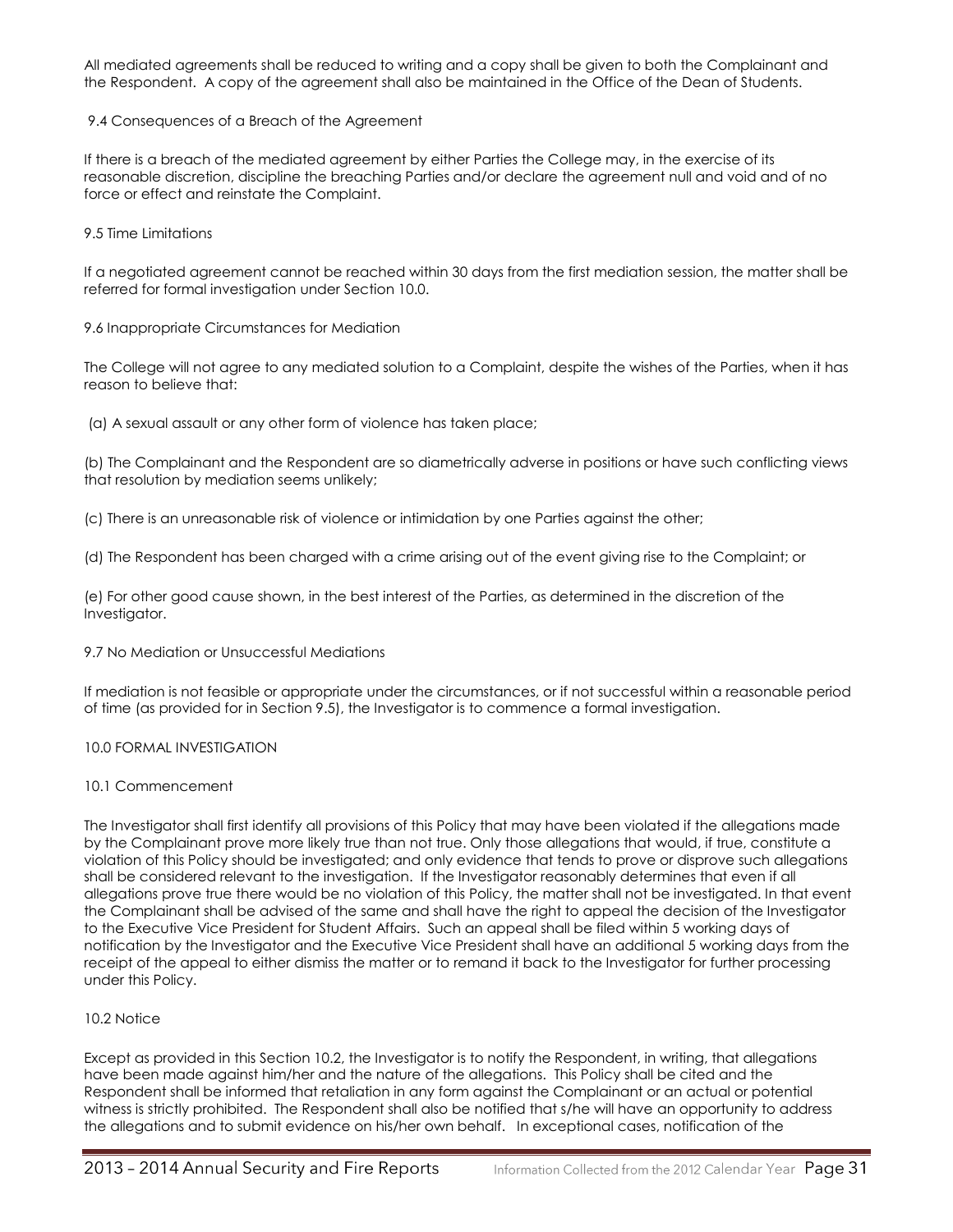All mediated agreements shall be reduced to writing and a copy shall be given to both the Complainant and the Respondent. A copy of the agreement shall also be maintained in the Office of the Dean of Students.

9.4 Consequences of a Breach of the Agreement

If there is a breach of the mediated agreement by either Parties the College may, in the exercise of its reasonable discretion, discipline the breaching Parties and/or declare the agreement null and void and of no force or effect and reinstate the Complaint.

9.5 Time Limitations

If a negotiated agreement cannot be reached within 30 days from the first mediation session, the matter shall be referred for formal investigation under Section 10.0.

9.6 Inappropriate Circumstances for Mediation

The College will not agree to any mediated solution to a Complaint, despite the wishes of the Parties, when it has reason to believe that:

(a) A sexual assault or any other form of violence has taken place;

(b) The Complainant and the Respondent are so diametrically adverse in positions or have such conflicting views that resolution by mediation seems unlikely;

(c) There is an unreasonable risk of violence or intimidation by one Parties against the other;

(d) The Respondent has been charged with a crime arising out of the event giving rise to the Complaint; or

(e) For other good cause shown, in the best interest of the Parties, as determined in the discretion of the Investigator.

9.7 No Mediation or Unsuccessful Mediations

If mediation is not feasible or appropriate under the circumstances, or if not successful within a reasonable period of time (as provided for in Section 9.5), the Investigator is to commence a formal investigation.

10.0 FORMAL INVESTIGATION

10.1 Commencement

The Investigator shall first identify all provisions of this Policy that may have been violated if the allegations made by the Complainant prove more likely true than not true. Only those allegations that would, if true, constitute a violation of this Policy should be investigated; and only evidence that tends to prove or disprove such allegations shall be considered relevant to the investigation. If the Investigator reasonably determines that even if all allegations prove true there would be no violation of this Policy, the matter shall not be investigated. In that event the Complainant shall be advised of the same and shall have the right to appeal the decision of the Investigator to the Executive Vice President for Student Affairs. Such an appeal shall be filed within 5 working days of notification by the Investigator and the Executive Vice President shall have an additional 5 working days from the receipt of the appeal to either dismiss the matter or to remand it back to the Investigator for further processing under this Policy.

10.2 Notice

Except as provided in this Section 10.2, the Investigator is to notify the Respondent, in writing, that allegations have been made against him/her and the nature of the allegations. This Policy shall be cited and the Respondent shall be informed that retaliation in any form against the Complainant or an actual or potential witness is strictly prohibited. The Respondent shall also be notified that s/he will have an opportunity to address the allegations and to submit evidence on his/her own behalf. In exceptional cases, notification of the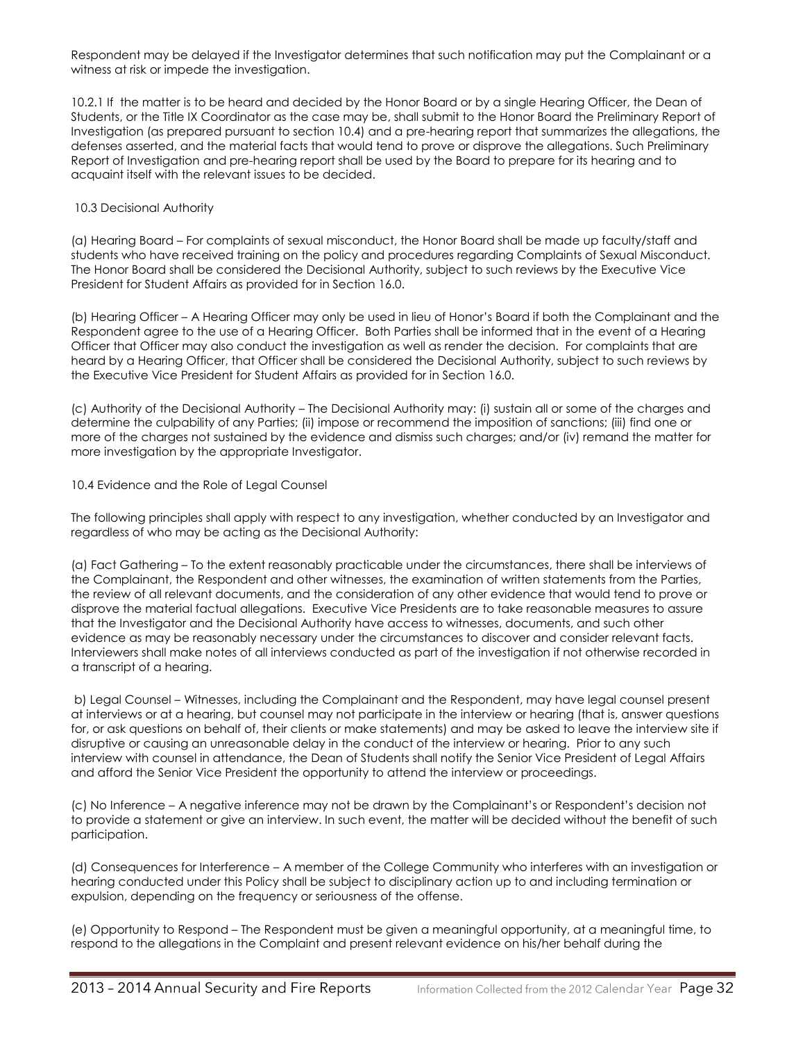Respondent may be delayed if the Investigator determines that such notification may put the Complainant or a witness at risk or impede the investigation.

10.2.1 If the matter is to be heard and decided by the Honor Board or by a single Hearing Officer, the Dean of Students, or the Title IX Coordinator as the case may be, shall submit to the Honor Board the Preliminary Report of Investigation (as prepared pursuant to section 10.4) and a pre-hearing report that summarizes the allegations, the defenses asserted, and the material facts that would tend to prove or disprove the allegations. Such Preliminary Report of Investigation and pre-hearing report shall be used by the Board to prepare for its hearing and to acquaint itself with the relevant issues to be decided.

10.3 Decisional Authority

(a) Hearing Board – For complaints of sexual misconduct, the Honor Board shall be made up faculty/staff and students who have received training on the policy and procedures regarding Complaints of Sexual Misconduct. The Honor Board shall be considered the Decisional Authority, subject to such reviews by the Executive Vice President for Student Affairs as provided for in Section 16.0.

(b) Hearing Officer – A Hearing Officer may only be used in lieu of Honor's Board if both the Complainant and the Respondent agree to the use of a Hearing Officer. Both Parties shall be informed that in the event of a Hearing Officer that Officer may also conduct the investigation as well as render the decision. For complaints that are heard by a Hearing Officer, that Officer shall be considered the Decisional Authority, subject to such reviews by the Executive Vice President for Student Affairs as provided for in Section 16.0.

(c) Authority of the Decisional Authority – The Decisional Authority may: (i) sustain all or some of the charges and determine the culpability of any Parties; (ii) impose or recommend the imposition of sanctions; (iii) find one or more of the charges not sustained by the evidence and dismiss such charges; and/or (iv) remand the matter for more investigation by the appropriate Investigator.

10.4 Evidence and the Role of Legal Counsel

The following principles shall apply with respect to any investigation, whether conducted by an Investigator and regardless of who may be acting as the Decisional Authority:

(a) Fact Gathering – To the extent reasonably practicable under the circumstances, there shall be interviews of the Complainant, the Respondent and other witnesses, the examination of written statements from the Parties, the review of all relevant documents, and the consideration of any other evidence that would tend to prove or disprove the material factual allegations. Executive Vice Presidents are to take reasonable measures to assure that the Investigator and the Decisional Authority have access to witnesses, documents, and such other evidence as may be reasonably necessary under the circumstances to discover and consider relevant facts. Interviewers shall make notes of all interviews conducted as part of the investigation if not otherwise recorded in a transcript of a hearing.

b) Legal Counsel – Witnesses, including the Complainant and the Respondent, may have legal counsel present at interviews or at a hearing, but counsel may not participate in the interview or hearing (that is, answer questions for, or ask questions on behalf of, their clients or make statements) and may be asked to leave the interview site if disruptive or causing an unreasonable delay in the conduct of the interview or hearing. Prior to any such interview with counsel in attendance, the Dean of Students shall notify the Senior Vice President of Legal Affairs and afford the Senior Vice President the opportunity to attend the interview or proceedings.

(c) No Inference – A negative inference may not be drawn by the Complainant's or Respondent's decision not to provide a statement or give an interview. In such event, the matter will be decided without the benefit of such participation.

(d) Consequences for Interference – A member of the College Community who interferes with an investigation or hearing conducted under this Policy shall be subject to disciplinary action up to and including termination or expulsion, depending on the frequency or seriousness of the offense.

(e) Opportunity to Respond – The Respondent must be given a meaningful opportunity, at a meaningful time, to respond to the allegations in the Complaint and present relevant evidence on his/her behalf during the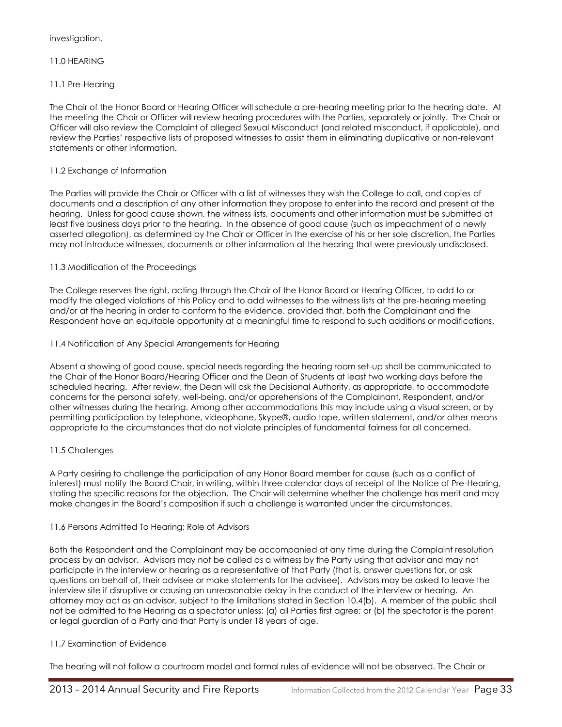investigation.

## 11.0 HEARING

### 11.1 Pre-Hearing

The Chair of the Honor Board or Hearing Officer will schedule a pre-hearing meeting prior to the hearing date. At the meeting the Chair or Officer will review hearing procedures with the Parties, separately or jointly. The Chair or Officer will also review the Complaint of alleged Sexual Misconduct (and related misconduct, if applicable), and review the Parties' respective lists of proposed witnesses to assist them in eliminating duplicative or non-relevant statements or other information.

### 11.2 Exchange of Information

The Parties will provide the Chair or Officer with a list of witnesses they wish the College to call, and copies of documents and a description of any other information they propose to enter into the record and present at the hearing. Unless for good cause shown, the witness lists, documents and other information must be submitted at least five business days prior to the hearing. In the absence of good cause (such as impeachment of a newly asserted allegation), as determined by the Chair or Officer in the exercise of his or her sole discretion, the Parties may not introduce witnesses, documents or other information at the hearing that were previously undisclosed.

### 11.3 Modification of the Proceedings

The College reserves the right, acting through the Chair of the Honor Board or Hearing Officer, to add to or modify the alleged violations of this Policy and to add witnesses to the witness lists at the pre-hearing meeting and/or at the hearing in order to conform to the evidence, provided that, both the Complainant and the Respondent have an equitable opportunity at a meaningful time to respond to such additions or modifications.

### 11.4 Notification of Any Special Arrangements for Hearing

Absent a showing of good cause, special needs regarding the hearing room set-up shall be communicated to the Chair of the Honor Board/Hearing Officer and the Dean of Students at least two working days before the scheduled hearing. After review, the Dean will ask the Decisional Authority, as appropriate, to accommodate concerns for the personal safety, well-being, and/or apprehensions of the Complainant, Respondent, and/or other witnesses during the hearing. Among other accommodations this may include using a visual screen, or by permitting participation by telephone, videophone, Skype®, audio tape, written statement, and/or other means appropriate to the circumstances that do not violate principles of fundamental fairness for all concerned.

### 11.5 Challenges

A Party desiring to challenge the participation of any Honor Board member for cause (such as a conflict of interest) must notify the Board Chair, in writing, within three calendar days of receipt of the Notice of Pre-Hearing, stating the specific reasons for the objection. The Chair will determine whether the challenge has merit and may make changes in the Board's composition if such a challenge is warranted under the circumstances.

### 11.6 Persons Admitted To Hearing; Role of Advisors

Both the Respondent and the Complainant may be accompanied at any time during the Complaint resolution process by an advisor. Advisors may not be called as a witness by the Party using that advisor and may not participate in the interview or hearing as a representative of that Party (that is, answer questions for, or ask questions on behalf of, their advisee or make statements for the advisee). Advisors may be asked to leave the interview site if disruptive or causing an unreasonable delay in the conduct of the interview or hearing. An attorney may act as an advisor, subject to the limitations stated in Section 10.4(b). A member of the public shall not be admitted to the Hearing as a spectator unless: (a) all Parties first agree; or (b) the spectator is the parent or legal guardian of a Party and that Party is under 18 years of age.

### 11.7 Examination of Evidence

The hearing will not follow a courtroom model and formal rules of evidence will not be observed. The Chair or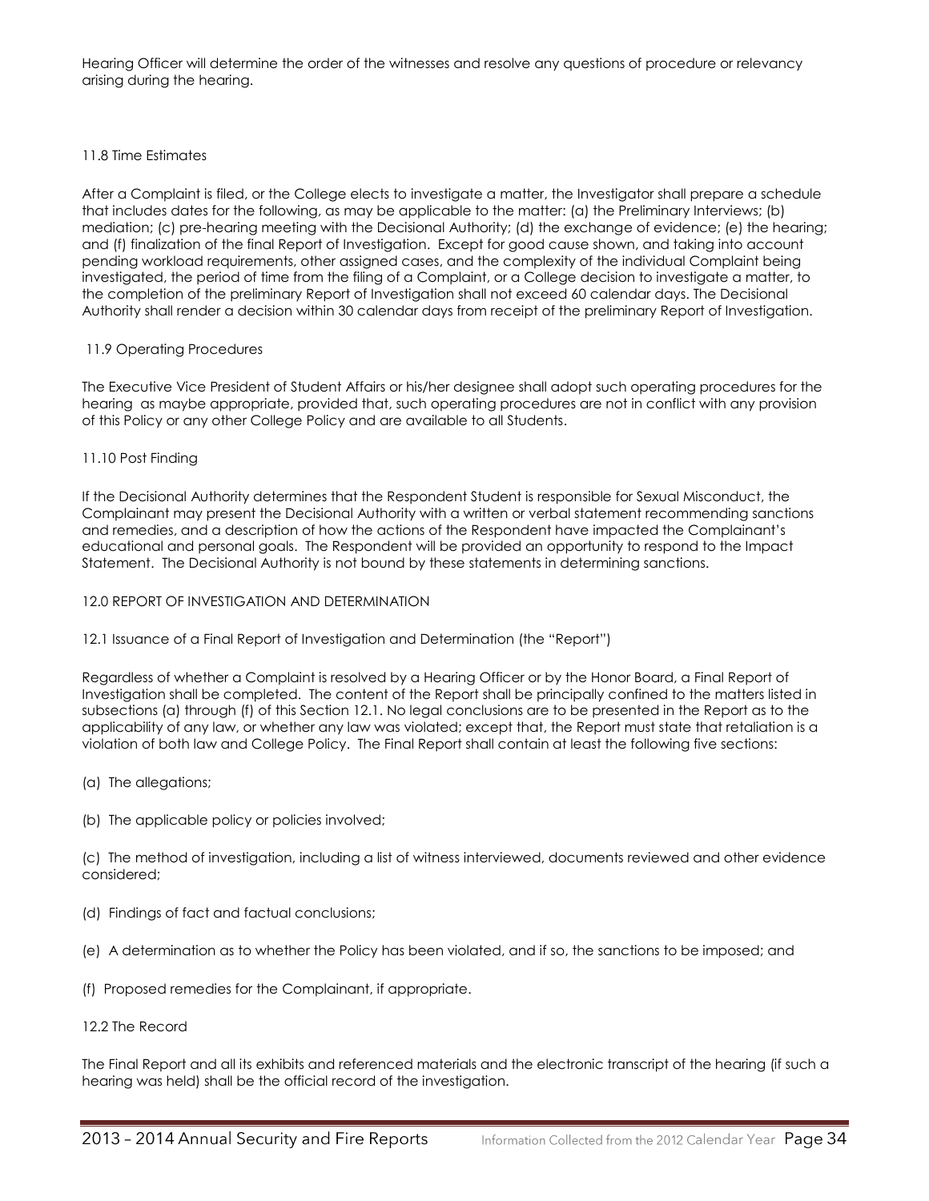Hearing Officer will determine the order of the witnesses and resolve any questions of procedure or relevancy arising during the hearing.

### 11.8 Time Estimates

After a Complaint is filed, or the College elects to investigate a matter, the Investigator shall prepare a schedule that includes dates for the following, as may be applicable to the matter: (a) the Preliminary Interviews; (b) mediation; (c) pre-hearing meeting with the Decisional Authority; (d) the exchange of evidence; (e) the hearing; and (f) finalization of the final Report of Investigation. Except for good cause shown, and taking into account pending workload requirements, other assigned cases, and the complexity of the individual Complaint being investigated, the period of time from the filing of a Complaint, or a College decision to investigate a matter, to the completion of the preliminary Report of Investigation shall not exceed 60 calendar days. The Decisional Authority shall render a decision within 30 calendar days from receipt of the preliminary Report of Investigation.

### 11.9 Operating Procedures

The Executive Vice President of Student Affairs or his/her designee shall adopt such operating procedures for the hearing as maybe appropriate, provided that, such operating procedures are not in conflict with any provision of this Policy or any other College Policy and are available to all Students.

### 11.10 Post Finding

If the Decisional Authority determines that the Respondent Student is responsible for Sexual Misconduct, the Complainant may present the Decisional Authority with a written or verbal statement recommending sanctions and remedies, and a description of how the actions of the Respondent have impacted the Complainant's educational and personal goals. The Respondent will be provided an opportunity to respond to the Impact Statement. The Decisional Authority is not bound by these statements in determining sanctions.

## 12.0 REPORT OF INVESTIGATION AND DETERMINATION

### 12.1 Issuance of a Final Report of Investigation and Determination (the "Report")

Regardless of whether a Complaint is resolved by a Hearing Officer or by the Honor Board, a Final Report of Investigation shall be completed. The content of the Report shall be principally confined to the matters listed in subsections (a) through (f) of this Section 12.1. No legal conclusions are to be presented in the Report as to the applicability of any law, or whether any law was violated; except that, the Report must state that retaliation is a violation of both law and College Policy. The Final Report shall contain at least the following five sections:

(a) The allegations;

(b) The applicable policy or policies involved;

(c) The method of investigation, including a list of witness interviewed, documents reviewed and other evidence considered;

(d) Findings of fact and factual conclusions;

(e) A determination as to whether the Policy has been violated, and if so, the sanctions to be imposed; and

(f) Proposed remedies for the Complainant, if appropriate.

### 12.2 The Record

The Final Report and all its exhibits and referenced materials and the electronic transcript of the hearing (if such a hearing was held) shall be the official record of the investigation.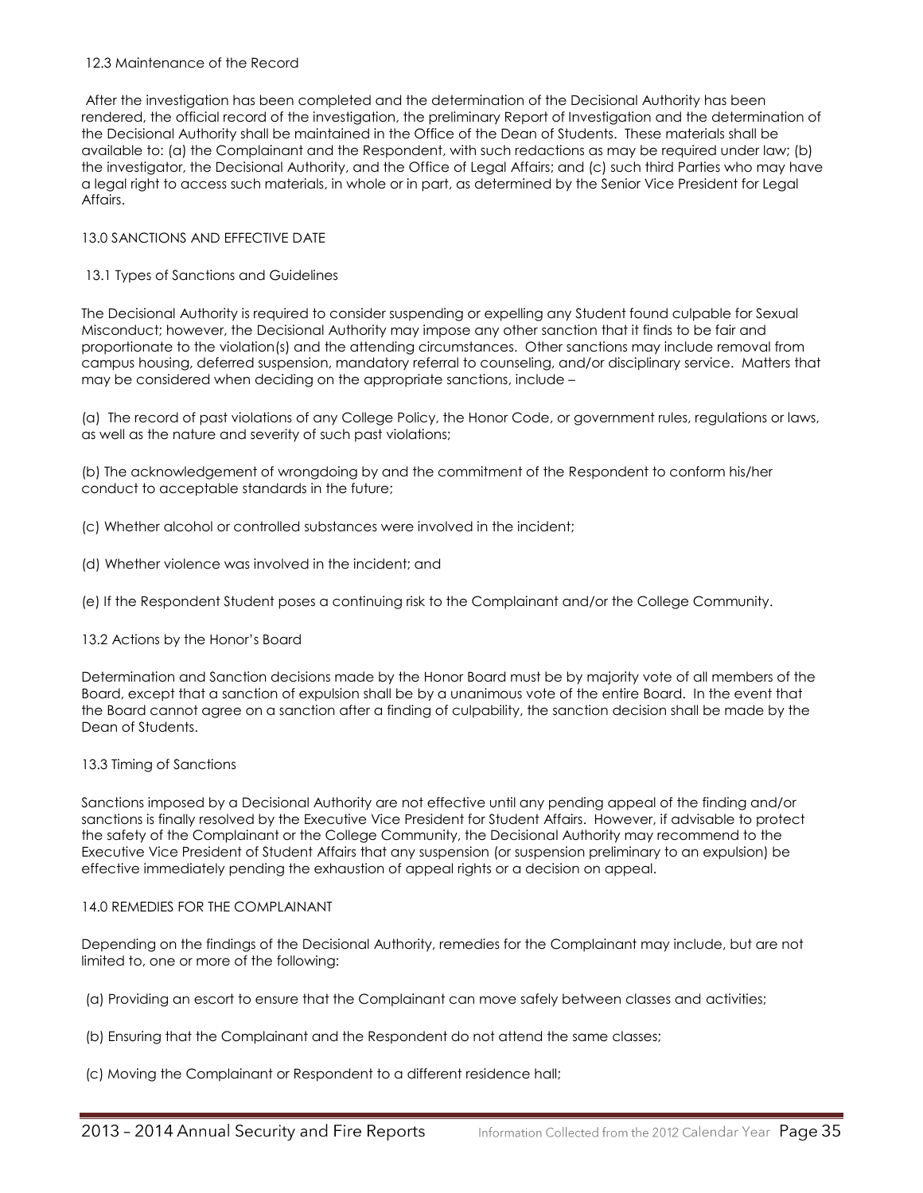### 12.3 Maintenance of the Record

After the investigation has been completed and the determination of the Decisional Authority has been rendered, the official record of the investigation, the preliminary Report of Investigation and the determination of the Decisional Authority shall be maintained in the Office of the Dean of Students. These materials shall be available to: (a) the Complainant and the Respondent, with such redactions as may be required under law; (b) the investigator, the Decisional Authority, and the Office of Legal Affairs; and (c) such third Parties who may have a legal right to access such materials, in whole or in part, as determined by the Senior Vice President for Legal Affairs.

## 13.0 SANCTIONS AND EFFECTIVE DATE

### 13.1 Types of Sanctions and Guidelines

The Decisional Authority is required to consider suspending or expelling any Student found culpable for Sexual Misconduct; however, the Decisional Authority may impose any other sanction that it finds to be fair and proportionate to the violation(s) and the attending circumstances. Other sanctions may include removal from campus housing, deferred suspension, mandatory referral to counseling, and/or disciplinary service. Matters that may be considered when deciding on the appropriate sanctions, include –

(a) The record of past violations of any College Policy, the Honor Code, or government rules, regulations or laws, as well as the nature and severity of such past violations;

(b) The acknowledgement of wrongdoing by and the commitment of the Respondent to conform his/her conduct to acceptable standards in the future;

(c) Whether alcohol or controlled substances were involved in the incident;

(d) Whether violence was involved in the incident; and

(e) If the Respondent Student poses a continuing risk to the Complainant and/or the College Community.

### 13.2 Actions by the Honor's Board

Determination and Sanction decisions made by the Honor Board must be by majority vote of all members of the Board, except that a sanction of expulsion shall be by a unanimous vote of the entire Board. In the event that the Board cannot agree on a sanction after a finding of culpability, the sanction decision shall be made by the Dean of Students.

### 13.3 Timing of Sanctions

Sanctions imposed by a Decisional Authority are not effective until any pending appeal of the finding and/or sanctions is finally resolved by the Executive Vice President for Student Affairs. However, if advisable to protect the safety of the Complainant or the College Community, the Decisional Authority may recommend to the Executive Vice President of Student Affairs that any suspension (or suspension preliminary to an expulsion) be effective immediately pending the exhaustion of appeal rights or a decision on appeal.

## 14.0 REMEDIES FOR THE COMPLAINANT

Depending on the findings of the Decisional Authority, remedies for the Complainant may include, but are not limited to, one or more of the following:

(a) Providing an escort to ensure that the Complainant can move safely between classes and activities;

(b) Ensuring that the Complainant and the Respondent do not attend the same classes;

(c) Moving the Complainant or Respondent to a different residence hall;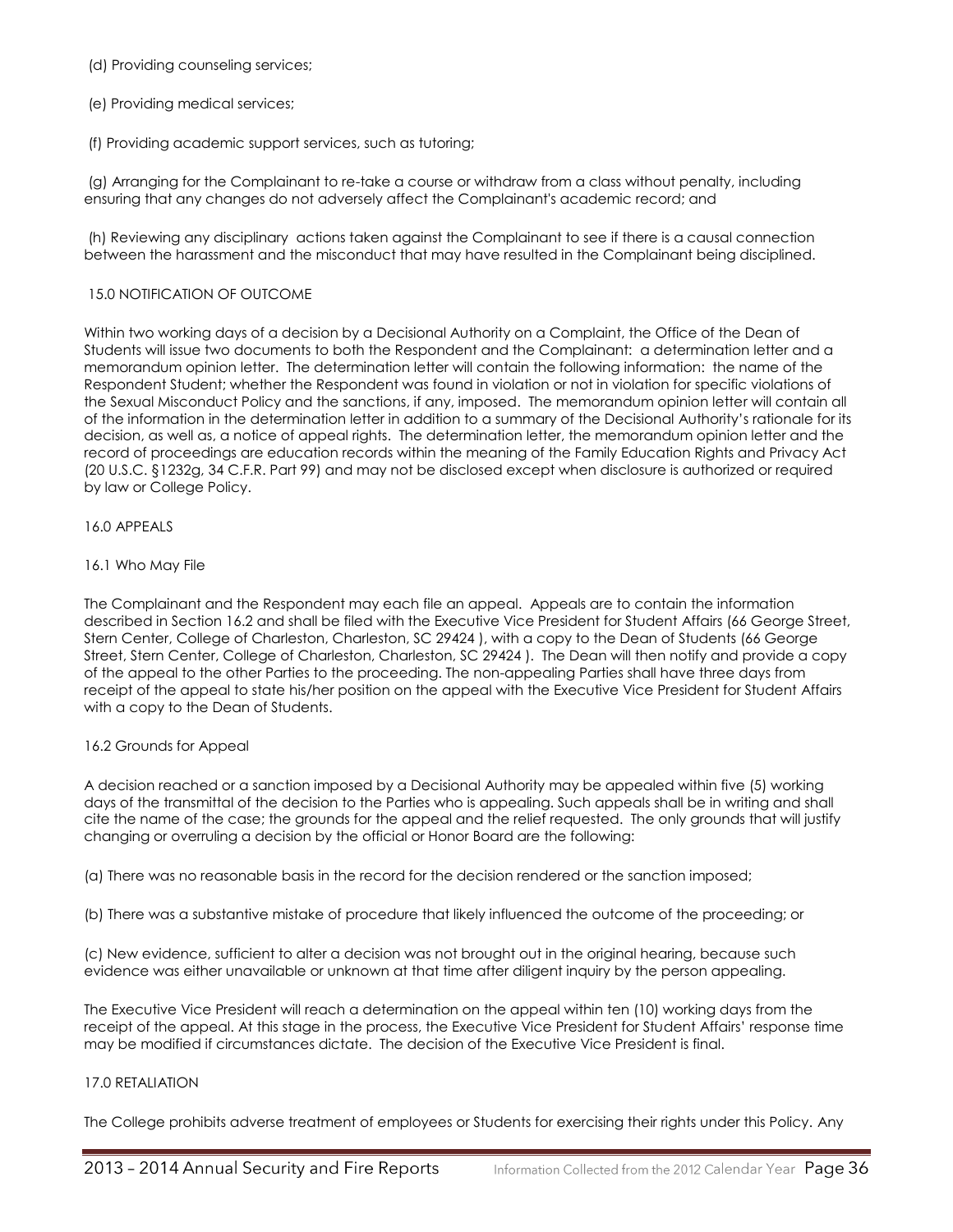(d) Providing counseling services;

(e) Providing medical services;

(f) Providing academic support services, such as tutoring;

(g) Arranging for the Complainant to re-take a course or withdraw from a class without penalty, including ensuring that any changes do not adversely affect the Complainant's academic record; and

(h) Reviewing any disciplinary actions taken against the Complainant to see if there is a causal connection between the harassment and the misconduct that may have resulted in the Complainant being disciplined.

## 15.0 NOTIFICATION OF OUTCOME

Within two working days of a decision by a Decisional Authority on a Complaint, the Office of the Dean of Students will issue two documents to both the Respondent and the Complainant: a determination letter and a memorandum opinion letter. The determination letter will contain the following information: the name of the Respondent Student; whether the Respondent was found in violation or not in violation for specific violations of the Sexual Misconduct Policy and the sanctions, if any, imposed. The memorandum opinion letter will contain all of the information in the determination letter in addition to a summary of the Decisional Authority's rationale for its decision, as well as, a notice of appeal rights. The determination letter, the memorandum opinion letter and the record of proceedings are education records within the meaning of the Family Education Rights and Privacy Act (20 U.S.C. §1232g, 34 C.F.R. Part 99) and may not be disclosed except when disclosure is authorized or required by law or College Policy.

## 16.0 APPEALS

### 16.1 Who May File

The Complainant and the Respondent may each file an appeal. Appeals are to contain the information described in Section 16.2 and shall be filed with the Executive Vice President for Student Affairs (66 George Street, Stern Center, College of Charleston, Charleston, SC 29424 ), with a copy to the Dean of Students (66 George Street, Stern Center, College of Charleston, Charleston, SC 29424 ). The Dean will then notify and provide a copy of the appeal to the other Parties to the proceeding. The non-appealing Parties shall have three days from receipt of the appeal to state his/her position on the appeal with the Executive Vice President for Student Affairs with a copy to the Dean of Students.

### 16.2 Grounds for Appeal

A decision reached or a sanction imposed by a Decisional Authority may be appealed within five (5) working days of the transmittal of the decision to the Parties who is appealing. Such appeals shall be in writing and shall cite the name of the case; the grounds for the appeal and the relief requested. The only grounds that will justify changing or overruling a decision by the official or Honor Board are the following:

(a) There was no reasonable basis in the record for the decision rendered or the sanction imposed;

(b) There was a substantive mistake of procedure that likely influenced the outcome of the proceeding; or

(c) New evidence, sufficient to alter a decision was not brought out in the original hearing, because such evidence was either unavailable or unknown at that time after diligent inquiry by the person appealing.

The Executive Vice President will reach a determination on the appeal within ten (10) working days from the receipt of the appeal. At this stage in the process, the Executive Vice President for Student Affairs' response time may be modified if circumstances dictate. The decision of the Executive Vice President is final.

## 17.0 RETALIATION

The College prohibits adverse treatment of employees or Students for exercising their rights under this Policy. Any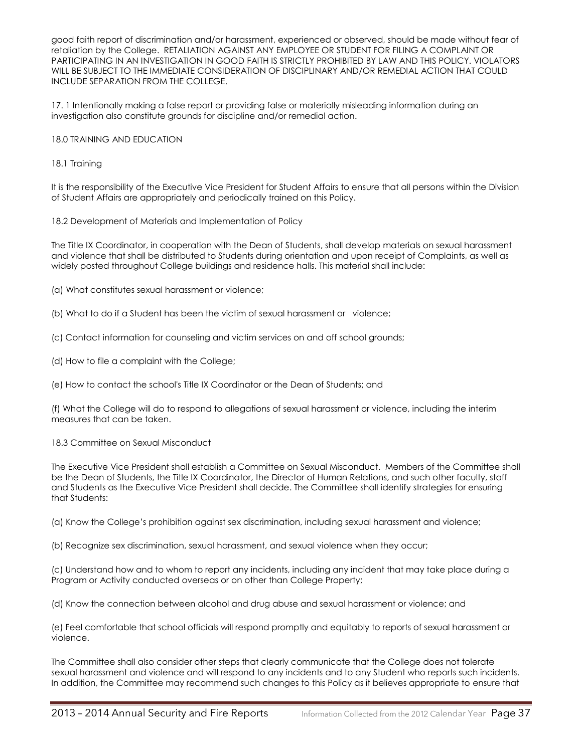good faith report of discrimination and/or harassment, experienced or observed, should be made without fear of retaliation by the College. RETALIATION AGAINST ANY EMPLOYEE OR STUDENT FOR FILING A COMPLAINT OR PARTICIPATING IN AN INVESTIGATION IN GOOD FAITH IS STRICTLY PROHIBITED BY LAW AND THIS POLICY. VIOLATORS WILL BE SUBJECT TO THE IMMEDIATE CONSIDERATION OF DISCIPLINARY AND/OR REMEDIAL ACTION THAT COULD INCLUDE SEPARATION FROM THE COLLEGE.

17. 1 Intentionally making a false report or providing false or materially misleading information during an investigation also constitute grounds for discipline and/or remedial action.

18.0 TRAINING AND EDUCATION

18.1 Training

It is the responsibility of the Executive Vice President for Student Affairs to ensure that all persons within the Division of Student Affairs are appropriately and periodically trained on this Policy.

18.2 Development of Materials and Implementation of Policy

The Title IX Coordinator, in cooperation with the Dean of Students, shall develop materials on sexual harassment and violence that shall be distributed to Students during orientation and upon receipt of Complaints, as well as widely posted throughout College buildings and residence halls. This material shall include:

(a) What constitutes sexual harassment or violence;

(b) What to do if a Student has been the victim of sexual harassment or violence;

(c) Contact information for counseling and victim services on and off school grounds;

(d) How to file a complaint with the College;

(e) How to contact the school's Title IX Coordinator or the Dean of Students; and

(f) What the College will do to respond to allegations of sexual harassment or violence, including the interim measures that can be taken.

18.3 Committee on Sexual Misconduct

The Executive Vice President shall establish a Committee on Sexual Misconduct. Members of the Committee shall be the Dean of Students, the Title IX Coordinator, the Director of Human Relations, and such other faculty, staff and Students as the Executive Vice President shall decide. The Committee shall identify strategies for ensuring that Students:

(a) Know the College's prohibition against sex discrimination, including sexual harassment and violence;

(b) Recognize sex discrimination, sexual harassment, and sexual violence when they occur;

(c) Understand how and to whom to report any incidents, including any incident that may take place during a Program or Activity conducted overseas or on other than College Property;

(d) Know the connection between alcohol and drug abuse and sexual harassment or violence; and

(e) Feel comfortable that school officials will respond promptly and equitably to reports of sexual harassment or violence.

The Committee shall also consider other steps that clearly communicate that the College does not tolerate sexual harassment and violence and will respond to any incidents and to any Student who reports such incidents. In addition, the Committee may recommend such changes to this Policy as it believes appropriate to ensure that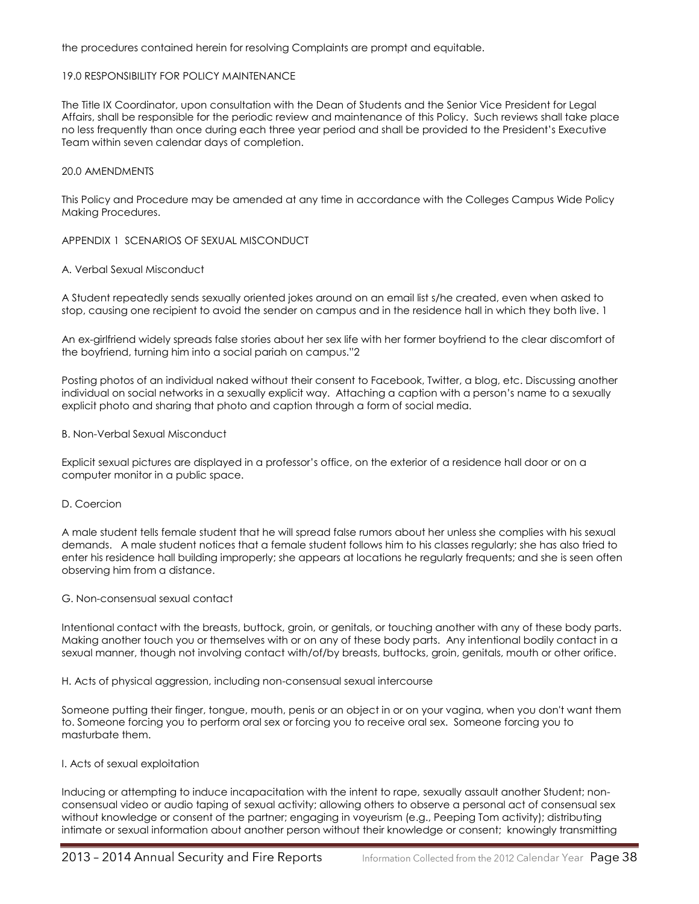the procedures contained herein for resolving Complaints are prompt and equitable.

## 19.0 RESPONSIBILITY FOR POLICY MAINTENANCE

The Title IX Coordinator, upon consultation with the Dean of Students and the Senior Vice President for Legal Affairs, shall be responsible for the periodic review and maintenance of this Policy. Such reviews shall take place no less frequently than once during each three year period and shall be provided to the President's Executive Team within seven calendar days of completion.

## 20.0 AMENDMENTS

This Policy and Procedure may be amended at any time in accordance with the Colleges Campus Wide Policy Making Procedures.

## APPENDIX 1 SCENARIOS OF SEXUAL MISCONDUCT

### A. Verbal Sexual Misconduct

A Student repeatedly sends sexually oriented jokes around on an email list s/he created, even when asked to stop, causing one recipient to avoid the sender on campus and in the residence hall in which they both live. 1

An ex-girlfriend widely spreads false stories about her sex life with her former boyfriend to the clear discomfort of the boyfriend, turning him into a social pariah on campus."2

Posting photos of an individual naked without their consent to Facebook, Twitter, a blog, etc. Discussing another individual on social networks in a sexually explicit way. Attaching a caption with a person's name to a sexually explicit photo and sharing that photo and caption through a form of social media.

### B. Non-Verbal Sexual Misconduct

Explicit sexual pictures are displayed in a professor's office, on the exterior of a residence hall door or on a computer monitor in a public space.

### D. Coercion

A male student tells female student that he will spread false rumors about her unless she complies with his sexual demands. A male student notices that a female student follows him to his classes regularly; she has also tried to enter his residence hall building improperly; she appears at locations he regularly frequents; and she is seen often observing him from a distance.

### G. Non-consensual sexual contact

Intentional contact with the breasts, buttock, groin, or genitals, or touching another with any of these body parts. Making another touch you or themselves with or on any of these body parts. Any intentional bodily contact in a sexual manner, though not involving contact with/of/by breasts, buttocks, groin, genitals, mouth or other orifice.

### H. Acts of physical aggression, including non-consensual sexual intercourse

Someone putting their finger, tongue, mouth, penis or an object in or on your vagina, when you don't want them to. Someone forcing you to perform oral sex or forcing you to receive oral sex. Someone forcing you to masturbate them.

### I. Acts of sexual exploitation

Inducing or attempting to induce incapacitation with the intent to rape, sexually assault another Student; non-consensual video or audio taping of sexual activity; allowing others to observe a personal act of consensual sex without knowledge or consent of the partner; engaging in voyeurism (e.g., Peeping Tom activity); distributing intimate or sexual information about another person without their knowledge or consent; knowingly transmitting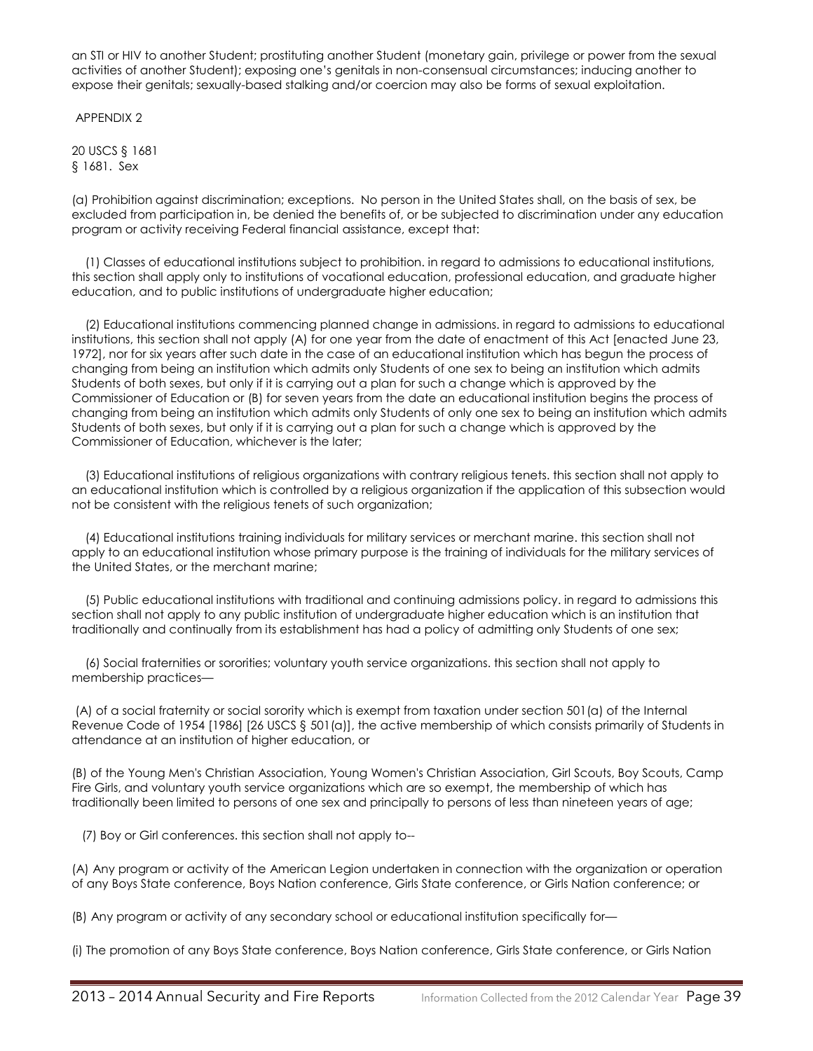an STI or HIV to another Student; prostituting another Student (monetary gain, privilege or power from the sexual activities of another Student); exposing one's genitals in non-consensual circumstances; inducing another to expose their genitals; sexually-based stalking and/or coercion may also be forms of sexual exploitation.

APPENDIX 2

20 USCS § 1681
§ 1681. Sex

(a) Prohibition against discrimination; exceptions. No person in the United States shall, on the basis of sex, be excluded from participation in, be denied the benefits of, or be subjected to discrimination under any education program or activity receiving Federal financial assistance, except that:

(1) Classes of educational institutions subject to prohibition. in regard to admissions to educational institutions, this section shall apply only to institutions of vocational education, professional education, and graduate higher education, and to public institutions of undergraduate higher education;

(2) Educational institutions commencing planned change in admissions. in regard to admissions to educational institutions, this section shall not apply (A) for one year from the date of enactment of this Act [enacted June 23, 1972], nor for six years after such date in the case of an educational institution which has begun the process of changing from being an institution which admits only Students of one sex to being an institution which admits Students of both sexes, but only if it is carrying out a plan for such a change which is approved by the Commissioner of Education or (B) for seven years from the date an educational institution begins the process of changing from being an institution which admits only Students of only one sex to being an institution which admits Students of both sexes, but only if it is carrying out a plan for such a change which is approved by the Commissioner of Education, whichever is the later;

(3) Educational institutions of religious organizations with contrary religious tenets. this section shall not apply to an educational institution which is controlled by a religious organization if the application of this subsection would not be consistent with the religious tenets of such organization;

(4) Educational institutions training individuals for military services or merchant marine. this section shall not apply to an educational institution whose primary purpose is the training of individuals for the military services of the United States, or the merchant marine;

(5) Public educational institutions with traditional and continuing admissions policy. in regard to admissions this section shall not apply to any public institution of undergraduate higher education which is an institution that traditionally and continually from its establishment has had a policy of admitting only Students of one sex;

(6) Social fraternities or sororities; voluntary youth service organizations. this section shall not apply to membership practices—

(A) of a social fraternity or social sorority which is exempt from taxation under section 501(a) of the Internal Revenue Code of 1954 [1986] [26 USCS § 501(a)], the active membership of which consists primarily of Students in attendance at an institution of higher education, or

(B) of the Young Men's Christian Association, Young Women's Christian Association, Girl Scouts, Boy Scouts, Camp Fire Girls, and voluntary youth service organizations which are so exempt, the membership of which has traditionally been limited to persons of one sex and principally to persons of less than nineteen years of age;

(7) Boy or Girl conferences. this section shall not apply to--

(A) Any program or activity of the American Legion undertaken in connection with the organization or operation of any Boys State conference, Boys Nation conference, Girls State conference, or Girls Nation conference; or

(B) Any program or activity of any secondary school or educational institution specifically for—

(i) The promotion of any Boys State conference, Boys Nation conference, Girls State conference, or Girls Nation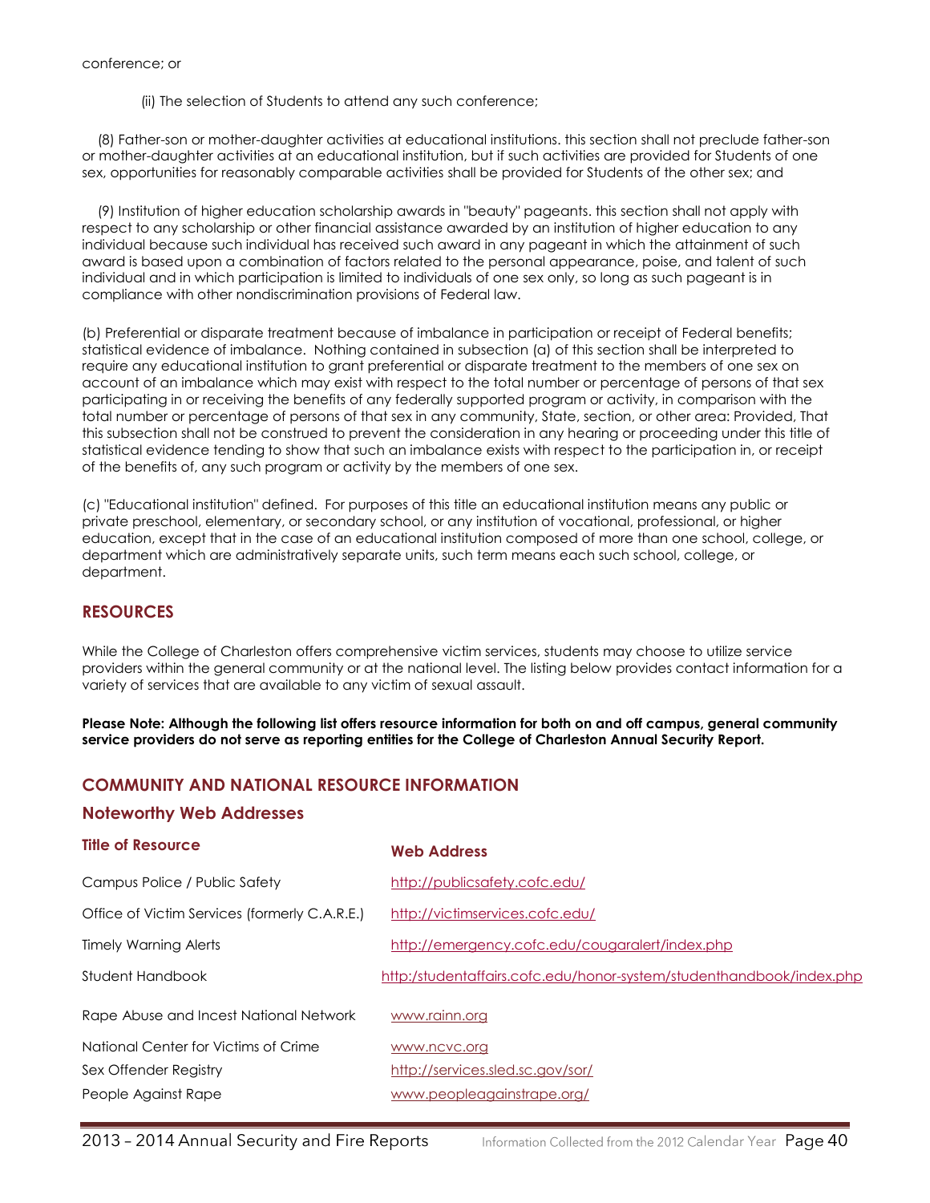conference; or

(ii) The selection of Students to attend any such conference;

(8) Father-son or mother-daughter activities at educational institutions. this section shall not preclude father-son or mother-daughter activities at an educational institution, but if such activities are provided for Students of one sex, opportunities for reasonably comparable activities shall be provided for Students of the other sex; and

(9) Institution of higher education scholarship awards in "beauty" pageants. this section shall not apply with respect to any scholarship or other financial assistance awarded by an institution of higher education to any individual because such individual has received such award in any pageant in which the attainment of such award is based upon a combination of factors related to the personal appearance, poise, and talent of such individual and in which participation is limited to individuals of one sex only, so long as such pageant is in compliance with other nondiscrimination provisions of Federal law.

(b) Preferential or disparate treatment because of imbalance in participation or receipt of Federal benefits; statistical evidence of imbalance. Nothing contained in subsection (a) of this section shall be interpreted to require any educational institution to grant preferential or disparate treatment to the members of one sex on account of an imbalance which may exist with respect to the total number or percentage of persons of that sex participating in or receiving the benefits of any federally supported program or activity, in comparison with the total number or percentage of persons of that sex in any community, State, section, or other area: Provided, That this subsection shall not be construed to prevent the consideration in any hearing or proceeding under this title of statistical evidence tending to show that such an imbalance exists with respect to the participation in, or receipt of the benefits of, any such program or activity by the members of one sex.

(c) "Educational institution" defined. For purposes of this title an educational institution means any public or private preschool, elementary, or secondary school, or any institution of vocational, professional, or higher education, except that in the case of an educational institution composed of more than one school, college, or department which are administratively separate units, such term means each such school, college, or department.

## RESOURCES

While the College of Charleston offers comprehensive victim services, students may choose to utilize service providers within the general community or at the national level. The listing below provides contact information for a variety of services that are available to any victim of sexual assault.

**Please Note: Although the following list offers resource information for both on and off campus, general community service providers do not serve as reporting entities for the College of Charleston Annual Security Report.**

## COMMUNITY AND NATIONAL RESOURCE INFORMATION

### Noteworthy Web Addresses

| Title of Resource | Web Address |
|---|---|
| Campus Police / Public Safety | http://publicsafety.cofc.edu/ |
| Office of Victim Services (formerly C.A.R.E.) | http://victimservices.cofc.edu/ |
| Timely Warning Alerts | http://emergency.cofc.edu/cougaralert/index.php |
| Student Handbook | http:/studentaffairs.cofc.edu/honor-system/studenthandbook/index.php |
| Rape Abuse and Incest National Network | www.rainn.org |
| National Center for Victims of Crime | www.ncvc.org |
| Sex Offender Registry | http://services.sled.sc.gov/sor/ |
| People Against Rape | www.peopleagainstrape.org/ |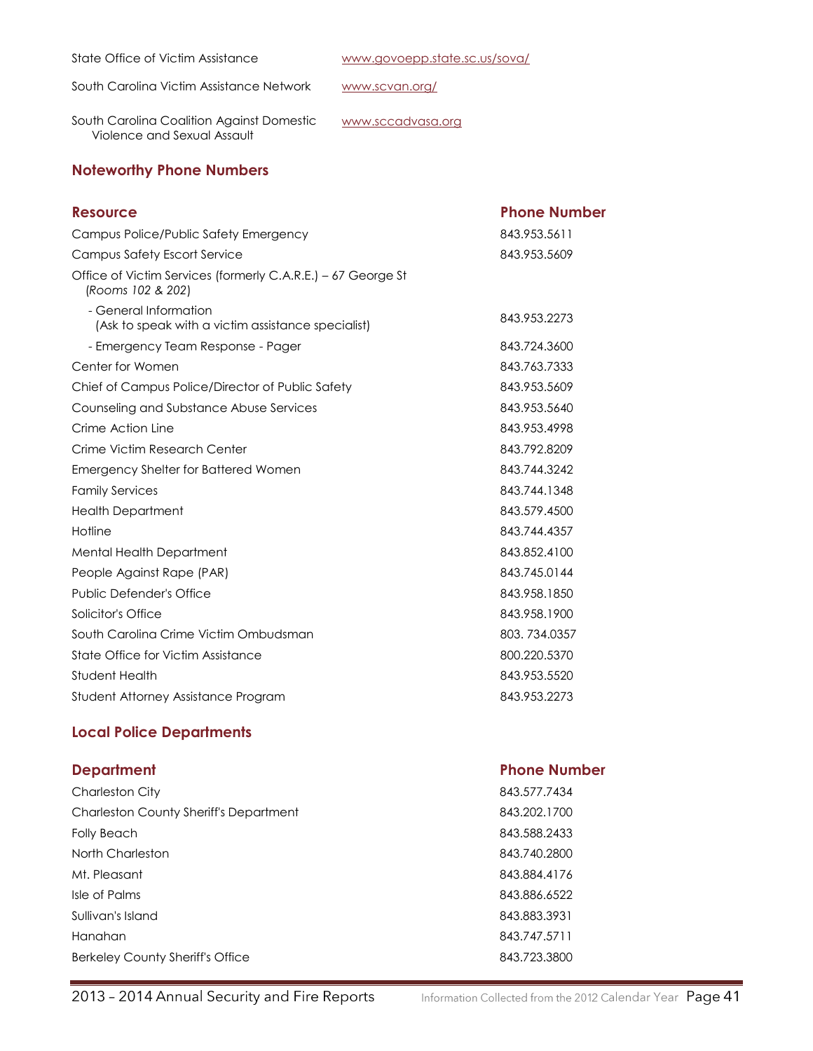| | |
|---|---|
| State Office of Victim Assistance | www.govoepp.state.sc.us/sova/ |
| South Carolina Victim Assistance Network | www.scvan.org/ |
| South Carolina Coalition Against Domestic Violence and Sexual Assault | www.sccadvasa.org |

## Noteworthy Phone Numbers

| Resource | Phone Number |
|---|---|
| Campus Police/Public Safety Emergency | 843.953.5611 |
| Campus Safety Escort Service | 843.953.5609 |
| Office of Victim Services (formerly C.A.R.E.) – 67 George St (*Rooms 102 & 202*) | |
| - General Information (Ask to speak with a victim assistance specialist) | 843.953.2273 |
| - Emergency Team Response - Pager | 843.724.3600 |
| Center for Women | 843.763.7333 |
| Chief of Campus Police/Director of Public Safety | 843.953.5609 |
| Counseling and Substance Abuse Services | 843.953.5640 |
| Crime Action Line | 843.953.4998 |
| Crime Victim Research Center | 843.792.8209 |
| Emergency Shelter for Battered Women | 843.744.3242 |
| Family Services | 843.744.1348 |
| Health Department | 843.579.4500 |
| Hotline | 843.744.4357 |
| Mental Health Department | 843.852.4100 |
| People Against Rape (PAR) | 843.745.0144 |
| Public Defender's Office | 843.958.1850 |
| Solicitor's Office | 843.958.1900 |
| South Carolina Crime Victim Ombudsman | 803. 734.0357 |
| State Office for Victim Assistance | 800.220.5370 |
| Student Health | 843.953.5520 |
| Student Attorney Assistance Program | 843.953.2273 |

## Local Police Departments

| Department | Phone Number |
|---|---|
| Charleston City | 843.577.7434 |
| Charleston County Sheriff's Department | 843.202.1700 |
| Folly Beach | 843.588.2433 |
| North Charleston | 843.740.2800 |
| Mt. Pleasant | 843.884.4176 |
| Isle of Palms | 843.886.6522 |
| Sullivan's Island | 843.883.3931 |
| Hanahan | 843.747.5711 |
| Berkeley County Sheriff's Office | 843.723.3800 |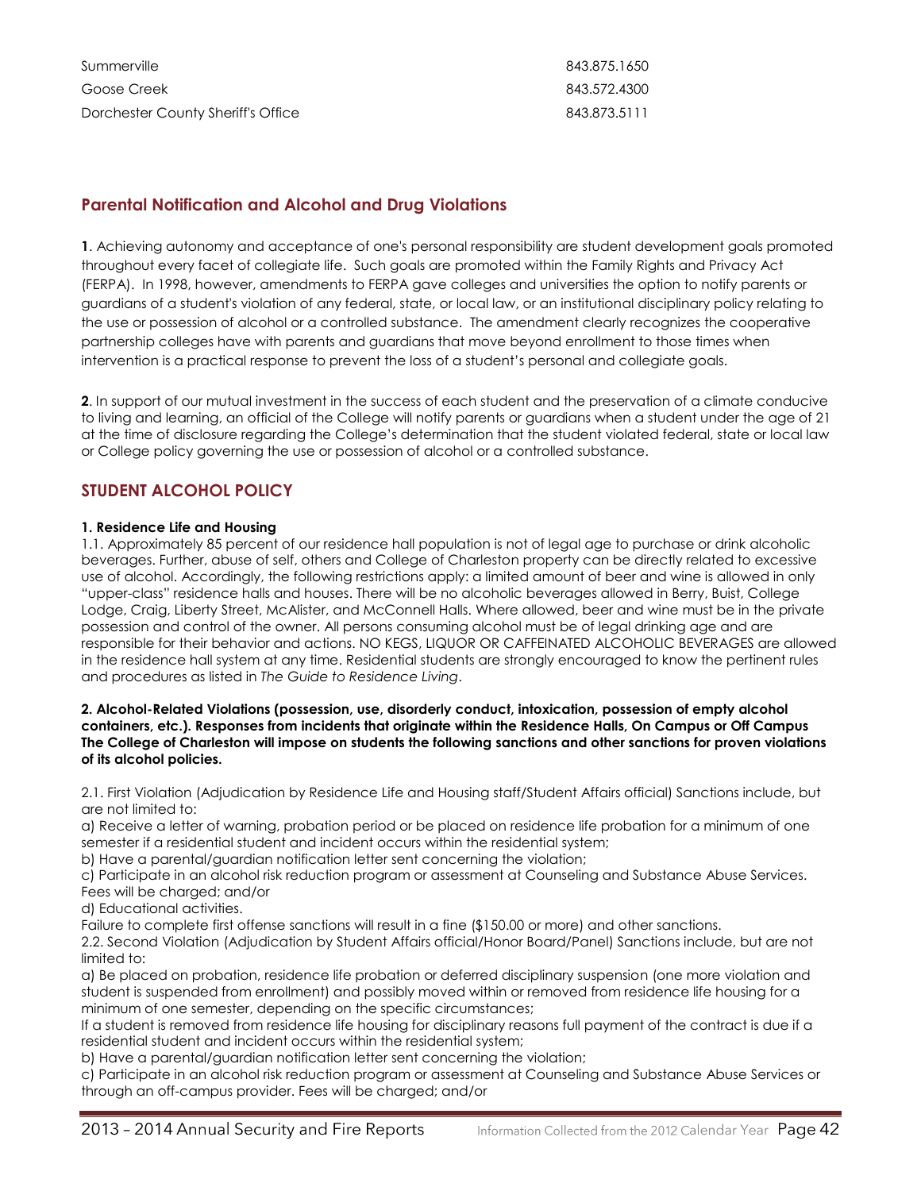| | |
|---|---|
| Summerville | 843.875.1650 |
| Goose Creek | 843.572.4300 |
| Dorchester County Sheriff's Office | 843.873.5111 |

## Parental Notification and Alcohol and Drug Violations

**1**. Achieving autonomy and acceptance of one's personal responsibility are student development goals promoted throughout every facet of collegiate life. Such goals are promoted within the Family Rights and Privacy Act (FERPA). In 1998, however, amendments to FERPA gave colleges and universities the option to notify parents or guardians of a student's violation of any federal, state, or local law, or an institutional disciplinary policy relating to the use or possession of alcohol or a controlled substance. The amendment clearly recognizes the cooperative partnership colleges have with parents and guardians that move beyond enrollment to those times when intervention is a practical response to prevent the loss of a student's personal and collegiate goals.

**2**. In support of our mutual investment in the success of each student and the preservation of a climate conducive to living and learning, an official of the College will notify parents or guardians when a student under the age of 21 at the time of disclosure regarding the College's determination that the student violated federal, state or local law or College policy governing the use or possession of alcohol or a controlled substance.

## STUDENT ALCOHOL POLICY

**1. Residence Life and Housing**

1.1. Approximately 85 percent of our residence hall population is not of legal age to purchase or drink alcoholic beverages. Further, abuse of self, others and College of Charleston property can be directly related to excessive use of alcohol. Accordingly, the following restrictions apply: a limited amount of beer and wine is allowed in only "upper-class" residence halls and houses. There will be no alcoholic beverages allowed in Berry, Buist, College Lodge, Craig, Liberty Street, McAlister, and McConnell Halls. Where allowed, beer and wine must be in the private possession and control of the owner. All persons consuming alcohol must be of legal drinking age and are responsible for their behavior and actions. NO KEGS, LIQUOR OR CAFFEINATED ALCOHOLIC BEVERAGES are allowed in the residence hall system at any time. Residential students are strongly encouraged to know the pertinent rules and procedures as listed in *The Guide to Residence Living*.

**2. Alcohol-Related Violations (possession, use, disorderly conduct, intoxication, possession of empty alcohol containers, etc.). Responses from incidents that originate within the Residence Halls, On Campus or Off Campus The College of Charleston will impose on students the following sanctions and other sanctions for proven violations of its alcohol policies.**

2.1. First Violation (Adjudication by Residence Life and Housing staff/Student Affairs official) Sanctions include, but are not limited to:

a) Receive a letter of warning, probation period or be placed on residence life probation for a minimum of one semester if a residential student and incident occurs within the residential system;

b) Have a parental/guardian notification letter sent concerning the violation;

c) Participate in an alcohol risk reduction program or assessment at Counseling and Substance Abuse Services. Fees will be charged; and/or

d) Educational activities.

Failure to complete first offense sanctions will result in a fine ($150.00 or more) and other sanctions.

2.2. Second Violation (Adjudication by Student Affairs official/Honor Board/Panel) Sanctions include, but are not limited to:

a) Be placed on probation, residence life probation or deferred disciplinary suspension (one more violation and student is suspended from enrollment) and possibly moved within or removed from residence life housing for a minimum of one semester, depending on the specific circumstances;

If a student is removed from residence life housing for disciplinary reasons full payment of the contract is due if a residential student and incident occurs within the residential system;

b) Have a parental/guardian notification letter sent concerning the violation;

c) Participate in an alcohol risk reduction program or assessment at Counseling and Substance Abuse Services or through an off-campus provider. Fees will be charged; and/or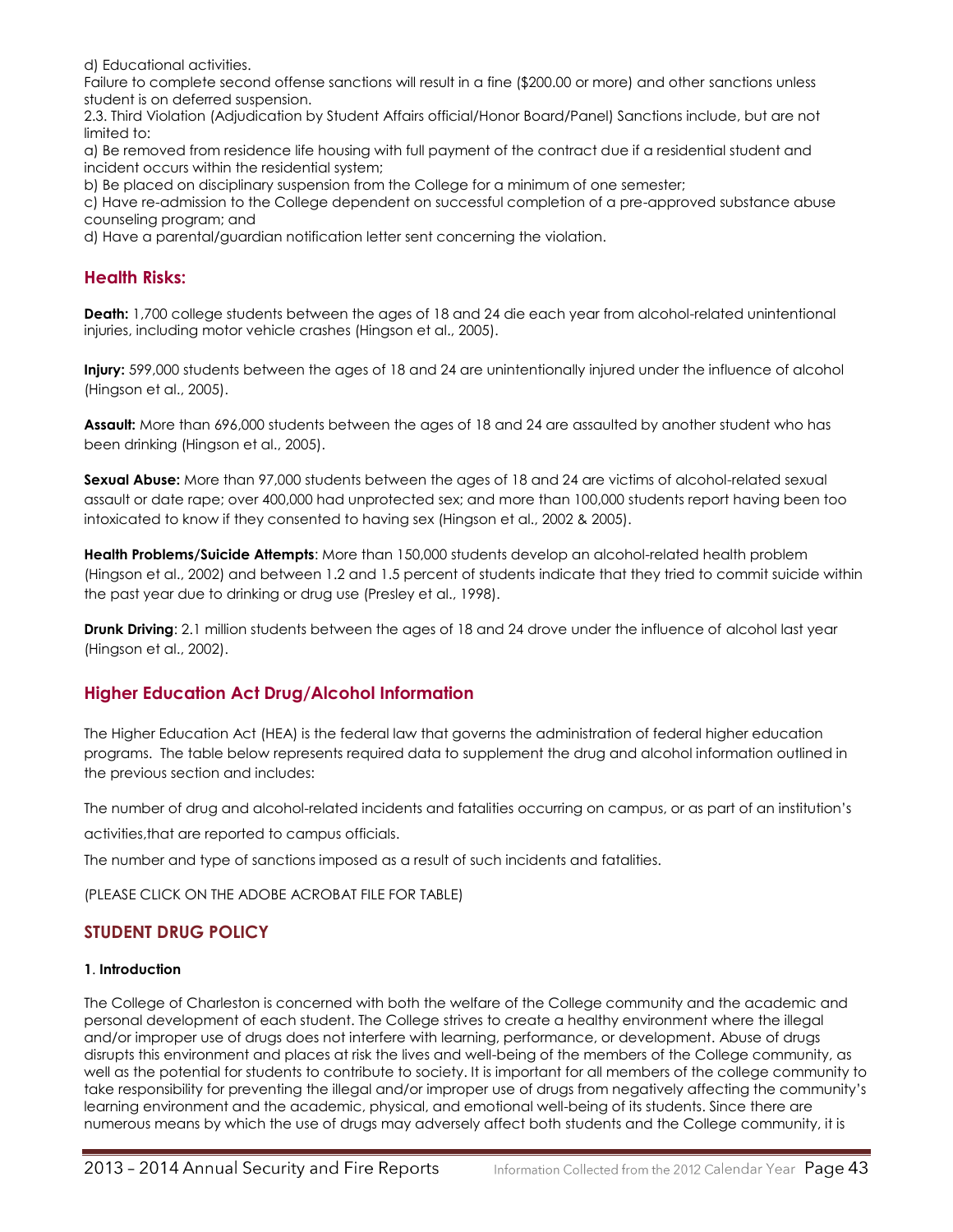d) Educational activities.

Failure to complete second offense sanctions will result in a fine ($200.00 or more) and other sanctions unless student is on deferred suspension.

2.3. Third Violation (Adjudication by Student Affairs official/Honor Board/Panel) Sanctions include, but are not limited to:

a) Be removed from residence life housing with full payment of the contract due if a residential student and incident occurs within the residential system;

b) Be placed on disciplinary suspension from the College for a minimum of one semester;

c) Have re-admission to the College dependent on successful completion of a pre-approved substance abuse counseling program; and

d) Have a parental/guardian notification letter sent concerning the violation.

## Health Risks:

**Death:** 1,700 college students between the ages of 18 and 24 die each year from alcohol-related unintentional injuries, including motor vehicle crashes (Hingson et al., 2005).

**Injury:** 599,000 students between the ages of 18 and 24 are unintentionally injured under the influence of alcohol (Hingson et al., 2005).

**Assault:** More than 696,000 students between the ages of 18 and 24 are assaulted by another student who has been drinking (Hingson et al., 2005).

**Sexual Abuse:** More than 97,000 students between the ages of 18 and 24 are victims of alcohol-related sexual assault or date rape; over 400,000 had unprotected sex; and more than 100,000 students report having been too intoxicated to know if they consented to having sex (Hingson et al., 2002 & 2005).

**Health Problems/Suicide Attempts**: More than 150,000 students develop an alcohol-related health problem (Hingson et al., 2002) and between 1.2 and 1.5 percent of students indicate that they tried to commit suicide within the past year due to drinking or drug use (Presley et al., 1998).

**Drunk Driving**: 2.1 million students between the ages of 18 and 24 drove under the influence of alcohol last year (Hingson et al., 2002).

## Higher Education Act Drug/Alcohol Information

The Higher Education Act (HEA) is the federal law that governs the administration of federal higher education programs. The table below represents required data to supplement the drug and alcohol information outlined in the previous section and includes:

The number of drug and alcohol-related incidents and fatalities occurring on campus, or as part of an institution's activities,that are reported to campus officials.

The number and type of sanctions imposed as a result of such incidents and fatalities.

(PLEASE CLICK ON THE ADOBE ACROBAT FILE FOR TABLE)

## STUDENT DRUG POLICY

### 1. Introduction

The College of Charleston is concerned with both the welfare of the College community and the academic and personal development of each student. The College strives to create a healthy environment where the illegal and/or improper use of drugs does not interfere with learning, performance, or development. Abuse of drugs disrupts this environment and places at risk the lives and well-being of the members of the College community, as well as the potential for students to contribute to society. It is important for all members of the college community to take responsibility for preventing the illegal and/or improper use of drugs from negatively affecting the community's learning environment and the academic, physical, and emotional well-being of its students. Since there are numerous means by which the use of drugs may adversely affect both students and the College community, it is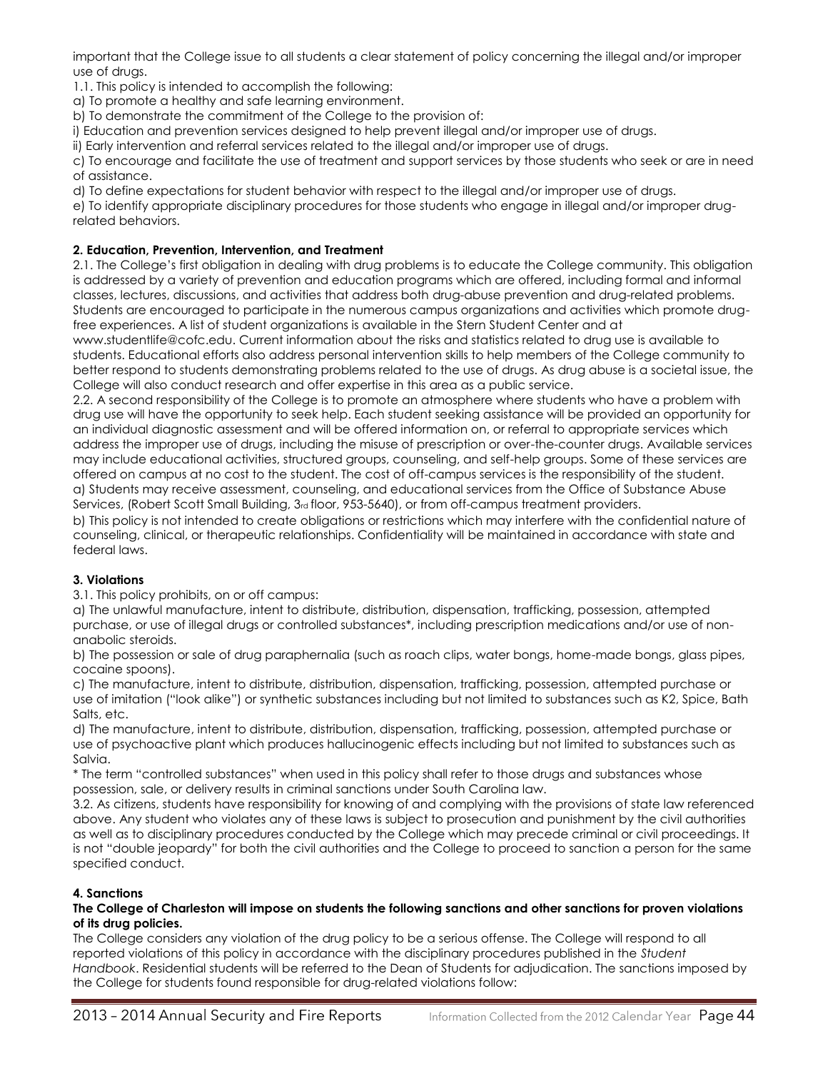important that the College issue to all students a clear statement of policy concerning the illegal and/or improper use of drugs.

1.1. This policy is intended to accomplish the following:

a) To promote a healthy and safe learning environment.

b) To demonstrate the commitment of the College to the provision of:

i) Education and prevention services designed to help prevent illegal and/or improper use of drugs.

ii) Early intervention and referral services related to the illegal and/or improper use of drugs.

c) To encourage and facilitate the use of treatment and support services by those students who seek or are in need of assistance.

d) To define expectations for student behavior with respect to the illegal and/or improper use of drugs.

e) To identify appropriate disciplinary procedures for those students who engage in illegal and/or improper drug-related behaviors.

**2. Education, Prevention, Intervention, and Treatment**

2.1. The College's first obligation in dealing with drug problems is to educate the College community. This obligation is addressed by a variety of prevention and education programs which are offered, including formal and informal classes, lectures, discussions, and activities that address both drug-abuse prevention and drug-related problems. Students are encouraged to participate in the numerous campus organizations and activities which promote drug-free experiences. A list of student organizations is available in the Stern Student Center and at www.studentlife@cofc.edu. Current information about the risks and statistics related to drug use is available to students. Educational efforts also address personal intervention skills to help members of the College community to better respond to students demonstrating problems related to the use of drugs. As drug abuse is a societal issue, the College will also conduct research and offer expertise in this area as a public service.

2.2. A second responsibility of the College is to promote an atmosphere where students who have a problem with drug use will have the opportunity to seek help. Each student seeking assistance will be provided an opportunity for an individual diagnostic assessment and will be offered information on, or referral to appropriate services which address the improper use of drugs, including the misuse of prescription or over-the-counter drugs. Available services may include educational activities, structured groups, counseling, and self-help groups. Some of these services are offered on campus at no cost to the student. The cost of off-campus services is the responsibility of the student.

a) Students may receive assessment, counseling, and educational services from the Office of Substance Abuse Services, (Robert Scott Small Building, 3rd floor, 953-5640), or from off-campus treatment providers.

b) This policy is not intended to create obligations or restrictions which may interfere with the confidential nature of counseling, clinical, or therapeutic relationships. Confidentiality will be maintained in accordance with state and federal laws.

**3. Violations**

3.1. This policy prohibits, on or off campus:

a) The unlawful manufacture, intent to distribute, distribution, dispensation, trafficking, possession, attempted purchase, or use of illegal drugs or controlled substances*, including prescription medications and/or use of non-anabolic steroids.

b) The possession or sale of drug paraphernalia (such as roach clips, water bongs, home-made bongs, glass pipes, cocaine spoons).

c) The manufacture, intent to distribute, distribution, dispensation, trafficking, possession, attempted purchase or use of imitation ("look alike") or synthetic substances including but not limited to substances such as K2, Spice, Bath Salts, etc.

d) The manufacture, intent to distribute, distribution, dispensation, trafficking, possession, attempted purchase or use of psychoactive plant which produces hallucinogenic effects including but not limited to substances such as Salvia.

\* The term "controlled substances" when used in this policy shall refer to those drugs and substances whose possession, sale, or delivery results in criminal sanctions under South Carolina law.

3.2. As citizens, students have responsibility for knowing of and complying with the provisions of state law referenced above. Any student who violates any of these laws is subject to prosecution and punishment by the civil authorities as well as to disciplinary procedures conducted by the College which may precede criminal or civil proceedings. It is not "double jeopardy" for both the civil authorities and the College to proceed to sanction a person for the same specified conduct.

**4. Sanctions**

**The College of Charleston will impose on students the following sanctions and other sanctions for proven violations of its drug policies.**

The College considers any violation of the drug policy to be a serious offense. The College will respond to all reported violations of this policy in accordance with the disciplinary procedures published in the *Student Handbook*. Residential students will be referred to the Dean of Students for adjudication. The sanctions imposed by the College for students found responsible for drug-related violations follow: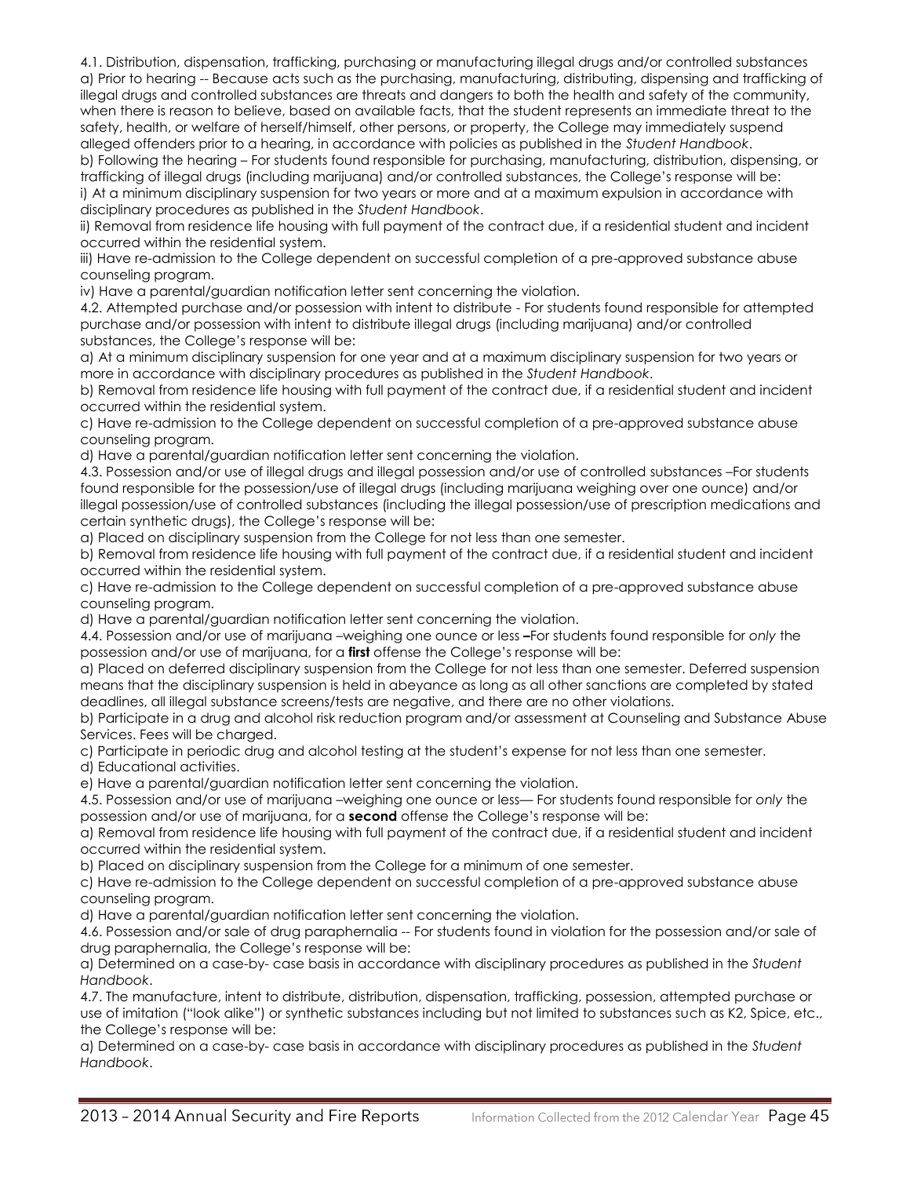4.1. Distribution, dispensation, trafficking, purchasing or manufacturing illegal drugs and/or controlled substances

a) Prior to hearing -- Because acts such as the purchasing, manufacturing, distributing, dispensing and trafficking of illegal drugs and controlled substances are threats and dangers to both the health and safety of the community, when there is reason to believe, based on available facts, that the student represents an immediate threat to the safety, health, or welfare of herself/himself, other persons, or property, the College may immediately suspend alleged offenders prior to a hearing, in accordance with policies as published in the *Student Handbook*.

b) Following the hearing – For students found responsible for purchasing, manufacturing, distribution, dispensing, or trafficking of illegal drugs (including marijuana) and/or controlled substances, the College's response will be:

i) At a minimum disciplinary suspension for two years or more and at a maximum expulsion in accordance with disciplinary procedures as published in the *Student Handbook*.

ii) Removal from residence life housing with full payment of the contract due, if a residential student and incident occurred within the residential system.

iii) Have re-admission to the College dependent on successful completion of a pre-approved substance abuse counseling program.

iv) Have a parental/guardian notification letter sent concerning the violation.

4.2. Attempted purchase and/or possession with intent to distribute - For students found responsible for attempted purchase and/or possession with intent to distribute illegal drugs (including marijuana) and/or controlled substances, the College's response will be:

a) At a minimum disciplinary suspension for one year and at a maximum disciplinary suspension for two years or more in accordance with disciplinary procedures as published in the *Student Handbook*.

b) Removal from residence life housing with full payment of the contract due, if a residential student and incident occurred within the residential system.

c) Have re-admission to the College dependent on successful completion of a pre-approved substance abuse counseling program.

d) Have a parental/guardian notification letter sent concerning the violation.

4.3. Possession and/or use of illegal drugs and illegal possession and/or use of controlled substances –For students found responsible for the possession/use of illegal drugs (including marijuana weighing over one ounce) and/or illegal possession/use of controlled substances (including the illegal possession/use of prescription medications and certain synthetic drugs), the College's response will be:

a) Placed on disciplinary suspension from the College for not less than one semester.

b) Removal from residence life housing with full payment of the contract due, if a residential student and incident occurred within the residential system.

c) Have re-admission to the College dependent on successful completion of a pre-approved substance abuse counseling program.

d) Have a parental/guardian notification letter sent concerning the violation.

4.4. Possession and/or use of marijuana –weighing one ounce or less **–**For students found responsible for *only* the possession and/or use of marijuana, for a **first** offense the College's response will be:

a) Placed on deferred disciplinary suspension from the College for not less than one semester. Deferred suspension means that the disciplinary suspension is held in abeyance as long as all other sanctions are completed by stated deadlines, all illegal substance screens/tests are negative, and there are no other violations.

b) Participate in a drug and alcohol risk reduction program and/or assessment at Counseling and Substance Abuse Services. Fees will be charged.

c) Participate in periodic drug and alcohol testing at the student's expense for not less than one semester.

d) Educational activities.

e) Have a parental/guardian notification letter sent concerning the violation.

4.5. Possession and/or use of marijuana –weighing one ounce or less— For students found responsible for *only* the possession and/or use of marijuana, for a **second** offense the College's response will be:

a) Removal from residence life housing with full payment of the contract due, if a residential student and incident occurred within the residential system.

b) Placed on disciplinary suspension from the College for a minimum of one semester.

c) Have re-admission to the College dependent on successful completion of a pre-approved substance abuse counseling program.

d) Have a parental/guardian notification letter sent concerning the violation.

4.6. Possession and/or sale of drug paraphernalia -- For students found in violation for the possession and/or sale of drug paraphernalia, the College's response will be:

a) Determined on a case-by- case basis in accordance with disciplinary procedures as published in the *Student Handbook*.

4.7. The manufacture, intent to distribute, distribution, dispensation, trafficking, possession, attempted purchase or use of imitation ("look alike") or synthetic substances including but not limited to substances such as K2, Spice, etc., the College's response will be:

a) Determined on a case-by- case basis in accordance with disciplinary procedures as published in the *Student Handbook*.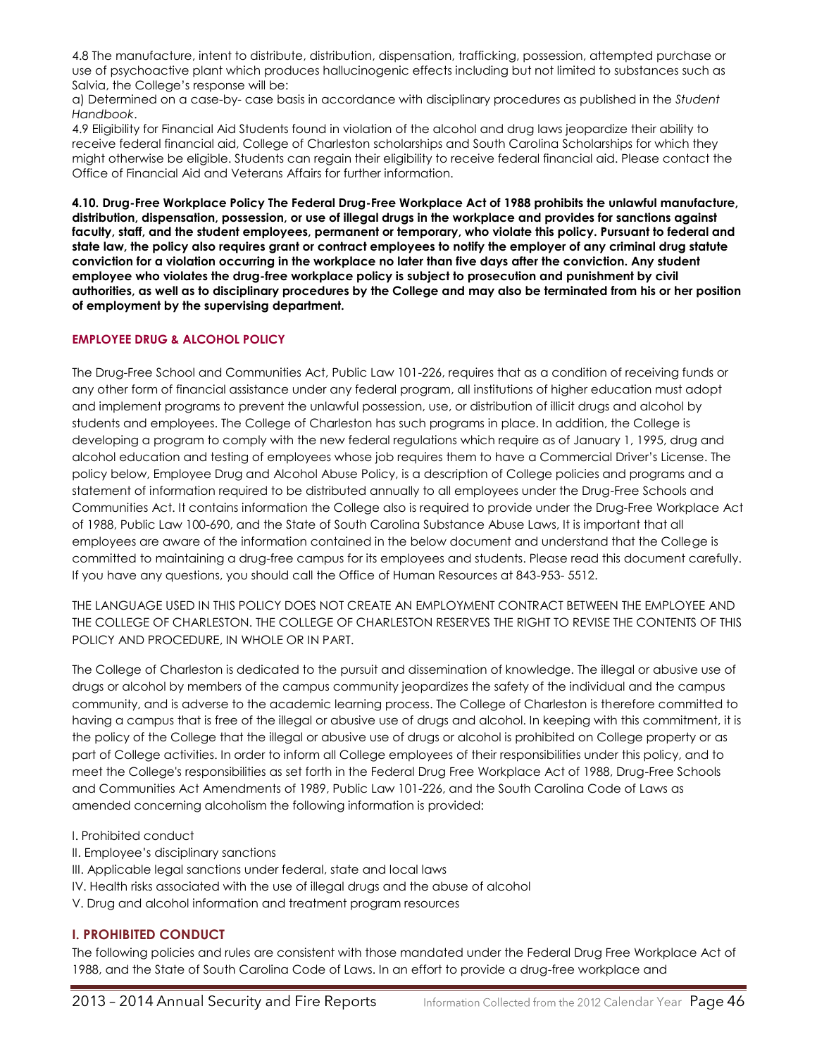4.8 The manufacture, intent to distribute, distribution, dispensation, trafficking, possession, attempted purchase or use of psychoactive plant which produces hallucinogenic effects including but not limited to substances such as Salvia, the College's response will be:

a) Determined on a case-by- case basis in accordance with disciplinary procedures as published in the *Student Handbook*.

4.9 Eligibility for Financial Aid Students found in violation of the alcohol and drug laws jeopardize their ability to receive federal financial aid, College of Charleston scholarships and South Carolina Scholarships for which they might otherwise be eligible. Students can regain their eligibility to receive federal financial aid. Please contact the Office of Financial Aid and Veterans Affairs for further information.

**4.10. Drug-Free Workplace Policy The Federal Drug-Free Workplace Act of 1988 prohibits the unlawful manufacture, distribution, dispensation, possession, or use of illegal drugs in the workplace and provides for sanctions against faculty, staff, and the student employees, permanent or temporary, who violate this policy. Pursuant to federal and state law, the policy also requires grant or contract employees to notify the employer of any criminal drug statute conviction for a violation occurring in the workplace no later than five days after the conviction. Any student employee who violates the drug-free workplace policy is subject to prosecution and punishment by civil authorities, as well as to disciplinary procedures by the College and may also be terminated from his or her position of employment by the supervising department.**

## EMPLOYEE DRUG & ALCOHOL POLICY

The Drug-Free School and Communities Act, Public Law 101-226, requires that as a condition of receiving funds or any other form of financial assistance under any federal program, all institutions of higher education must adopt and implement programs to prevent the unlawful possession, use, or distribution of illicit drugs and alcohol by students and employees. The College of Charleston has such programs in place. In addition, the College is developing a program to comply with the new federal regulations which require as of January 1, 1995, drug and alcohol education and testing of employees whose job requires them to have a Commercial Driver's License. The policy below, Employee Drug and Alcohol Abuse Policy, is a description of College policies and programs and a statement of information required to be distributed annually to all employees under the Drug-Free Schools and Communities Act. It contains information the College also is required to provide under the Drug-Free Workplace Act of 1988, Public Law 100-690, and the State of South Carolina Substance Abuse Laws, It is important that all employees are aware of the information contained in the below document and understand that the College is committed to maintaining a drug-free campus for its employees and students. Please read this document carefully. If you have any questions, you should call the Office of Human Resources at 843-953- 5512.

THE LANGUAGE USED IN THIS POLICY DOES NOT CREATE AN EMPLOYMENT CONTRACT BETWEEN THE EMPLOYEE AND THE COLLEGE OF CHARLESTON. THE COLLEGE OF CHARLESTON RESERVES THE RIGHT TO REVISE THE CONTENTS OF THIS POLICY AND PROCEDURE, IN WHOLE OR IN PART.

The College of Charleston is dedicated to the pursuit and dissemination of knowledge. The illegal or abusive use of drugs or alcohol by members of the campus community jeopardizes the safety of the individual and the campus community, and is adverse to the academic learning process. The College of Charleston is therefore committed to having a campus that is free of the illegal or abusive use of drugs and alcohol. In keeping with this commitment, it is the policy of the College that the illegal or abusive use of drugs or alcohol is prohibited on College property or as part of College activities. In order to inform all College employees of their responsibilities under this policy, and to meet the College's responsibilities as set forth in the Federal Drug Free Workplace Act of 1988, Drug-Free Schools and Communities Act Amendments of 1989, Public Law 101-226, and the South Carolina Code of Laws as amended concerning alcoholism the following information is provided:

I. Prohibited conduct
II. Employee's disciplinary sanctions
III. Applicable legal sanctions under federal, state and local laws
IV. Health risks associated with the use of illegal drugs and the abuse of alcohol
V. Drug and alcohol information and treatment program resources

## I. PROHIBITED CONDUCT

The following policies and rules are consistent with those mandated under the Federal Drug Free Workplace Act of 1988, and the State of South Carolina Code of Laws. In an effort to provide a drug-free workplace and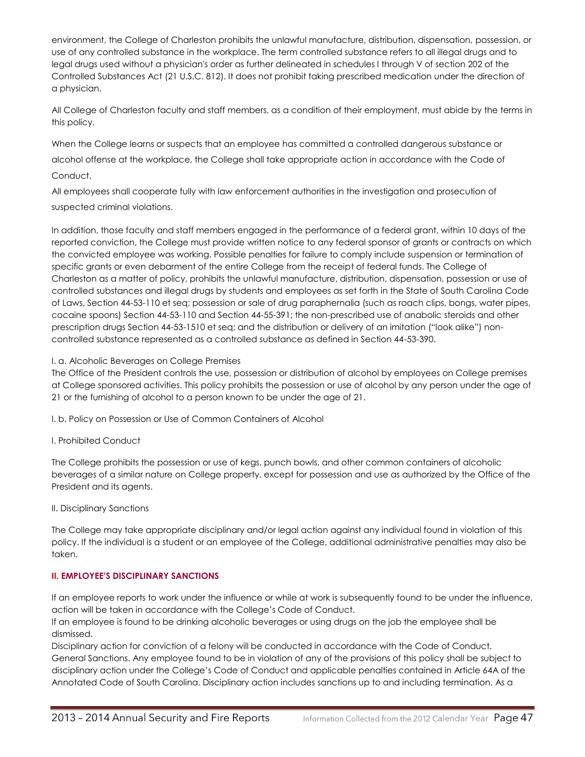environment, the College of Charleston prohibits the unlawful manufacture, distribution, dispensation, possession, or use of any controlled substance in the workplace. The term controlled substance refers to all illegal drugs and to legal drugs used without a physician's order as further delineated in schedules I through V of section 202 of the Controlled Substances Act (21 U.S.C. 812). It does not prohibit taking prescribed medication under the direction of a physician.

All College of Charleston faculty and staff members, as a condition of their employment, must abide by the terms in this policy.

When the College learns or suspects that an employee has committed a controlled dangerous substance or alcohol offense at the workplace, the College shall take appropriate action in accordance with the Code of Conduct.

All employees shall cooperate fully with law enforcement authorities in the investigation and prosecution of suspected criminal violations.

In addition, those faculty and staff members engaged in the performance of a federal grant, within 10 days of the reported conviction, the College must provide written notice to any federal sponsor of grants or contracts on which the convicted employee was working. Possible penalties for failure to comply include suspension or termination of specific grants or even debarment of the entire College from the receipt of federal funds. The College of Charleston as a matter of policy, prohibits the unlawful manufacture, distribution, dispensation, possession or use of controlled substances and illegal drugs by students and employees as set forth in the State of South Carolina Code of Laws, Section 44-53-110 et seq; possession or sale of drug paraphernalia (such as roach clips, bongs, water pipes, cocaine spoons) Section 44-53-110 and Section 44-55-391; the non-prescribed use of anabolic steroids and other prescription drugs Section 44-53-1510 et seq; and the distribution or delivery of an imitation ("look alike") non-controlled substance represented as a controlled substance as defined in Section 44-53-390.

I. a. Alcoholic Beverages on College Premises

The Office of the President controls the use, possession or distribution of alcohol by employees on College premises at College sponsored activities. This policy prohibits the possession or use of alcohol by any person under the age of 21 or the furnishing of alcohol to a person known to be under the age of 21.

I. b. Policy on Possession or Use of Common Containers of Alcohol

I. Prohibited Conduct

The College prohibits the possession or use of kegs, punch bowls, and other common containers of alcoholic beverages of a similar nature on College property, except for possession and use as authorized by the Office of the President and its agents.

II. Disciplinary Sanctions

The College may take appropriate disciplinary and/or legal action against any individual found in violation of this policy. If the individual is a student or an employee of the College, additional administrative penalties may also be taken.

**II. EMPLOYEE'S DISCIPLINARY SANCTIONS**

If an employee reports to work under the influence or while at work is subsequently found to be under the influence, action will be taken in accordance with the College's Code of Conduct.

If an employee is found to be drinking alcoholic beverages or using drugs on the job the employee shall be dismissed.

Disciplinary action for conviction of a felony will be conducted in accordance with the Code of Conduct.

General Sanctions. Any employee found to be in violation of any of the provisions of this policy shall be subject to disciplinary action under the College's Code of Conduct and applicable penalties contained in Article 64A of the Annotated Code of South Carolina. Disciplinary action includes sanctions up to and including termination. As a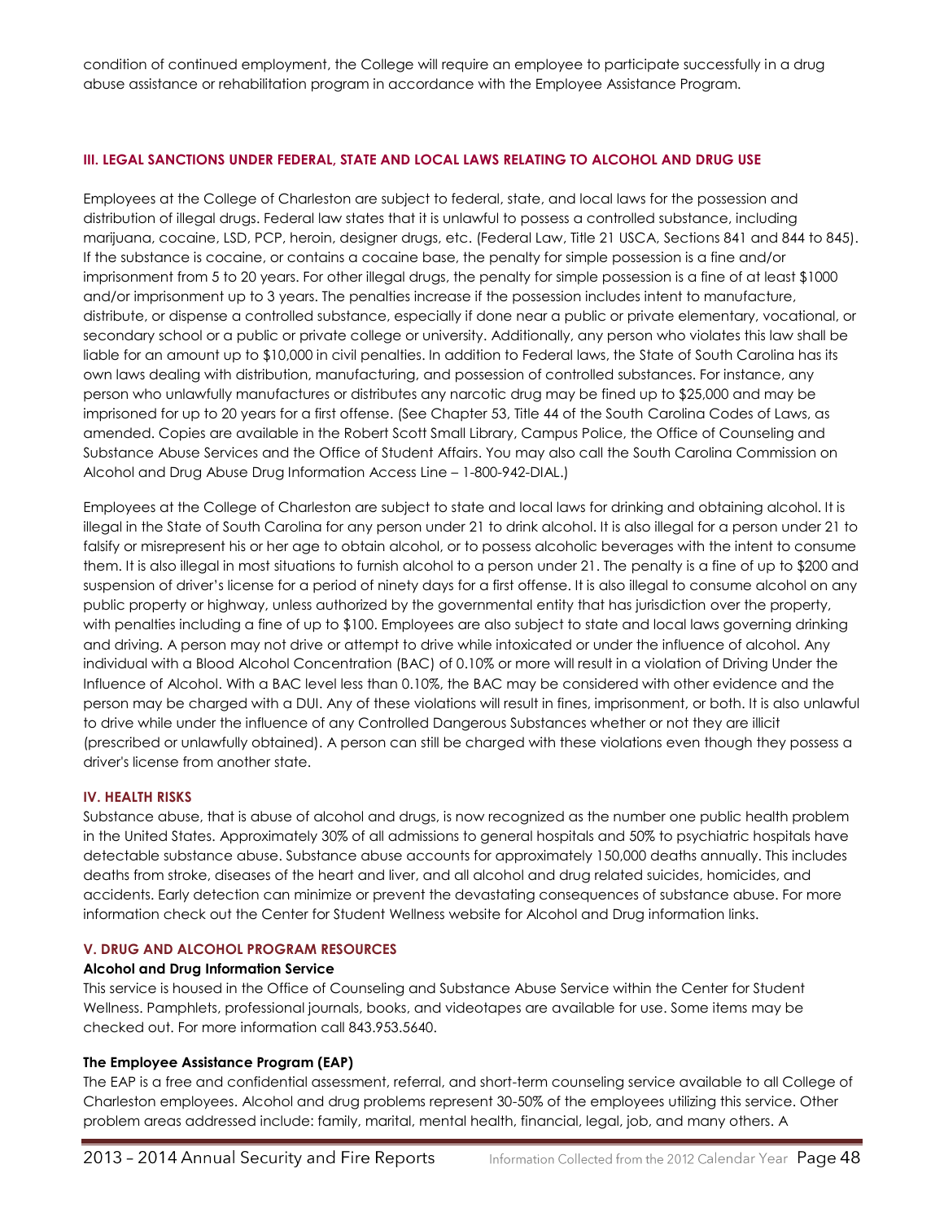condition of continued employment, the College will require an employee to participate successfully in a drug abuse assistance or rehabilitation program in accordance with the Employee Assistance Program.

## III. LEGAL SANCTIONS UNDER FEDERAL, STATE AND LOCAL LAWS RELATING TO ALCOHOL AND DRUG USE

Employees at the College of Charleston are subject to federal, state, and local laws for the possession and distribution of illegal drugs. Federal law states that it is unlawful to possess a controlled substance, including marijuana, cocaine, LSD, PCP, heroin, designer drugs, etc. (Federal Law, Title 21 USCA, Sections 841 and 844 to 845). If the substance is cocaine, or contains a cocaine base, the penalty for simple possession is a fine and/or imprisonment from 5 to 20 years. For other illegal drugs, the penalty for simple possession is a fine of at least $1000 and/or imprisonment up to 3 years. The penalties increase if the possession includes intent to manufacture, distribute, or dispense a controlled substance, especially if done near a public or private elementary, vocational, or secondary school or a public or private college or university. Additionally, any person who violates this law shall be liable for an amount up to $10,000 in civil penalties. In addition to Federal laws, the State of South Carolina has its own laws dealing with distribution, manufacturing, and possession of controlled substances. For instance, any person who unlawfully manufactures or distributes any narcotic drug may be fined up to $25,000 and may be imprisoned for up to 20 years for a first offense. (See Chapter 53, Title 44 of the South Carolina Codes of Laws, as amended. Copies are available in the Robert Scott Small Library, Campus Police, the Office of Counseling and Substance Abuse Services and the Office of Student Affairs. You may also call the South Carolina Commission on Alcohol and Drug Abuse Drug Information Access Line – 1-800-942-DIAL.)

Employees at the College of Charleston are subject to state and local laws for drinking and obtaining alcohol. It is illegal in the State of South Carolina for any person under 21 to drink alcohol. It is also illegal for a person under 21 to falsify or misrepresent his or her age to obtain alcohol, or to possess alcoholic beverages with the intent to consume them. It is also illegal in most situations to furnish alcohol to a person under 21. The penalty is a fine of up to $200 and suspension of driver's license for a period of ninety days for a first offense. It is also illegal to consume alcohol on any public property or highway, unless authorized by the governmental entity that has jurisdiction over the property, with penalties including a fine of up to $100. Employees are also subject to state and local laws governing drinking and driving. A person may not drive or attempt to drive while intoxicated or under the influence of alcohol. Any individual with a Blood Alcohol Concentration (BAC) of 0.10% or more will result in a violation of Driving Under the Influence of Alcohol. With a BAC level less than 0.10%, the BAC may be considered with other evidence and the person may be charged with a DUI. Any of these violations will result in fines, imprisonment, or both. It is also unlawful to drive while under the influence of any Controlled Dangerous Substances whether or not they are illicit (prescribed or unlawfully obtained). A person can still be charged with these violations even though they possess a driver's license from another state.

## IV. HEALTH RISKS

Substance abuse, that is abuse of alcohol and drugs, is now recognized as the number one public health problem in the United States. Approximately 30% of all admissions to general hospitals and 50% to psychiatric hospitals have detectable substance abuse. Substance abuse accounts for approximately 150,000 deaths annually. This includes deaths from stroke, diseases of the heart and liver, and all alcohol and drug related suicides, homicides, and accidents. Early detection can minimize or prevent the devastating consequences of substance abuse. For more information check out the Center for Student Wellness website for Alcohol and Drug information links.

## V. DRUG AND ALCOHOL PROGRAM RESOURCES

**Alcohol and Drug Information Service**

This service is housed in the Office of Counseling and Substance Abuse Service within the Center for Student Wellness. Pamphlets, professional journals, books, and videotapes are available for use. Some items may be checked out. For more information call 843.953.5640.

**The Employee Assistance Program (EAP)**

The EAP is a free and confidential assessment, referral, and short-term counseling service available to all College of Charleston employees. Alcohol and drug problems represent 30-50% of the employees utilizing this service. Other problem areas addressed include: family, marital, mental health, financial, legal, job, and many others. A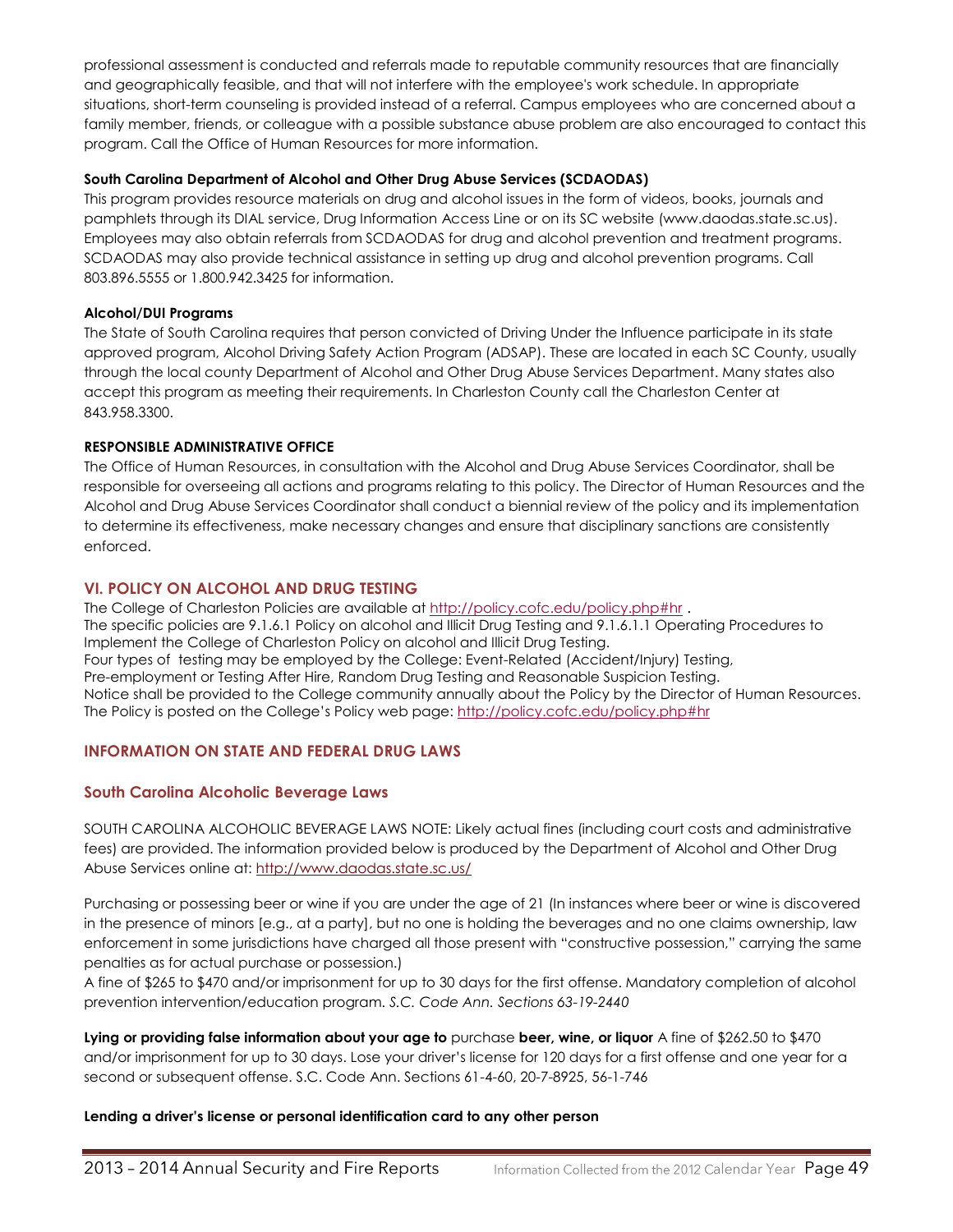professional assessment is conducted and referrals made to reputable community resources that are financially and geographically feasible, and that will not interfere with the employee's work schedule. In appropriate situations, short-term counseling is provided instead of a referral. Campus employees who are concerned about a family member, friends, or colleague with a possible substance abuse problem are also encouraged to contact this program. Call the Office of Human Resources for more information.

**South Carolina Department of Alcohol and Other Drug Abuse Services (SCDAODAS)**

This program provides resource materials on drug and alcohol issues in the form of videos, books, journals and pamphlets through its DIAL service, Drug Information Access Line or on its SC website (www.daodas.state.sc.us). Employees may also obtain referrals from SCDAODAS for drug and alcohol prevention and treatment programs. SCDAODAS may also provide technical assistance in setting up drug and alcohol prevention programs. Call 803.896.5555 or 1.800.942.3425 for information.

**Alcohol/DUI Programs**

The State of South Carolina requires that person convicted of Driving Under the Influence participate in its state approved program, Alcohol Driving Safety Action Program (ADSAP). These are located in each SC County, usually through the local county Department of Alcohol and Other Drug Abuse Services Department. Many states also accept this program as meeting their requirements. In Charleston County call the Charleston Center at 843.958.3300.

**RESPONSIBLE ADMINISTRATIVE OFFICE**

The Office of Human Resources, in consultation with the Alcohol and Drug Abuse Services Coordinator, shall be responsible for overseeing all actions and programs relating to this policy. The Director of Human Resources and the Alcohol and Drug Abuse Services Coordinator shall conduct a biennial review of the policy and its implementation to determine its effectiveness, make necessary changes and ensure that disciplinary sanctions are consistently enforced.

## VI. POLICY ON ALCOHOL AND DRUG TESTING

The College of Charleston Policies are available at http://policy.cofc.edu/policy.php#hr .
The specific policies are 9.1.6.1 Policy on alcohol and Illicit Drug Testing and 9.1.6.1.1 Operating Procedures to Implement the College of Charleston Policy on alcohol and Illicit Drug Testing.
Four types of testing may be employed by the College: Event-Related (Accident/Injury) Testing, Pre-employment or Testing After Hire, Random Drug Testing and Reasonable Suspicion Testing.
Notice shall be provided to the College community annually about the Policy by the Director of Human Resources.
The Policy is posted on the College's Policy web page: http://policy.cofc.edu/policy.php#hr

## INFORMATION ON STATE AND FEDERAL DRUG LAWS

### South Carolina Alcoholic Beverage Laws

SOUTH CAROLINA ALCOHOLIC BEVERAGE LAWS NOTE: Likely actual fines (including court costs and administrative fees) are provided. The information provided below is produced by the Department of Alcohol and Other Drug Abuse Services online at: http://www.daodas.state.sc.us/

Purchasing or possessing beer or wine if you are under the age of 21 (In instances where beer or wine is discovered in the presence of minors [e.g., at a party], but no one is holding the beverages and no one claims ownership, law enforcement in some jurisdictions have charged all those present with "constructive possession," carrying the same penalties as for actual purchase or possession.)
A fine of $265 to $470 and/or imprisonment for up to 30 days for the first offense. Mandatory completion of alcohol prevention intervention/education program. *S.C. Code Ann. Sections 63-19-2440*

**Lying or providing false information about your age to** purchase **beer, wine, or liquor** A fine of $262.50 to $470 and/or imprisonment for up to 30 days. Lose your driver's license for 120 days for a first offense and one year for a second or subsequent offense. S.C. Code Ann. Sections 61-4-60, 20-7-8925, 56-1-746

**Lending a driver's license or personal identification card to any other person**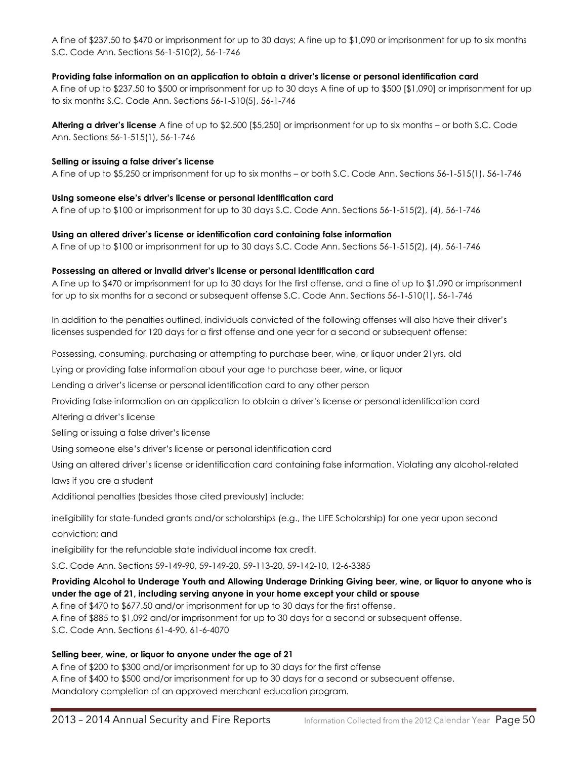A fine of $237.50 to $470 or imprisonment for up to 30 days; A fine up to $1,090 or imprisonment for up to six months S.C. Code Ann. Sections 56-1-510(2), 56-1-746

**Providing false information on an application to obtain a driver's license or personal identification card**
A fine of up to $237.50 to $500 or imprisonment for up to 30 days A fine of up to $500 [$1,090] or imprisonment for up to six months S.C. Code Ann. Sections 56-1-510(5), 56-1-746

**Altering a driver's license** A fine of up to $2,500 [$5,250] or imprisonment for up to six months – or both S.C. Code Ann. Sections 56-1-515(1), 56-1-746

**Selling or issuing a false driver's license**
A fine of up to $5,250 or imprisonment for up to six months – or both S.C. Code Ann. Sections 56-1-515(1), 56-1-746

**Using someone else's driver's license or personal identification card**
A fine of up to $100 or imprisonment for up to 30 days S.C. Code Ann. Sections 56-1-515(2), (4), 56-1-746

**Using an altered driver's license or identification card containing false information**
A fine of up to $100 or imprisonment for up to 30 days S.C. Code Ann. Sections 56-1-515(2), (4), 56-1-746

**Possessing an altered or invalid driver's license or personal identification card**
A fine up to $470 or imprisonment for up to 30 days for the first offense, and a fine of up to $1,090 or imprisonment for up to six months for a second or subsequent offense S.C. Code Ann. Sections 56-1-510(1), 56-1-746

In addition to the penalties outlined, individuals convicted of the following offenses will also have their driver's licenses suspended for 120 days for a first offense and one year for a second or subsequent offense:

Possessing, consuming, purchasing or attempting to purchase beer, wine, or liquor under 21yrs. old

Lying or providing false information about your age to purchase beer, wine, or liquor

Lending a driver's license or personal identification card to any other person

Providing false information on an application to obtain a driver's license or personal identification card

Altering a driver's license

Selling or issuing a false driver's license

Using someone else's driver's license or personal identification card

Using an altered driver's license or identification card containing false information. Violating any alcohol-related laws if you are a student

Additional penalties (besides those cited previously) include:

ineligibility for state-funded grants and/or scholarships (e.g., the LIFE Scholarship) for one year upon second conviction; and

ineligibility for the refundable state individual income tax credit.

S.C. Code Ann. Sections 59-149-90, 59-149-20, 59-113-20, 59-142-10, 12-6-3385

**Providing Alcohol to Underage Youth and Allowing Underage Drinking Giving beer, wine, or liquor to anyone who is under the age of 21, including serving anyone in your home except your child or spouse**
A fine of $470 to $677.50 and/or imprisonment for up to 30 days for the first offense.
A fine of $885 to $1,092 and/or imprisonment for up to 30 days for a second or subsequent offense.
S.C. Code Ann. Sections 61-4-90, 61-6-4070

**Selling beer, wine, or liquor to anyone under the age of 21**
A fine of $200 to $300 and/or imprisonment for up to 30 days for the first offense
A fine of $400 to $500 and/or imprisonment for up to 30 days for a second or subsequent offense.
Mandatory completion of an approved merchant education program.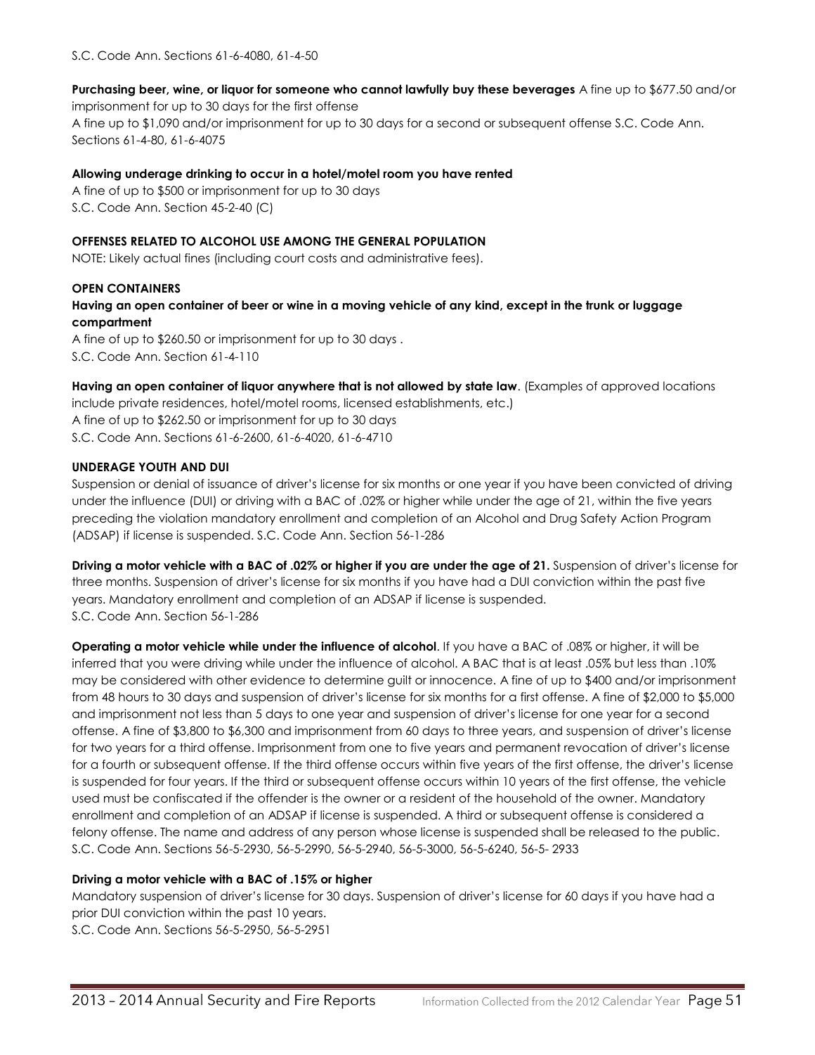S.C. Code Ann. Sections 61-6-4080, 61-4-50

**Purchasing beer, wine, or liquor for someone who cannot lawfully buy these beverages** A fine up to $677.50 and/or imprisonment for up to 30 days for the first offense
A fine up to $1,090 and/or imprisonment for up to 30 days for a second or subsequent offense S.C. Code Ann. Sections 61-4-80, 61-6-4075

**Allowing underage drinking to occur in a hotel/motel room you have rented**
A fine of up to $500 or imprisonment for up to 30 days
S.C. Code Ann. Section 45-2-40 (C)

**OFFENSES RELATED TO ALCOHOL USE AMONG THE GENERAL POPULATION**
NOTE: Likely actual fines (including court costs and administrative fees).

**OPEN CONTAINERS**

**Having an open container of beer or wine in a moving vehicle of any kind, except in the trunk or luggage compartment**
A fine of up to $260.50 or imprisonment for up to 30 days .
S.C. Code Ann. Section 61-4-110

**Having an open container of liquor anywhere that is not allowed by state law**. (Examples of approved locations include private residences, hotel/motel rooms, licensed establishments, etc.)
A fine of up to $262.50 or imprisonment for up to 30 days
S.C. Code Ann. Sections 61-6-2600, 61-6-4020, 61-6-4710

**UNDERAGE YOUTH AND DUI**
Suspension or denial of issuance of driver's license for six months or one year if you have been convicted of driving under the influence (DUI) or driving with a BAC of .02% or higher while under the age of 21, within the five years preceding the violation mandatory enrollment and completion of an Alcohol and Drug Safety Action Program (ADSAP) if license is suspended. S.C. Code Ann. Section 56-1-286

**Driving a motor vehicle with a BAC of .02% or higher if you are under the age of 21.** Suspension of driver's license for three months. Suspension of driver's license for six months if you have had a DUI conviction within the past five years. Mandatory enrollment and completion of an ADSAP if license is suspended.
S.C. Code Ann. Section 56-1-286

**Operating a motor vehicle while under the influence of alcohol**. If you have a BAC of .08% or higher, it will be inferred that you were driving while under the influence of alcohol. A BAC that is at least .05% but less than .10% may be considered with other evidence to determine guilt or innocence. A fine of up to $400 and/or imprisonment from 48 hours to 30 days and suspension of driver's license for six months for a first offense. A fine of $2,000 to $5,000 and imprisonment not less than 5 days to one year and suspension of driver's license for one year for a second offense. A fine of $3,800 to $6,300 and imprisonment from 60 days to three years, and suspension of driver's license for two years for a third offense. Imprisonment from one to five years and permanent revocation of driver's license for a fourth or subsequent offense. If the third offense occurs within five years of the first offense, the driver's license is suspended for four years. If the third or subsequent offense occurs within 10 years of the first offense, the vehicle used must be confiscated if the offender is the owner or a resident of the household of the owner. Mandatory enrollment and completion of an ADSAP if license is suspended. A third or subsequent offense is considered a felony offense. The name and address of any person whose license is suspended shall be released to the public. S.C. Code Ann. Sections 56-5-2930, 56-5-2990, 56-5-2940, 56-5-3000, 56-5-6240, 56-5- 2933

**Driving a motor vehicle with a BAC of .15% or higher**
Mandatory suspension of driver's license for 30 days. Suspension of driver's license for 60 days if you have had a prior DUI conviction within the past 10 years.
S.C. Code Ann. Sections 56-5-2950, 56-5-2951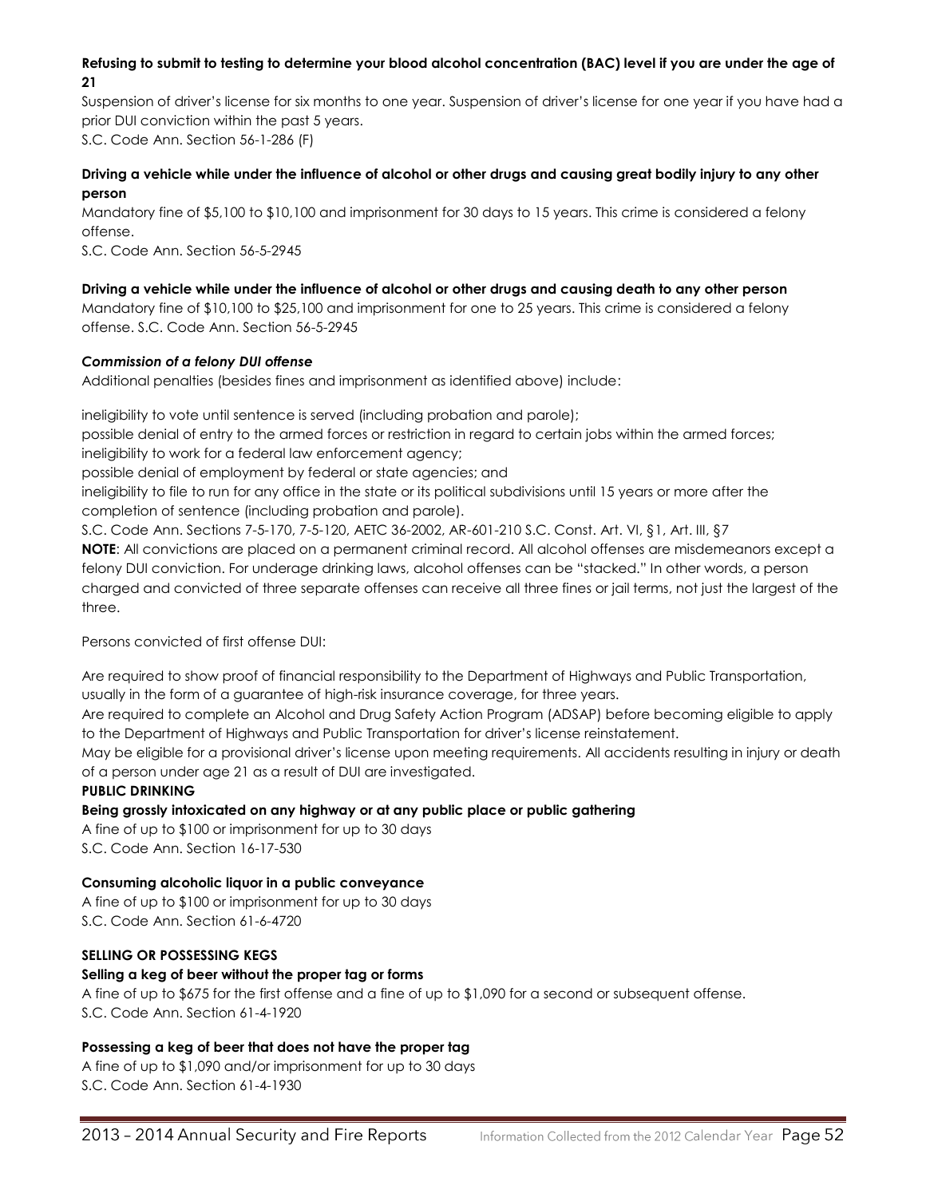**Refusing to submit to testing to determine your blood alcohol concentration (BAC) level if you are under the age of 21**

Suspension of driver's license for six months to one year. Suspension of driver's license for one year if you have had a prior DUI conviction within the past 5 years.

S.C. Code Ann. Section 56-1-286 (F)

**Driving a vehicle while under the influence of alcohol or other drugs and causing great bodily injury to any other person**

Mandatory fine of $5,100 to $10,100 and imprisonment for 30 days to 15 years. This crime is considered a felony offense.

S.C. Code Ann. Section 56-5-2945

**Driving a vehicle while under the influence of alcohol or other drugs and causing death to any other person**

Mandatory fine of $10,100 to $25,100 and imprisonment for one to 25 years. This crime is considered a felony offense. S.C. Code Ann. Section 56-5-2945

***Commission of a felony DUI offense***

Additional penalties (besides fines and imprisonment as identified above) include:

ineligibility to vote until sentence is served (including probation and parole);

possible denial of entry to the armed forces or restriction in regard to certain jobs within the armed forces;

ineligibility to work for a federal law enforcement agency;

possible denial of employment by federal or state agencies; and

ineligibility to file to run for any office in the state or its political subdivisions until 15 years or more after the completion of sentence (including probation and parole).

S.C. Code Ann. Sections 7-5-170, 7-5-120, AETC 36-2002, AR-601-210 S.C. Const. Art. VI, §1, Art. III, §7

**NOTE**: All convictions are placed on a permanent criminal record. All alcohol offenses are misdemeanors except a felony DUI conviction. For underage drinking laws, alcohol offenses can be "stacked." In other words, a person charged and convicted of three separate offenses can receive all three fines or jail terms, not just the largest of the three.

Persons convicted of first offense DUI:

Are required to show proof of financial responsibility to the Department of Highways and Public Transportation, usually in the form of a guarantee of high-risk insurance coverage, for three years.

Are required to complete an Alcohol and Drug Safety Action Program (ADSAP) before becoming eligible to apply to the Department of Highways and Public Transportation for driver's license reinstatement.

May be eligible for a provisional driver's license upon meeting requirements. All accidents resulting in injury or death of a person under age 21 as a result of DUI are investigated.

**PUBLIC DRINKING**

**Being grossly intoxicated on any highway or at any public place or public gathering**

A fine of up to $100 or imprisonment for up to 30 days

S.C. Code Ann. Section 16-17-530

**Consuming alcoholic liquor in a public conveyance**

A fine of up to $100 or imprisonment for up to 30 days

S.C. Code Ann. Section 61-6-4720

**SELLING OR POSSESSING KEGS**

**Selling a keg of beer without the proper tag or forms**

A fine of up to $675 for the first offense and a fine of up to $1,090 for a second or subsequent offense.

S.C. Code Ann. Section 61-4-1920

**Possessing a keg of beer that does not have the proper tag**

A fine of up to $1,090 and/or imprisonment for up to 30 days

S.C. Code Ann. Section 61-4-1930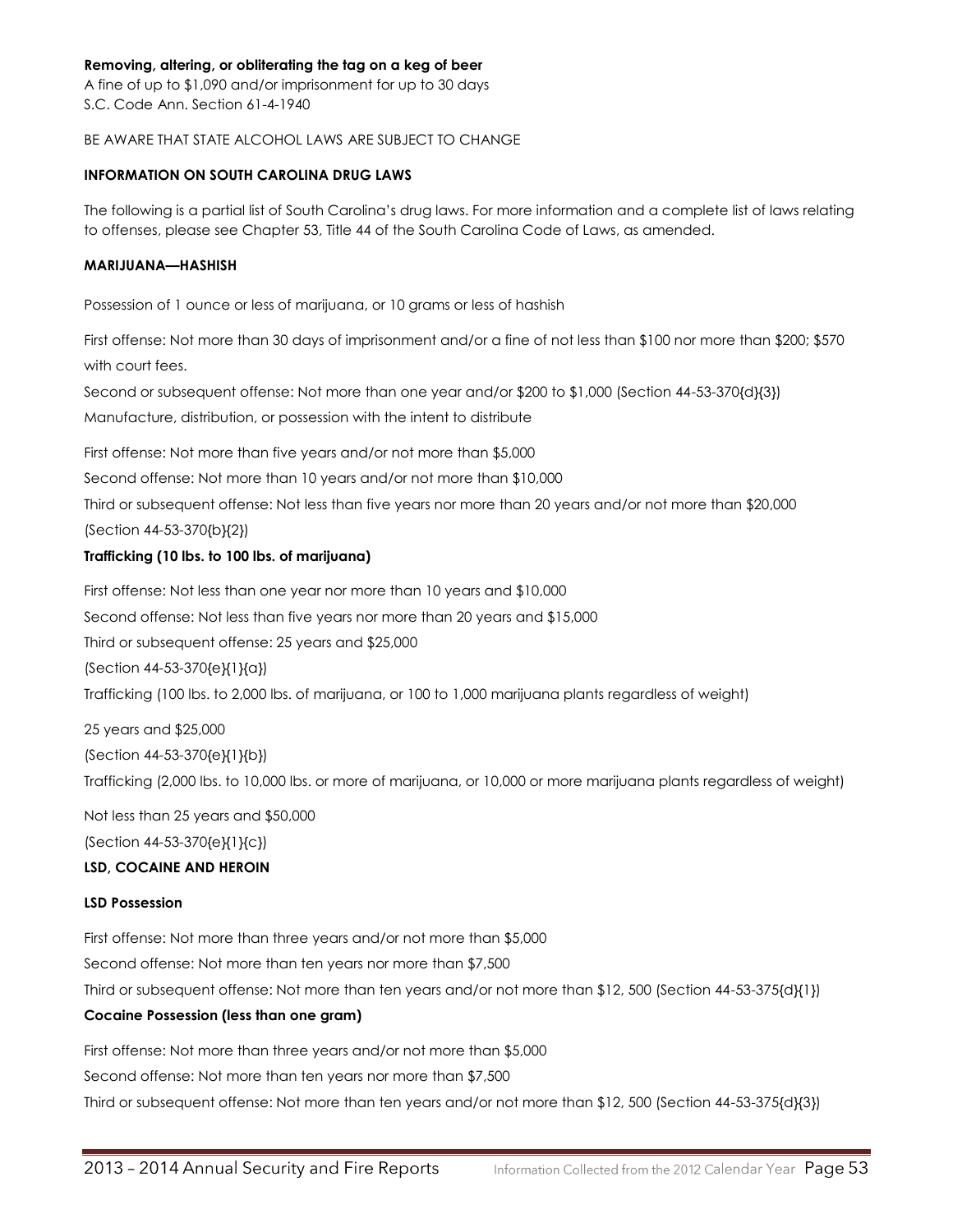**Removing, altering, or obliterating the tag on a keg of beer**
A fine of up to $1,090 and/or imprisonment for up to 30 days
S.C. Code Ann. Section 61-4-1940

BE AWARE THAT STATE ALCOHOL LAWS ARE SUBJECT TO CHANGE

**INFORMATION ON SOUTH CAROLINA DRUG LAWS**

The following is a partial list of South Carolina's drug laws. For more information and a complete list of laws relating to offenses, please see Chapter 53, Title 44 of the South Carolina Code of Laws, as amended.

**MARIJUANA—HASHISH**

Possession of 1 ounce or less of marijuana, or 10 grams or less of hashish

First offense: Not more than 30 days of imprisonment and/or a fine of not less than $100 nor more than $200; $570 with court fees.

Second or subsequent offense: Not more than one year and/or $200 to $1,000 (Section 44-53-370{d}{3})

Manufacture, distribution, or possession with the intent to distribute

First offense: Not more than five years and/or not more than $5,000

Second offense: Not more than 10 years and/or not more than $10,000

Third or subsequent offense: Not less than five years nor more than 20 years and/or not more than $20,000 (Section 44-53-370{b}{2})

**Trafficking (10 lbs. to 100 lbs. of marijuana)**

First offense: Not less than one year nor more than 10 years and $10,000

Second offense: Not less than five years nor more than 20 years and $15,000

Third or subsequent offense: 25 years and $25,000

(Section 44-53-370{e}{1}{a})

Trafficking (100 lbs. to 2,000 lbs. of marijuana, or 100 to 1,000 marijuana plants regardless of weight)

25 years and $25,000

(Section 44-53-370{e}{1}{b})

Trafficking (2,000 lbs. to 10,000 lbs. or more of marijuana, or 10,000 or more marijuana plants regardless of weight)

Not less than 25 years and $50,000

(Section 44-53-370{e}{1}{c})

**LSD, COCAINE AND HEROIN**

**LSD Possession**

First offense: Not more than three years and/or not more than $5,000

Second offense: Not more than ten years nor more than $7,500

Third or subsequent offense: Not more than ten years and/or not more than $12, 500 (Section 44-53-375{d}{1})

**Cocaine Possession (less than one gram)**

First offense: Not more than three years and/or not more than $5,000

Second offense: Not more than ten years nor more than $7,500

Third or subsequent offense: Not more than ten years and/or not more than $12, 500 (Section 44-53-375{d}{3})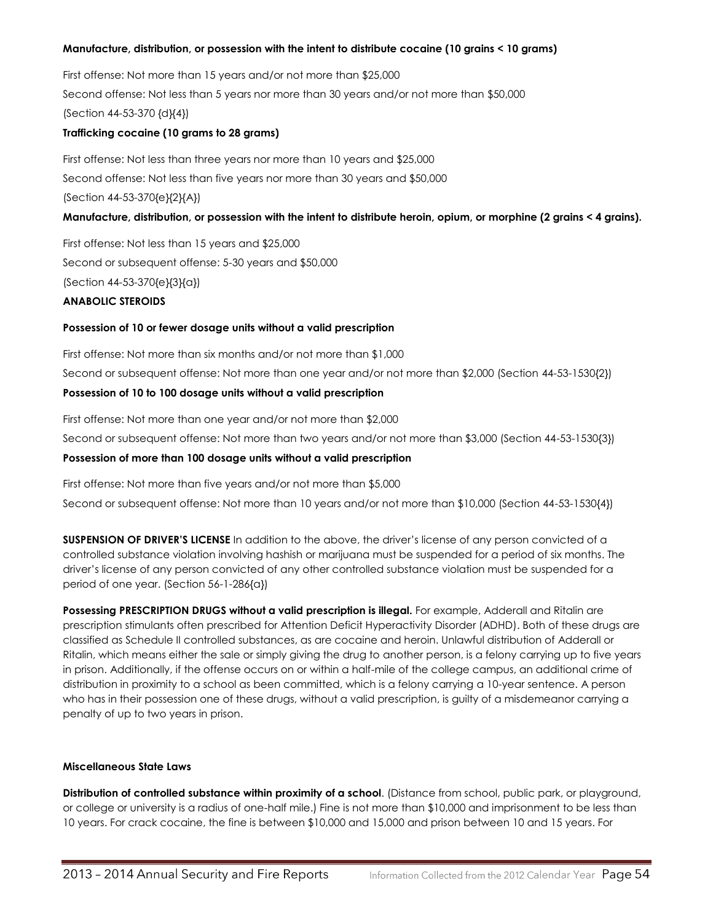**Manufacture, distribution, or possession with the intent to distribute cocaine (10 grains < 10 grams)**

First offense: Not more than 15 years and/or not more than $25,000

Second offense: Not less than 5 years nor more than 30 years and/or not more than $50,000

(Section 44-53-370 {d}{4})

**Trafficking cocaine (10 grams to 28 grams)**

First offense: Not less than three years nor more than 10 years and $25,000

Second offense: Not less than five years nor more than 30 years and $50,000

(Section 44-53-370{e}{2}{A})

**Manufacture, distribution, or possession with the intent to distribute heroin, opium, or morphine (2 grains < 4 grains).**

First offense: Not less than 15 years and $25,000

Second or subsequent offense: 5-30 years and $50,000

(Section 44-53-370{e}{3}{a})

**ANABOLIC STEROIDS**

**Possession of 10 or fewer dosage units without a valid prescription**

First offense: Not more than six months and/or not more than $1,000

Second or subsequent offense: Not more than one year and/or not more than $2,000 (Section 44-53-1530{2})

**Possession of 10 to 100 dosage units without a valid prescription**

First offense: Not more than one year and/or not more than $2,000

Second or subsequent offense: Not more than two years and/or not more than $3,000 (Section 44-53-1530{3})

**Possession of more than 100 dosage units without a valid prescription**

First offense: Not more than five years and/or not more than $5,000

Second or subsequent offense: Not more than 10 years and/or not more than $10,000 (Section 44-53-1530{4})

**SUSPENSION OF DRIVER'S LICENSE** In addition to the above, the driver's license of any person convicted of a controlled substance violation involving hashish or marijuana must be suspended for a period of six months. The driver's license of any person convicted of any other controlled substance violation must be suspended for a period of one year. (Section 56-1-286{a})

**Possessing PRESCRIPTION DRUGS without a valid prescription is illegal.** For example, Adderall and Ritalin are prescription stimulants often prescribed for Attention Deficit Hyperactivity Disorder (ADHD). Both of these drugs are classified as Schedule II controlled substances, as are cocaine and heroin. Unlawful distribution of Adderall or Ritalin, which means either the sale or simply giving the drug to another person, is a felony carrying up to five years in prison. Additionally, if the offense occurs on or within a half-mile of the college campus, an additional crime of distribution in proximity to a school as been committed, which is a felony carrying a 10-year sentence. A person who has in their possession one of these drugs, without a valid prescription, is guilty of a misdemeanor carrying a penalty of up to two years in prison.

**Miscellaneous State Laws**

**Distribution of controlled substance within proximity of a school**. (Distance from school, public park, or playground, or college or university is a radius of one-half mile.) Fine is not more than $10,000 and imprisonment to be less than 10 years. For crack cocaine, the fine is between $10,000 and 15,000 and prison between 10 and 15 years. For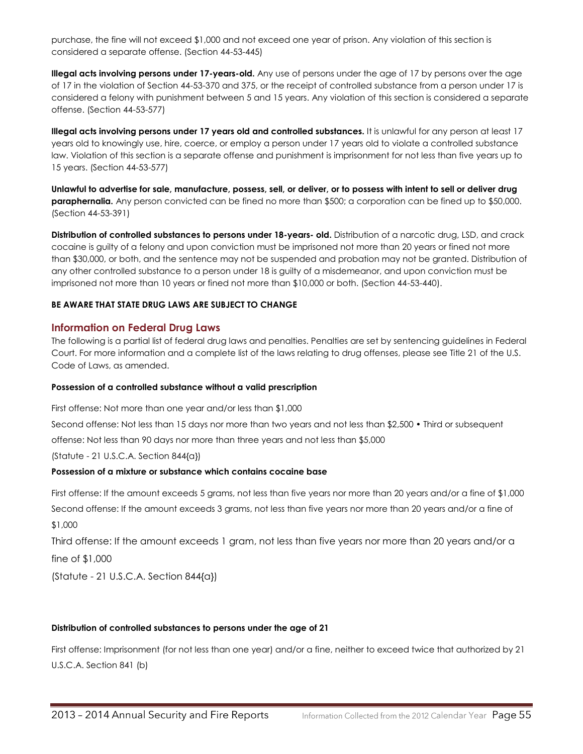purchase, the fine will not exceed $1,000 and not exceed one year of prison. Any violation of this section is considered a separate offense. (Section 44-53-445)

**Illegal acts involving persons under 17-years-old.** Any use of persons under the age of 17 by persons over the age of 17 in the violation of Section 44-53-370 and 375, or the receipt of controlled substance from a person under 17 is considered a felony with punishment between 5 and 15 years. Any violation of this section is considered a separate offense. (Section 44-53-577)

**Illegal acts involving persons under 17 years old and controlled substances.** It is unlawful for any person at least 17 years old to knowingly use, hire, coerce, or employ a person under 17 years old to violate a controlled substance law. Violation of this section is a separate offense and punishment is imprisonment for not less than five years up to 15 years. (Section 44-53-577)

**Unlawful to advertise for sale, manufacture, possess, sell, or deliver, or to possess with intent to sell or deliver drug paraphernalia.** Any person convicted can be fined no more than $500; a corporation can be fined up to $50,000. (Section 44-53-391)

**Distribution of controlled substances to persons under 18-years- old.** Distribution of a narcotic drug, LSD, and crack cocaine is guilty of a felony and upon conviction must be imprisoned not more than 20 years or fined not more than $30,000, or both, and the sentence may not be suspended and probation may not be granted. Distribution of any other controlled substance to a person under 18 is guilty of a misdemeanor, and upon conviction must be imprisoned not more than 10 years or fined not more than $10,000 or both. (Section 44-53-440).

**BE AWARE THAT STATE DRUG LAWS ARE SUBJECT TO CHANGE**

## Information on Federal Drug Laws

The following is a partial list of federal drug laws and penalties. Penalties are set by sentencing guidelines in Federal Court. For more information and a complete list of the laws relating to drug offenses, please see Title 21 of the U.S. Code of Laws, as amended.

**Possession of a controlled substance without a valid prescription**

First offense: Not more than one year and/or less than $1,000

Second offense: Not less than 15 days nor more than two years and not less than $2,500 • Third or subsequent offense: Not less than 90 days nor more than three years and not less than $5,000

(Statute - 21 U.S.C.A. Section 844{a})

**Possession of a mixture or substance which contains cocaine base**

First offense: If the amount exceeds 5 grams, not less than five years nor more than 20 years and/or a fine of $1,000

Second offense: If the amount exceeds 3 grams, not less than five years nor more than 20 years and/or a fine of $1,000

Third offense: If the amount exceeds 1 gram, not less than five years nor more than 20 years and/or a fine of $1,000

(Statute - 21 U.S.C.A. Section 844{a})

**Distribution of controlled substances to persons under the age of 21**

First offense: Imprisonment (for not less than one year) and/or a fine, neither to exceed twice that authorized by 21 U.S.C.A. Section 841 (b)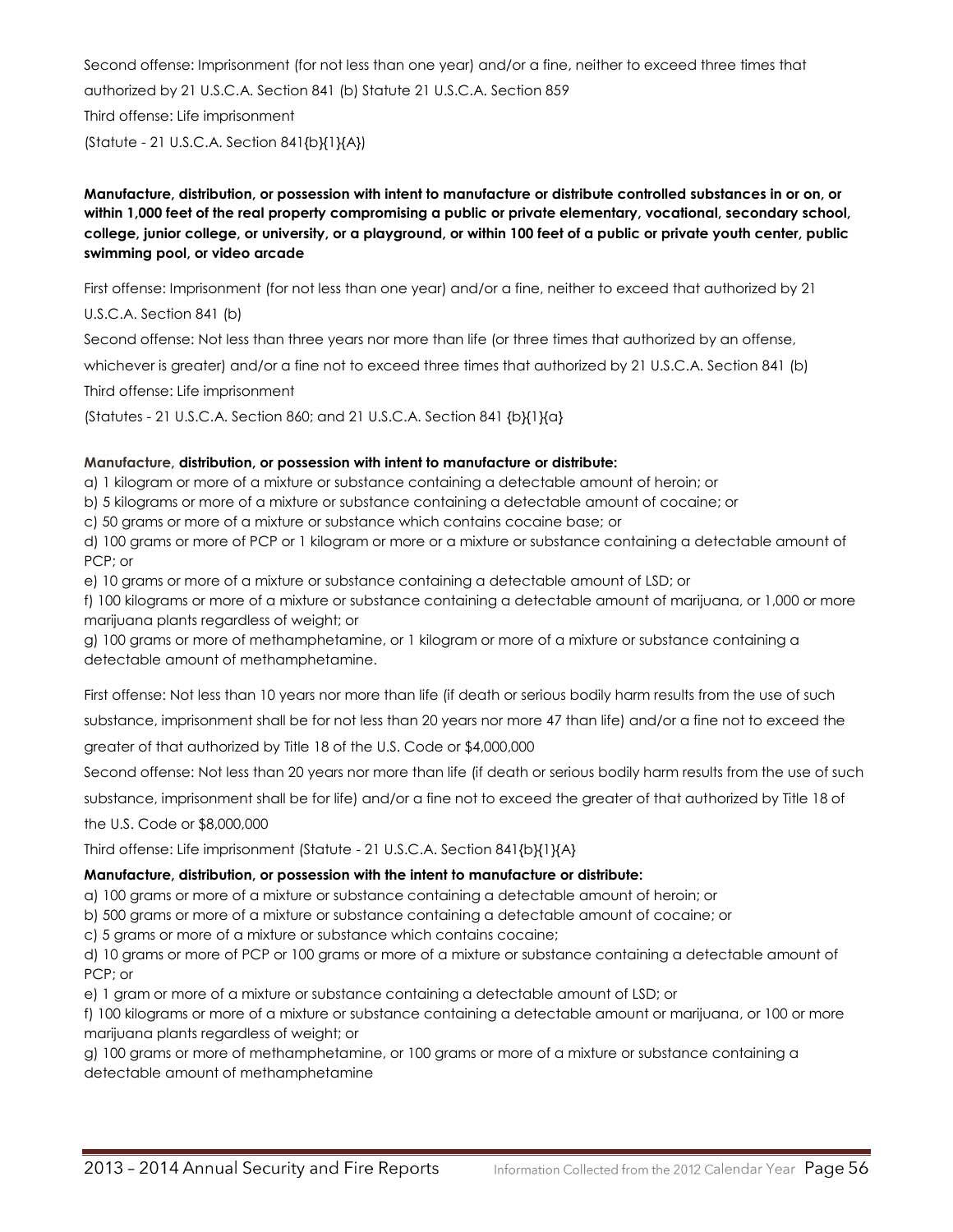Second offense: Imprisonment (for not less than one year) and/or a fine, neither to exceed three times that authorized by 21 U.S.C.A. Section 841 (b) Statute 21 U.S.C.A. Section 859

Third offense: Life imprisonment

(Statute - 21 U.S.C.A. Section 841{b}{1}{A})

**Manufacture, distribution, or possession with intent to manufacture or distribute controlled substances in or on, or within 1,000 feet of the real property compromising a public or private elementary, vocational, secondary school, college, junior college, or university, or a playground, or within 100 feet of a public or private youth center, public swimming pool, or video arcade**

First offense: Imprisonment (for not less than one year) and/or a fine, neither to exceed that authorized by 21 U.S.C.A. Section 841 (b)

Second offense: Not less than three years nor more than life (or three times that authorized by an offense, whichever is greater) and/or a fine not to exceed three times that authorized by 21 U.S.C.A. Section 841 (b)

Third offense: Life imprisonment

(Statutes - 21 U.S.C.A. Section 860; and 21 U.S.C.A. Section 841 {b}{1}{a}

**Manufacture, distribution, or possession with intent to manufacture or distribute:**

a) 1 kilogram or more of a mixture or substance containing a detectable amount of heroin; or

b) 5 kilograms or more of a mixture or substance containing a detectable amount of cocaine; or

c) 50 grams or more of a mixture or substance which contains cocaine base; or

d) 100 grams or more of PCP or 1 kilogram or more or a mixture or substance containing a detectable amount of PCP; or

e) 10 grams or more of a mixture or substance containing a detectable amount of LSD; or

f) 100 kilograms or more of a mixture or substance containing a detectable amount of marijuana, or 1,000 or more marijuana plants regardless of weight; or

g) 100 grams or more of methamphetamine, or 1 kilogram or more of a mixture or substance containing a detectable amount of methamphetamine.

First offense: Not less than 10 years nor more than life (if death or serious bodily harm results from the use of such substance, imprisonment shall be for not less than 20 years nor more 47 than life) and/or a fine not to exceed the greater of that authorized by Title 18 of the U.S. Code or $4,000,000

Second offense: Not less than 20 years nor more than life (if death or serious bodily harm results from the use of such substance, imprisonment shall be for life) and/or a fine not to exceed the greater of that authorized by Title 18 of the U.S. Code or $8,000,000

Third offense: Life imprisonment (Statute - 21 U.S.C.A. Section 841{b}{1}{A}

**Manufacture, distribution, or possession with the intent to manufacture or distribute:**

a) 100 grams or more of a mixture or substance containing a detectable amount of heroin; or

b) 500 grams or more of a mixture or substance containing a detectable amount of cocaine; or

c) 5 grams or more of a mixture or substance which contains cocaine;

d) 10 grams or more of PCP or 100 grams or more of a mixture or substance containing a detectable amount of PCP; or

e) 1 gram or more of a mixture or substance containing a detectable amount of LSD; or

f) 100 kilograms or more of a mixture or substance containing a detectable amount or marijuana, or 100 or more marijuana plants regardless of weight; or

g) 100 grams or more of methamphetamine, or 100 grams or more of a mixture or substance containing a detectable amount of methamphetamine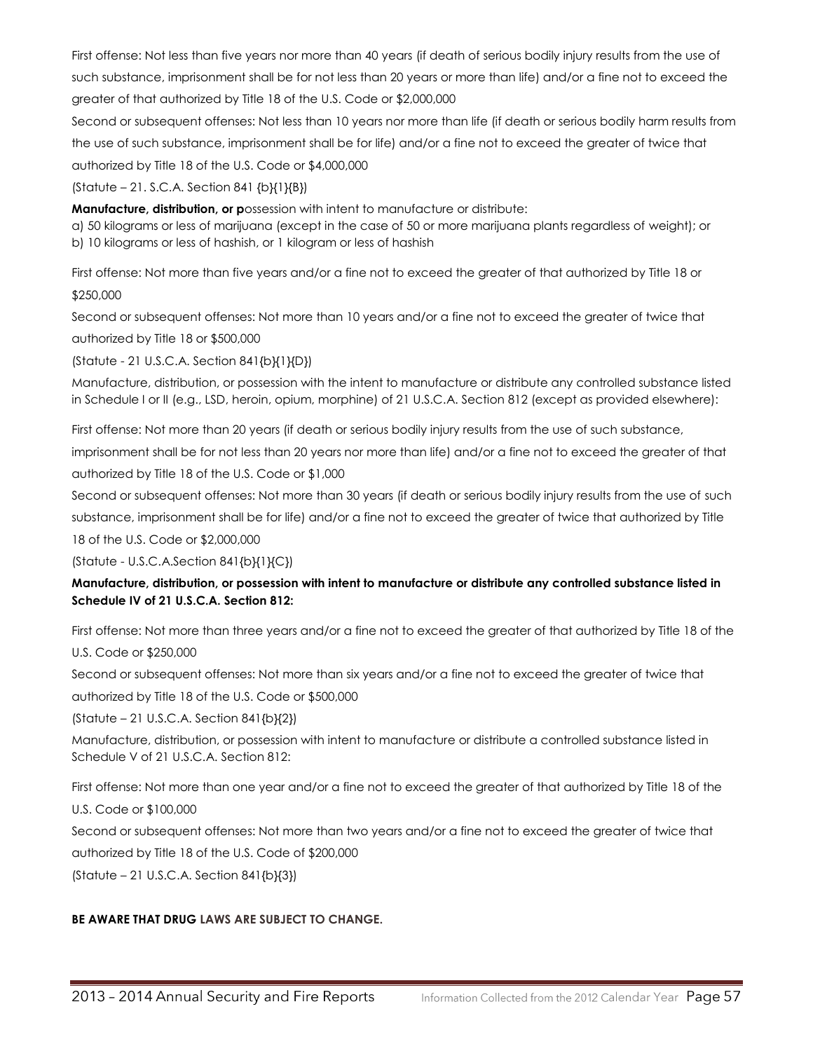First offense: Not less than five years nor more than 40 years (if death of serious bodily injury results from the use of such substance, imprisonment shall be for not less than 20 years or more than life) and/or a fine not to exceed the greater of that authorized by Title 18 of the U.S. Code or $2,000,000

Second or subsequent offenses: Not less than 10 years nor more than life (if death or serious bodily harm results from the use of such substance, imprisonment shall be for life) and/or a fine not to exceed the greater of twice that authorized by Title 18 of the U.S. Code or $4,000,000

(Statute – 21. S.C.A. Section 841 {b}{1}{B})

**Manufacture, distribution, or p**ossession with intent to manufacture or distribute:
a) 50 kilograms or less of marijuana (except in the case of 50 or more marijuana plants regardless of weight); or
b) 10 kilograms or less of hashish, or 1 kilogram or less of hashish

First offense: Not more than five years and/or a fine not to exceed the greater of that authorized by Title 18 or $250,000

Second or subsequent offenses: Not more than 10 years and/or a fine not to exceed the greater of twice that authorized by Title 18 or $500,000

(Statute - 21 U.S.C.A. Section 841{b}{1}{D})

Manufacture, distribution, or possession with the intent to manufacture or distribute any controlled substance listed in Schedule I or II (e.g., LSD, heroin, opium, morphine) of 21 U.S.C.A. Section 812 (except as provided elsewhere):

First offense: Not more than 20 years (if death or serious bodily injury results from the use of such substance, imprisonment shall be for not less than 20 years nor more than life) and/or a fine not to exceed the greater of that authorized by Title 18 of the U.S. Code or $1,000

Second or subsequent offenses: Not more than 30 years (if death or serious bodily injury results from the use of such substance, imprisonment shall be for life) and/or a fine not to exceed the greater of twice that authorized by Title 18 of the U.S. Code or $2,000,000

(Statute - U.S.C.A.Section 841{b}{1}{C})

**Manufacture, distribution, or possession with intent to manufacture or distribute any controlled substance listed in Schedule IV of 21 U.S.C.A. Section 812:**

First offense: Not more than three years and/or a fine not to exceed the greater of that authorized by Title 18 of the U.S. Code or $250,000

Second or subsequent offenses: Not more than six years and/or a fine not to exceed the greater of twice that authorized by Title 18 of the U.S. Code or $500,000

(Statute – 21 U.S.C.A. Section 841{b}{2})

Manufacture, distribution, or possession with intent to manufacture or distribute a controlled substance listed in Schedule V of 21 U.S.C.A. Section 812:

First offense: Not more than one year and/or a fine not to exceed the greater of that authorized by Title 18 of the U.S. Code or $100,000

Second or subsequent offenses: Not more than two years and/or a fine not to exceed the greater of twice that authorized by Title 18 of the U.S. Code of $200,000

(Statute – 21 U.S.C.A. Section 841{b}{3})

**BE AWARE THAT DRUG LAWS ARE SUBJECT TO CHANGE.**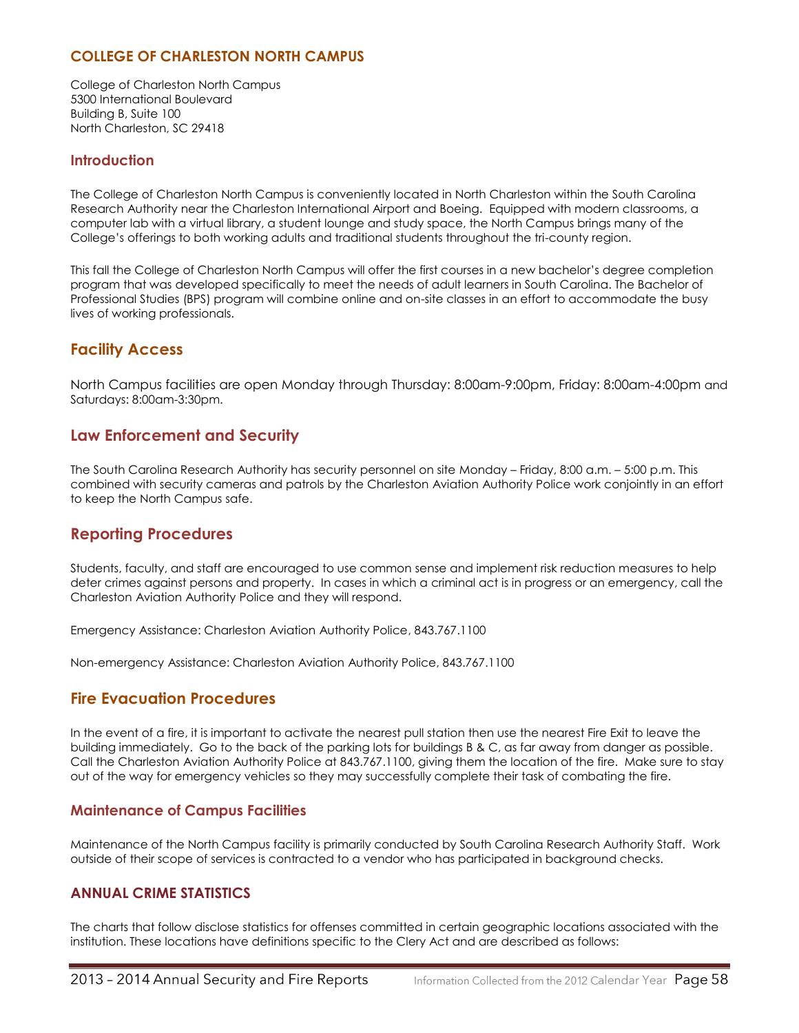## COLLEGE OF CHARLESTON NORTH CAMPUS

College of Charleston North Campus
5300 International Boulevard
Building B, Suite 100
North Charleston, SC 29418

### Introduction

The College of Charleston North Campus is conveniently located in North Charleston within the South Carolina Research Authority near the Charleston International Airport and Boeing. Equipped with modern classrooms, a computer lab with a virtual library, a student lounge and study space, the North Campus brings many of the College's offerings to both working adults and traditional students throughout the tri-county region.

This fall the College of Charleston North Campus will offer the first courses in a new bachelor's degree completion program that was developed specifically to meet the needs of adult learners in South Carolina. The Bachelor of Professional Studies (BPS) program will combine online and on-site classes in an effort to accommodate the busy lives of working professionals.

## Facility Access

North Campus facilities are open Monday through Thursday: 8:00am-9:00pm, Friday: 8:00am-4:00pm and Saturdays: 8:00am-3:30pm.

## Law Enforcement and Security

The South Carolina Research Authority has security personnel on site Monday – Friday, 8:00 a.m. – 5:00 p.m. This combined with security cameras and patrols by the Charleston Aviation Authority Police work conjointly in an effort to keep the North Campus safe.

## Reporting Procedures

Students, faculty, and staff are encouraged to use common sense and implement risk reduction measures to help deter crimes against persons and property. In cases in which a criminal act is in progress or an emergency, call the Charleston Aviation Authority Police and they will respond.

Emergency Assistance: Charleston Aviation Authority Police, 843.767.1100

Non-emergency Assistance: Charleston Aviation Authority Police, 843.767.1100

## Fire Evacuation Procedures

In the event of a fire, it is important to activate the nearest pull station then use the nearest Fire Exit to leave the building immediately. Go to the back of the parking lots for buildings B & C, as far away from danger as possible. Call the Charleston Aviation Authority Police at 843.767.1100, giving them the location of the fire. Make sure to stay out of the way for emergency vehicles so they may successfully complete their task of combating the fire.

### Maintenance of Campus Facilities

Maintenance of the North Campus facility is primarily conducted by South Carolina Research Authority Staff. Work outside of their scope of services is contracted to a vendor who has participated in background checks.

### ANNUAL CRIME STATISTICS

The charts that follow disclose statistics for offenses committed in certain geographic locations associated with the institution. These locations have definitions specific to the Clery Act and are described as follows: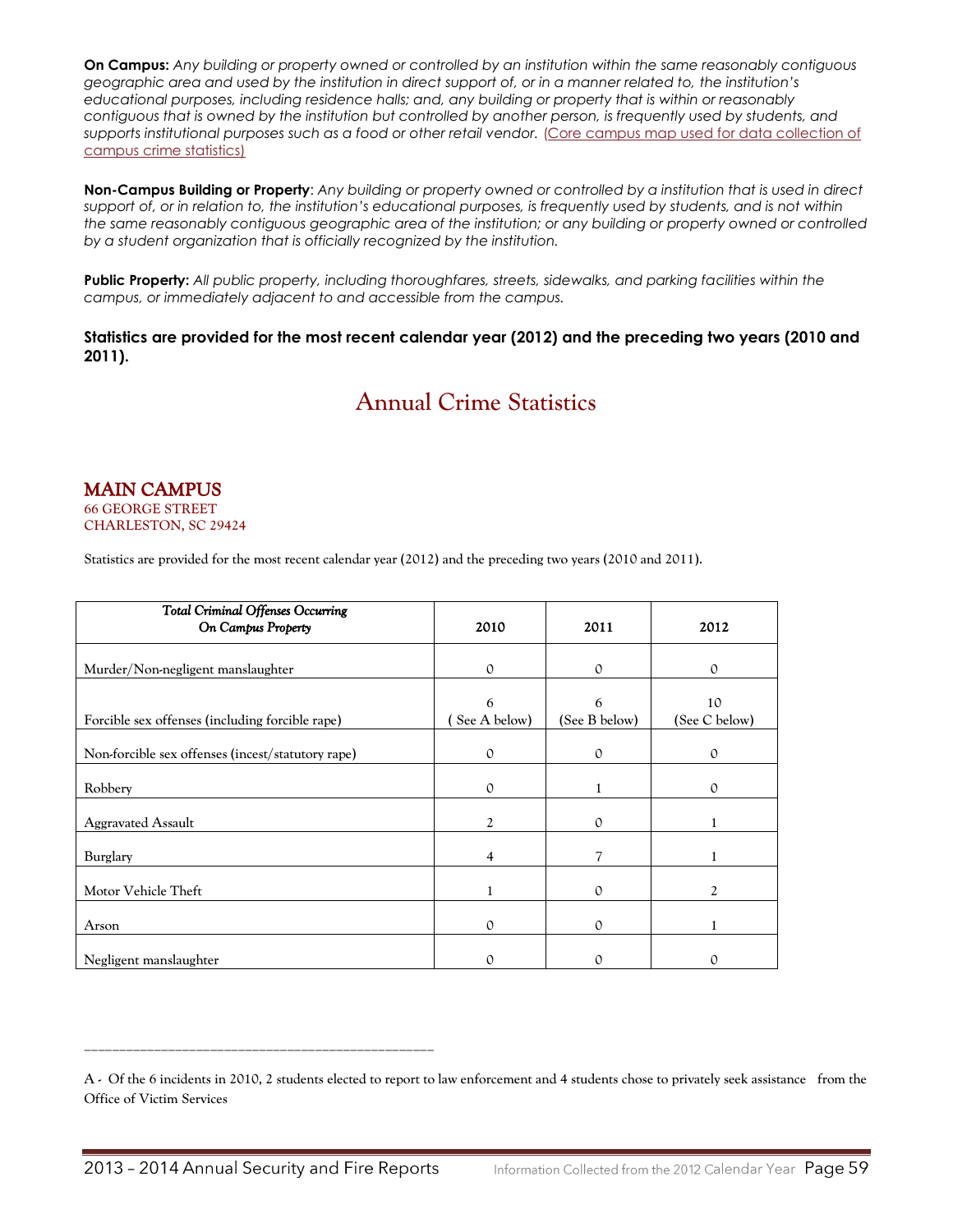**On Campus:** *Any building or property owned or controlled by an institution within the same reasonably contiguous geographic area and used by the institution in direct support of, or in a manner related to, the institution's educational purposes, including residence halls; and, any building or property that is within or reasonably contiguous that is owned by the institution but controlled by another person, is frequently used by students, and supports institutional purposes such as a food or other retail vendor.* (Core campus map used for data collection of campus crime statistics)

**Non-Campus Building or Property**: *Any building or property owned or controlled by a institution that is used in direct support of, or in relation to, the institution's educational purposes, is frequently used by students, and is not within the same reasonably contiguous geographic area of the institution; or any building or property owned or controlled by a student organization that is officially recognized by the institution.*

**Public Property:** *All public property, including thoroughfares, streets, sidewalks, and parking facilities within the campus, or immediately adjacent to and accessible from the campus.*

**Statistics are provided for the most recent calendar year (2012) and the preceding two years (2010 and 2011).**

# Annual Crime Statistics

## MAIN CAMPUS

66 GEORGE STREET
CHARLESTON, SC 29424

Statistics are provided for the most recent calendar year (2012) and the preceding two years (2010 and 2011).

| *Total Criminal Offenses Occurring On Campus Property* | 2010 | 2011 | 2012 |
|---|---|---|---|
| Murder/Non-negligent manslaughter | 0 | 0 | 0 |
| Forcible sex offenses (including forcible rape) | 6 ( See A below) | 6 (See B below) | 10 (See C below) |
| Non-forcible sex offenses (incest/statutory rape) | 0 | 0 | 0 |
| Robbery | 0 | 1 | 0 |
| Aggravated Assault | 2 | 0 | 1 |
| Burglary | 4 | 7 | 1 |
| Motor Vehicle Theft | 1 | 0 | 2 |
| Arson | 0 | 0 | 1 |
| Negligent manslaughter | 0 | 0 | 0 |

A - Of the 6 incidents in 2010, 2 students elected to report to law enforcement and 4 students chose to privately seek assistance from the Office of Victim Services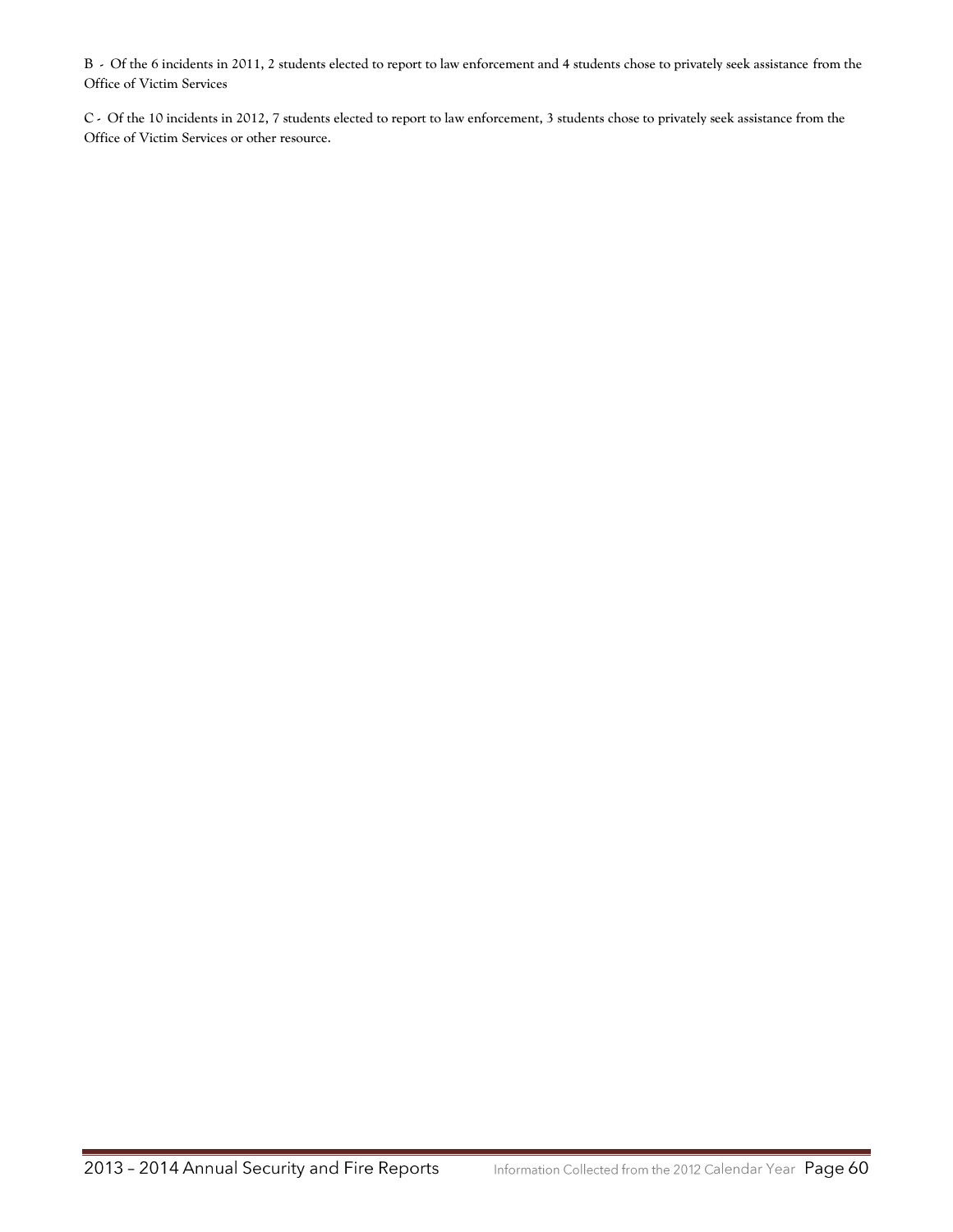B - Of the 6 incidents in 2011, 2 students elected to report to law enforcement and 4 students chose to privately seek assistance from the Office of Victim Services

C - Of the 10 incidents in 2012, 7 students elected to report to law enforcement, 3 students chose to privately seek assistance from the Office of Victim Services or other resource.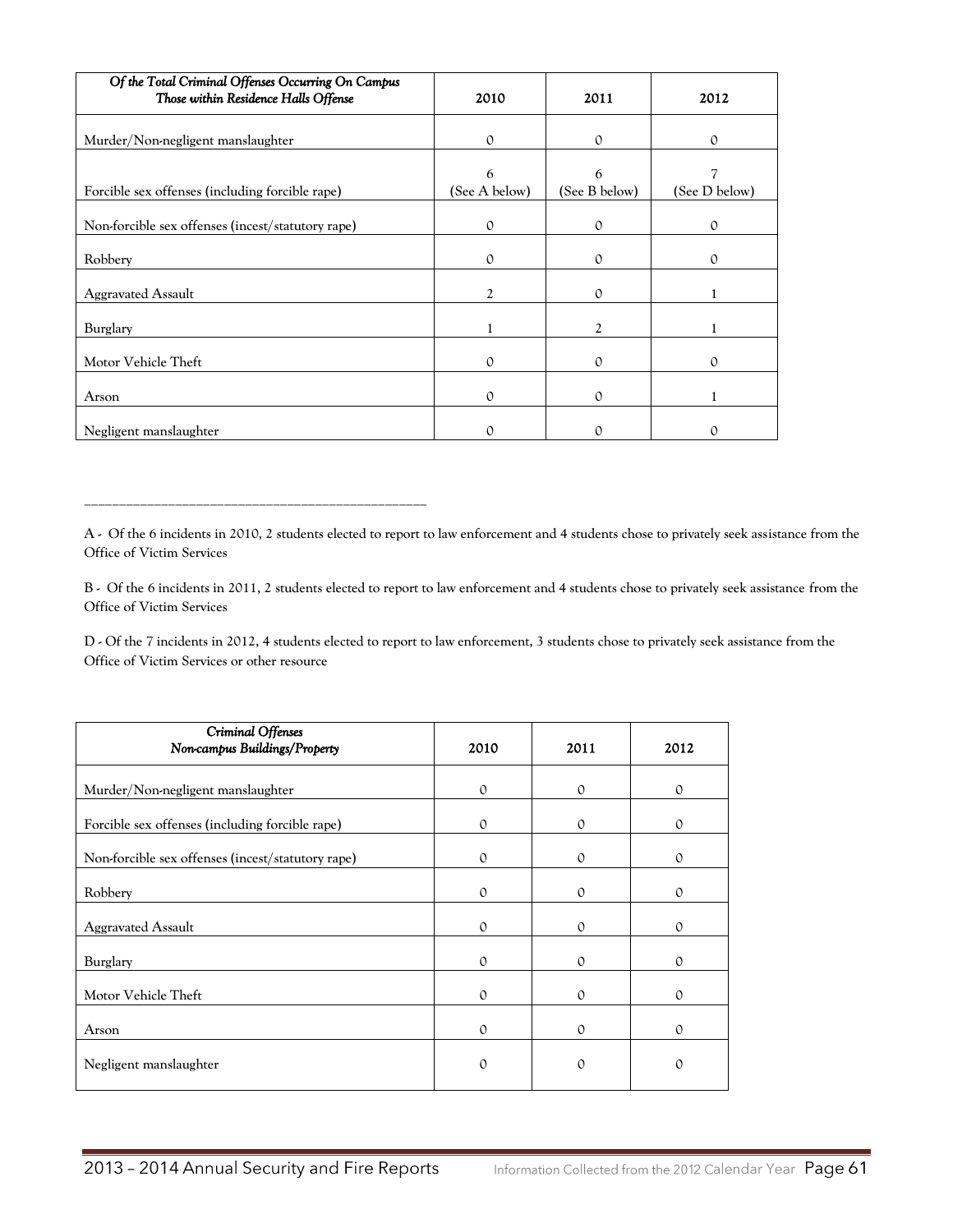| *Of the Total Criminal Offenses Occurring On Campus Those within Residence Halls Offense* | 2010 | 2011 | 2012 |
|---|---|---|---|
| Murder/Non-negligent manslaughter | 0 | 0 | 0 |
| Forcible sex offenses (including forcible rape) | 6 (See A below) | 6 (See B below) | 7 (See D below) |
| Non-forcible sex offenses (incest/statutory rape) | 0 | 0 | 0 |
| Robbery | 0 | 0 | 0 |
| Aggravated Assault | 2 | 0 | 1 |
| Burglary | 1 | 2 | 1 |
| Motor Vehicle Theft | 0 | 0 | 0 |
| Arson | 0 | 0 | 1 |
| Negligent manslaughter | 0 | 0 | 0 |

---

A - Of the 6 incidents in 2010, 2 students elected to report to law enforcement and 4 students chose to privately seek assistance from the Office of Victim Services

B - Of the 6 incidents in 2011, 2 students elected to report to law enforcement and 4 students chose to privately seek assistance from the Office of Victim Services

D - Of the 7 incidents in 2012, 4 students elected to report to law enforcement, 3 students chose to privately seek assistance from the Office of Victim Services or other resource

| *Criminal Offenses Non-campus Buildings/Property* | 2010 | 2011 | 2012 |
|---|---|---|---|
| Murder/Non-negligent manslaughter | 0 | 0 | 0 |
| Forcible sex offenses (including forcible rape) | 0 | 0 | 0 |
| Non-forcible sex offenses (incest/statutory rape) | 0 | 0 | 0 |
| Robbery | 0 | 0 | 0 |
| Aggravated Assault | 0 | 0 | 0 |
| Burglary | 0 | 0 | 0 |
| Motor Vehicle Theft | 0 | 0 | 0 |
| Arson | 0 | 0 | 0 |
| Negligent manslaughter | 0 | 0 | 0 |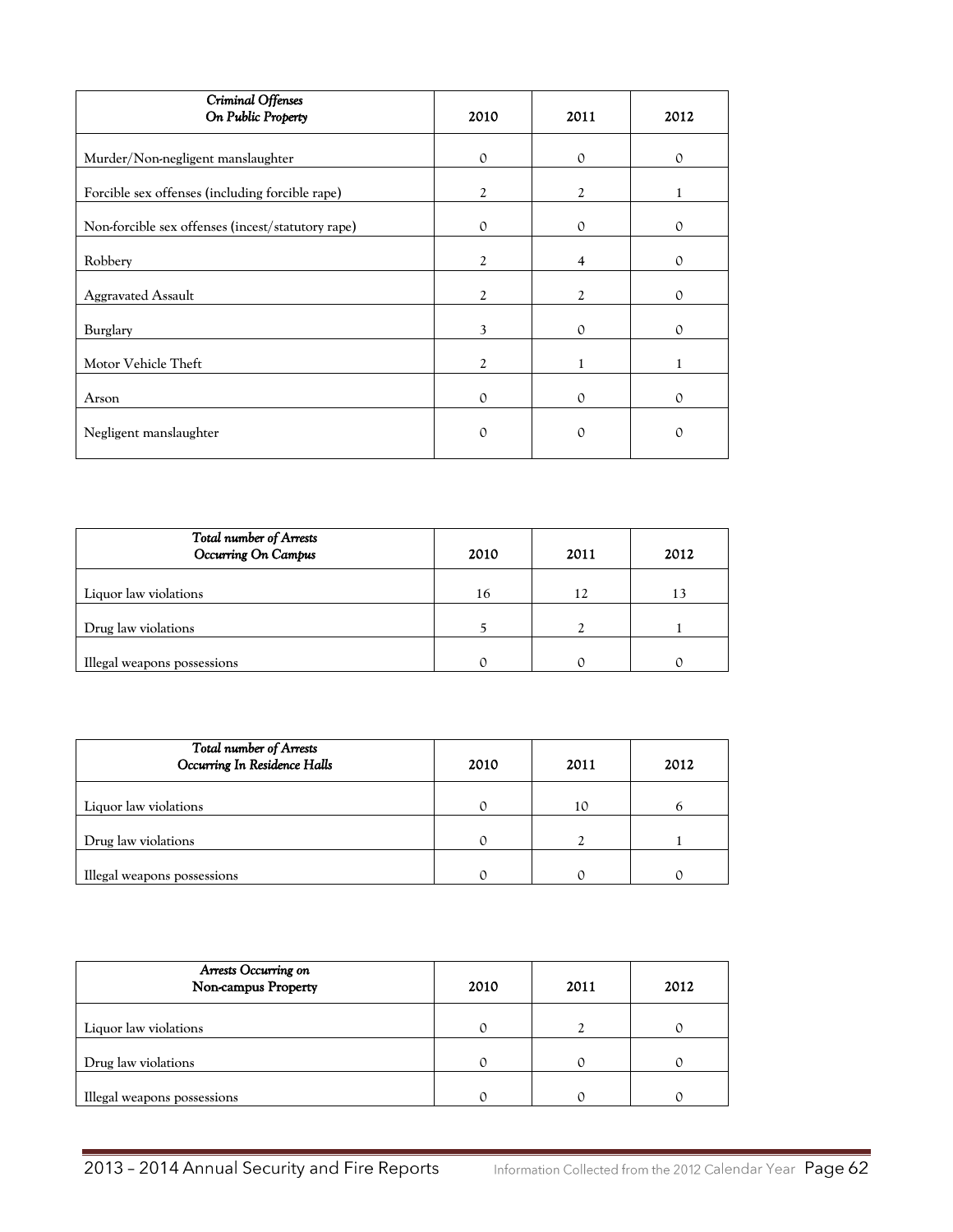| *Criminal Offenses On Public Property* | 2010 | 2011 | 2012 |
|---|---|---|---|
| Murder/Non-negligent manslaughter | 0 | 0 | 0 |
| Forcible sex offenses (including forcible rape) | 2 | 2 | 1 |
| Non-forcible sex offenses (incest/statutory rape) | 0 | 0 | 0 |
| Robbery | 2 | 4 | 0 |
| Aggravated Assault | 2 | 2 | 0 |
| Burglary | 3 | 0 | 0 |
| Motor Vehicle Theft | 2 | 1 | 1 |
| Arson | 0 | 0 | 0 |
| Negligent manslaughter | 0 | 0 | 0 |

| *Total number of Arrests Occurring On Campus* | 2010 | 2011 | 2012 |
|---|---|---|---|
| Liquor law violations | 16 | 12 | 13 |
| Drug law violations | 5 | 2 | 1 |
| Illegal weapons possessions | 0 | 0 | 0 |

| *Total number of Arrests Occurring In Residence Halls* | 2010 | 2011 | 2012 |
|---|---|---|---|
| Liquor law violations | 0 | 10 | 6 |
| Drug law violations | 0 | 2 | 1 |
| Illegal weapons possessions | 0 | 0 | 0 |

| *Arrests Occurring on Non-campus Property* | 2010 | 2011 | 2012 |
|---|---|---|---|
| Liquor law violations | 0 | 2 | 0 |
| Drug law violations | 0 | 0 | 0 |
| Illegal weapons possessions | 0 | 0 | 0 |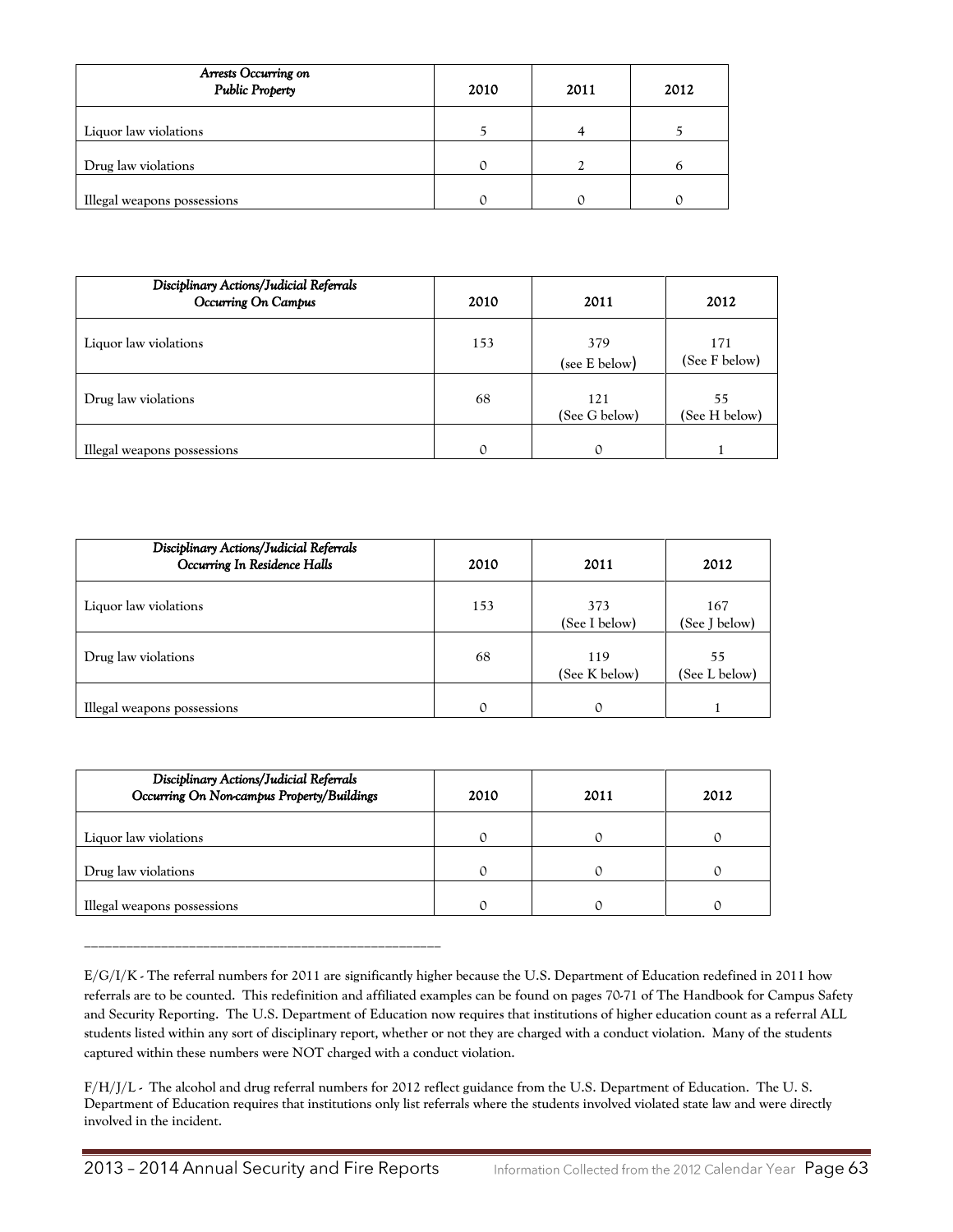| *Arrests Occurring on Public Property* | 2010 | 2011 | 2012 |
|---|---|---|---|
| Liquor law violations | 5 | 4 | 5 |
| Drug law violations | 0 | 2 | 6 |
| Illegal weapons possessions | 0 | 0 | 0 |

| *Disciplinary Actions/Judicial Referrals Occurring On Campus* | 2010 | 2011 | 2012 |
|---|---|---|---|
| Liquor law violations | 153 | 379 (see E below) | 171 (See F below) |
| Drug law violations | 68 | 121 (See G below) | 55 (See H below) |
| Illegal weapons possessions | 0 | 0 | 1 |

| *Disciplinary Actions/Judicial Referrals Occurring In Residence Halls* | 2010 | 2011 | 2012 |
|---|---|---|---|
| Liquor law violations | 153 | 373 (See I below) | 167 (See J below) |
| Drug law violations | 68 | 119 (See K below) | 55 (See L below) |
| Illegal weapons possessions | 0 | 0 | 1 |

| *Disciplinary Actions/Judicial Referrals Occurring On Non-campus Property/Buildings* | 2010 | 2011 | 2012 |
|---|---|---|---|
| Liquor law violations | 0 | 0 | 0 |
| Drug law violations | 0 | 0 | 0 |
| Illegal weapons possessions | 0 | 0 | 0 |

---

E/G/I/K - The referral numbers for 2011 are significantly higher because the U.S. Department of Education redefined in 2011 how referrals are to be counted. This redefinition and affiliated examples can be found on pages 70-71 of The Handbook for Campus Safety and Security Reporting. The U.S. Department of Education now requires that institutions of higher education count as a referral ALL students listed within any sort of disciplinary report, whether or not they are charged with a conduct violation. Many of the students captured within these numbers were NOT charged with a conduct violation.

F/H/J/L - The alcohol and drug referral numbers for 2012 reflect guidance from the U.S. Department of Education. The U. S. Department of Education requires that institutions only list referrals where the students involved violated state law and were directly involved in the incident.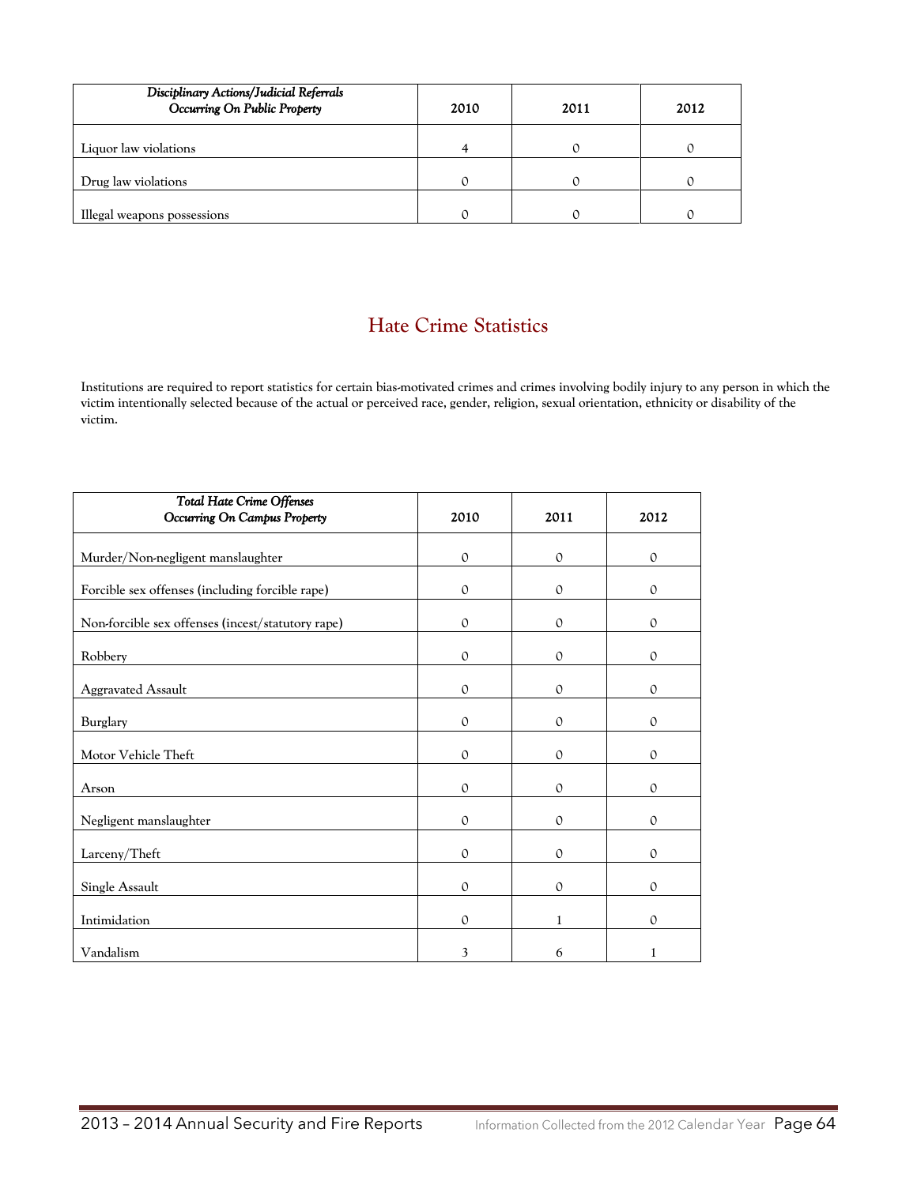| *Disciplinary Actions/Judicial Referrals Occurring On Public Property* | 2010 | 2011 | 2012 |
|---|---|---|---|
| Liquor law violations | 4 | 0 | 0 |
| Drug law violations | 0 | 0 | 0 |
| Illegal weapons possessions | 0 | 0 | 0 |

## Hate Crime Statistics

Institutions are required to report statistics for certain bias-motivated crimes and crimes involving bodily injury to any person in which the victim intentionally selected because of the actual or perceived race, gender, religion, sexual orientation, ethnicity or disability of the victim.

| *Total Hate Crime Offenses Occurring On Campus Property* | 2010 | 2011 | 2012 |
|---|---|---|---|
| Murder/Non-negligent manslaughter | 0 | 0 | 0 |
| Forcible sex offenses (including forcible rape) | 0 | 0 | 0 |
| Non-forcible sex offenses (incest/statutory rape) | 0 | 0 | 0 |
| Robbery | 0 | 0 | 0 |
| Aggravated Assault | 0 | 0 | 0 |
| Burglary | 0 | 0 | 0 |
| Motor Vehicle Theft | 0 | 0 | 0 |
| Arson | 0 | 0 | 0 |
| Negligent manslaughter | 0 | 0 | 0 |
| Larceny/Theft | 0 | 0 | 0 |
| Single Assault | 0 | 0 | 0 |
| Intimidation | 0 | 1 | 0 |
| Vandalism | 3 | 6 | 1 |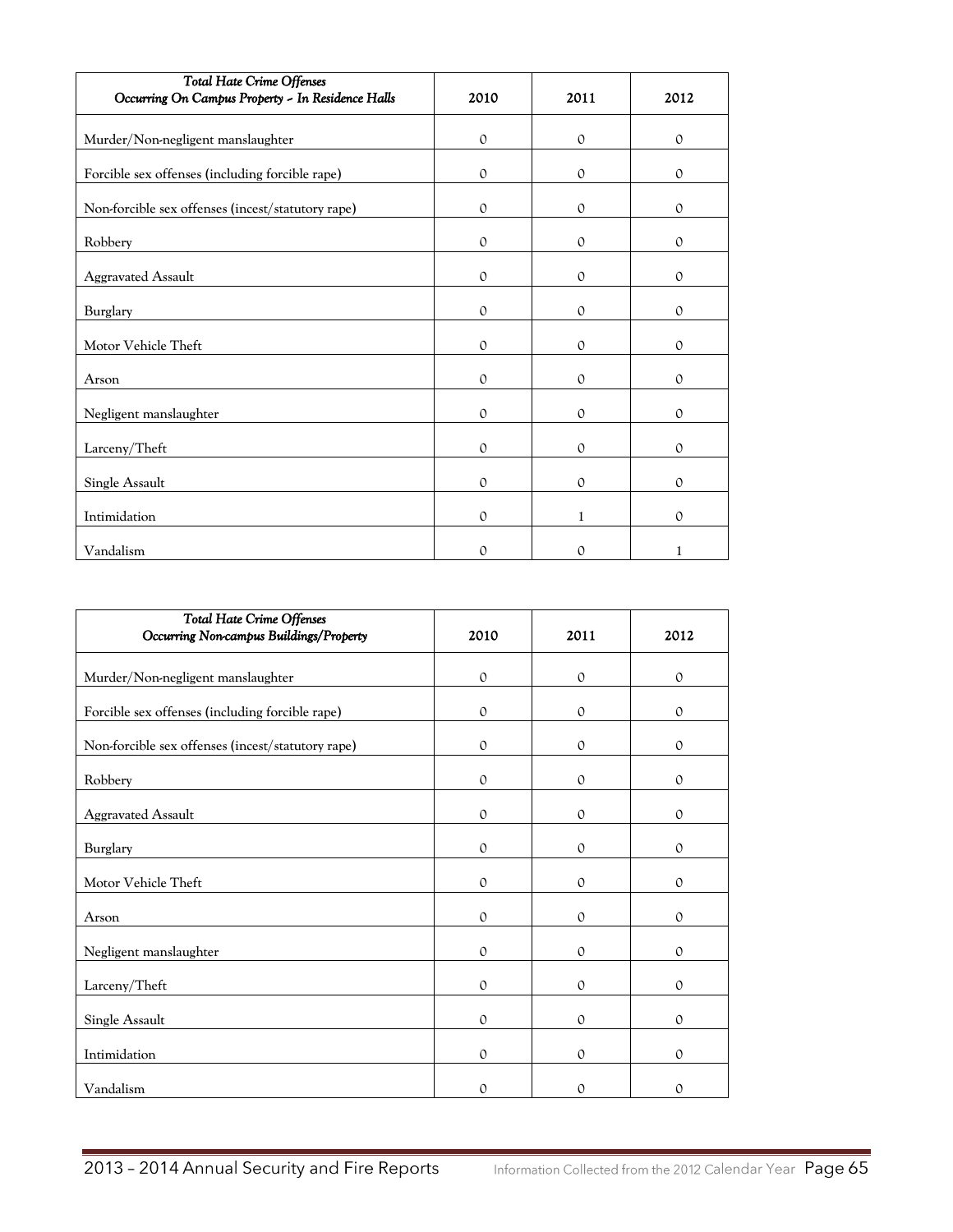| *Total Hate Crime Offenses Occurring On Campus Property – In Residence Halls* | 2010 | 2011 | 2012 |
|---|---|---|---|
| Murder/Non-negligent manslaughter | 0 | 0 | 0 |
| Forcible sex offenses (including forcible rape) | 0 | 0 | 0 |
| Non-forcible sex offenses (incest/statutory rape) | 0 | 0 | 0 |
| Robbery | 0 | 0 | 0 |
| Aggravated Assault | 0 | 0 | 0 |
| Burglary | 0 | 0 | 0 |
| Motor Vehicle Theft | 0 | 0 | 0 |
| Arson | 0 | 0 | 0 |
| Negligent manslaughter | 0 | 0 | 0 |
| Larceny/Theft | 0 | 0 | 0 |
| Single Assault | 0 | 0 | 0 |
| Intimidation | 0 | 1 | 0 |
| Vandalism | 0 | 0 | 1 |

| *Total Hate Crime Offenses Occurring Non-campus Buildings/Property* | 2010 | 2011 | 2012 |
|---|---|---|---|
| Murder/Non-negligent manslaughter | 0 | 0 | 0 |
| Forcible sex offenses (including forcible rape) | 0 | 0 | 0 |
| Non-forcible sex offenses (incest/statutory rape) | 0 | 0 | 0 |
| Robbery | 0 | 0 | 0 |
| Aggravated Assault | 0 | 0 | 0 |
| Burglary | 0 | 0 | 0 |
| Motor Vehicle Theft | 0 | 0 | 0 |
| Arson | 0 | 0 | 0 |
| Negligent manslaughter | 0 | 0 | 0 |
| Larceny/Theft | 0 | 0 | 0 |
| Single Assault | 0 | 0 | 0 |
| Intimidation | 0 | 0 | 0 |
| Vandalism | 0 | 0 | 0 |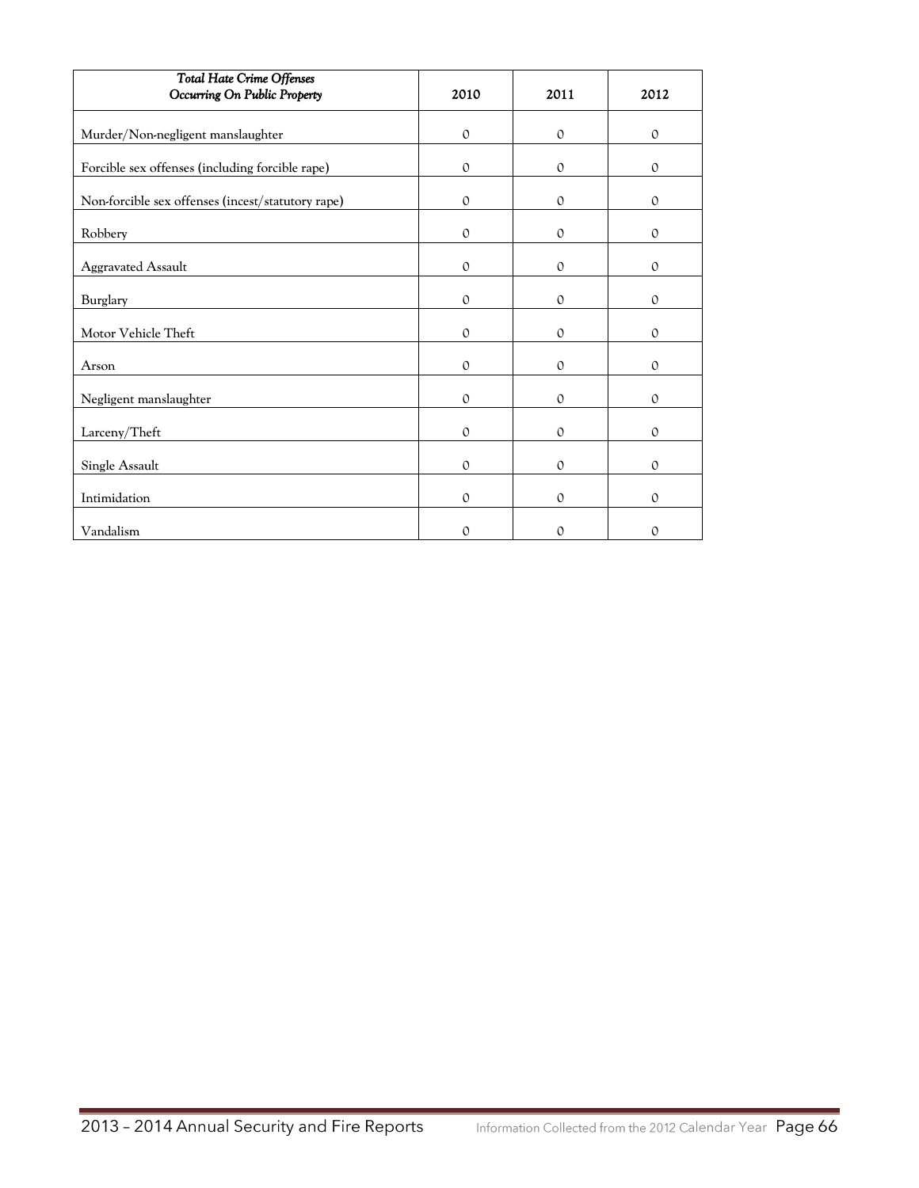| *Total Hate Crime Offenses Occurring On Public Property* | 2010 | 2011 | 2012 |
| --- | --- | --- | --- |
| Murder/Non-negligent manslaughter | 0 | 0 | 0 |
| Forcible sex offenses (including forcible rape) | 0 | 0 | 0 |
| Non-forcible sex offenses (incest/statutory rape) | 0 | 0 | 0 |
| Robbery | 0 | 0 | 0 |
| Aggravated Assault | 0 | 0 | 0 |
| Burglary | 0 | 0 | 0 |
| Motor Vehicle Theft | 0 | 0 | 0 |
| Arson | 0 | 0 | 0 |
| Negligent manslaughter | 0 | 0 | 0 |
| Larceny/Theft | 0 | 0 | 0 |
| Single Assault | 0 | 0 | 0 |
| Intimidation | 0 | 0 | 0 |
| Vandalism | 0 | 0 | 0 |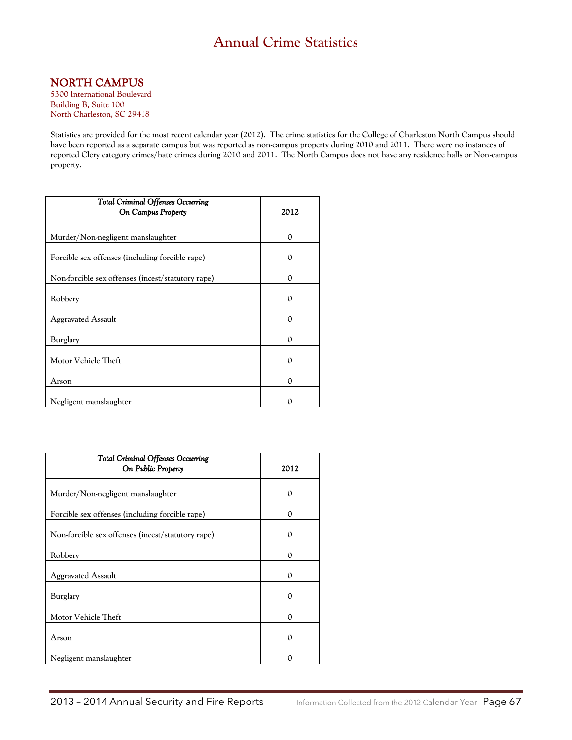# Annual Crime Statistics

## NORTH CAMPUS

5300 International Boulevard
Building B, Suite 100
North Charleston, SC 29418

Statistics are provided for the most recent calendar year (2012). The crime statistics for the College of Charleston North Campus should have been reported as a separate campus but was reported as non-campus property during 2010 and 2011. There were no instances of reported Clery category crimes/hate crimes during 2010 and 2011. The North Campus does not have any residence halls or Non-campus property.

| *Total Criminal Offenses Occurring On Campus Property* | 2012 |
|---|---|
| Murder/Non-negligent manslaughter | 0 |
| Forcible sex offenses (including forcible rape) | 0 |
| Non-forcible sex offenses (incest/statutory rape) | 0 |
| Robbery | 0 |
| Aggravated Assault | 0 |
| Burglary | 0 |
| Motor Vehicle Theft | 0 |
| Arson | 0 |
| Negligent manslaughter | 0 |

| *Total Criminal Offenses Occurring On Public Property* | 2012 |
|---|---|
| Murder/Non-negligent manslaughter | 0 |
| Forcible sex offenses (including forcible rape) | 0 |
| Non-forcible sex offenses (incest/statutory rape) | 0 |
| Robbery | 0 |
| Aggravated Assault | 0 |
| Burglary | 0 |
| Motor Vehicle Theft | 0 |
| Arson | 0 |
| Negligent manslaughter | 0 |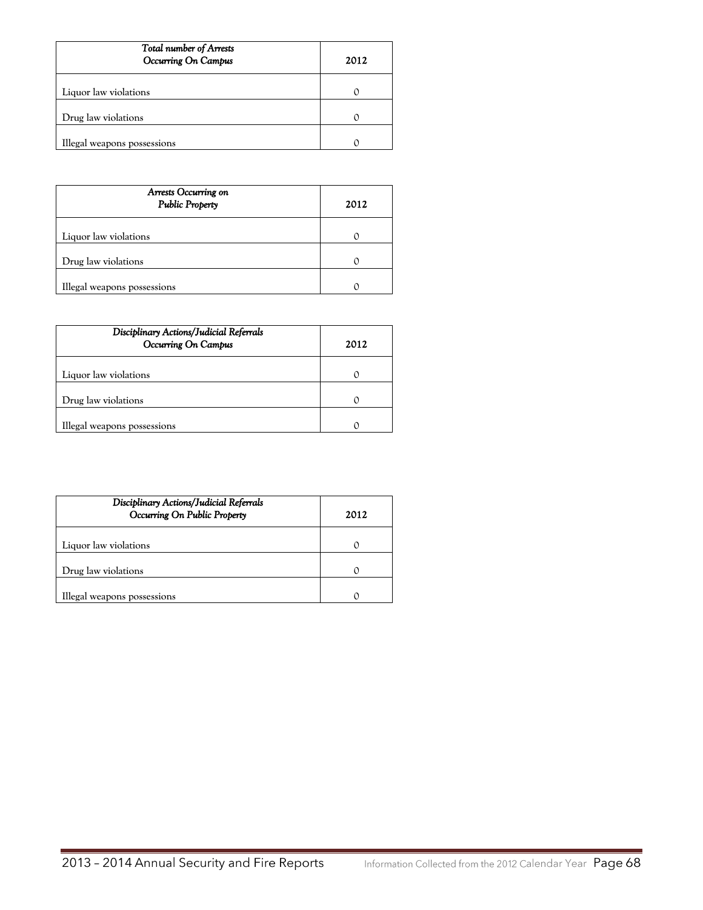| *Total number of Arrests Occurring On Campus* | 2012 |
|---|---|
| Liquor law violations | 0 |
| Drug law violations | 0 |
| Illegal weapons possessions | 0 |

| *Arrests Occurring on Public Property* | 2012 |
|---|---|
| Liquor law violations | 0 |
| Drug law violations | 0 |
| Illegal weapons possessions | 0 |

| *Disciplinary Actions/Judicial Referrals Occurring On Campus* | 2012 |
|---|---|
| Liquor law violations | 0 |
| Drug law violations | 0 |
| Illegal weapons possessions | 0 |

| *Disciplinary Actions/Judicial Referrals Occurring On Public Property* | 2012 |
|---|---|
| Liquor law violations | 0 |
| Drug law violations | 0 |
| Illegal weapons possessions | 0 |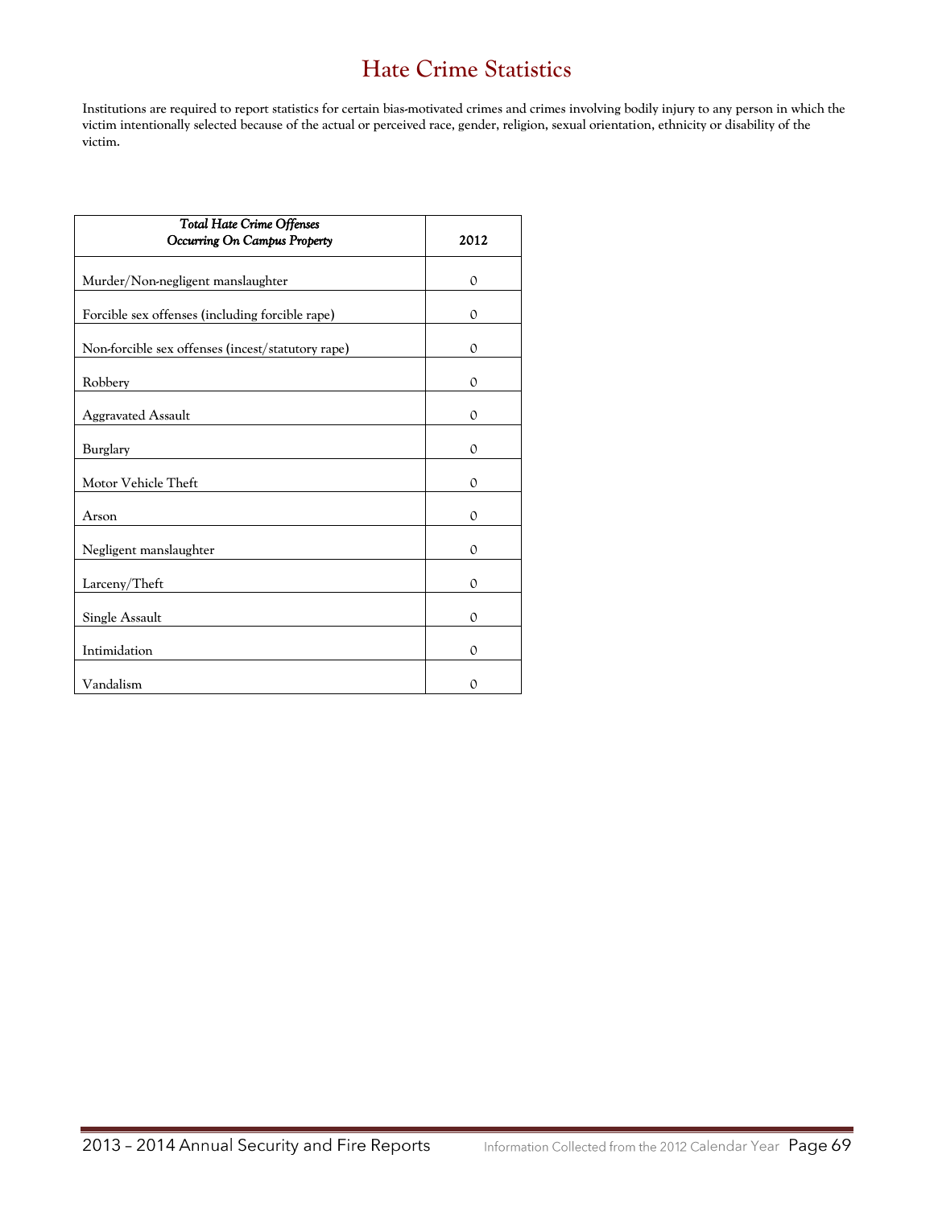# Hate Crime Statistics

Institutions are required to report statistics for certain bias-motivated crimes and crimes involving bodily injury to any person in which the victim intentionally selected because of the actual or perceived race, gender, religion, sexual orientation, ethnicity or disability of the victim.

| *Total Hate Crime Offenses Occurring On Campus Property* | 2012 |
|---|---|
| Murder/Non-negligent manslaughter | 0 |
| Forcible sex offenses (including forcible rape) | 0 |
| Non-forcible sex offenses (incest/statutory rape) | 0 |
| Robbery | 0 |
| Aggravated Assault | 0 |
| Burglary | 0 |
| Motor Vehicle Theft | 0 |
| Arson | 0 |
| Negligent manslaughter | 0 |
| Larceny/Theft | 0 |
| Single Assault | 0 |
| Intimidation | 0 |
| Vandalism | 0 |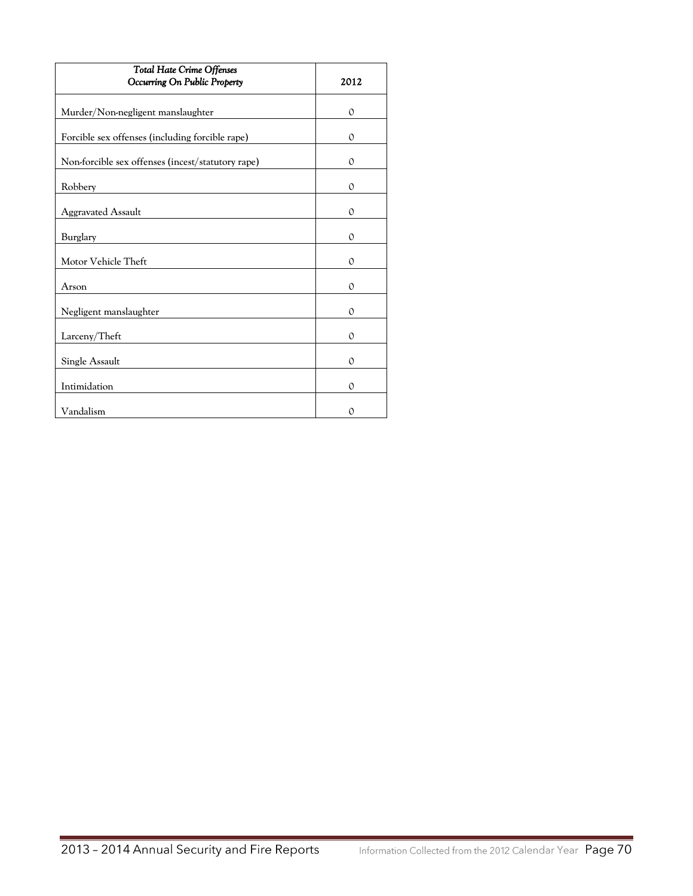| *Total Hate Crime Offenses Occurring On Public Property* | 2012 |
|---|---|
| Murder/Non-negligent manslaughter | 0 |
| Forcible sex offenses (including forcible rape) | 0 |
| Non-forcible sex offenses (incest/statutory rape) | 0 |
| Robbery | 0 |
| Aggravated Assault | 0 |
| Burglary | 0 |
| Motor Vehicle Theft | 0 |
| Arson | 0 |
| Negligent manslaughter | 0 |
| Larceny/Theft | 0 |
| Single Assault | 0 |
| Intimidation | 0 |
| Vandalism | 0 |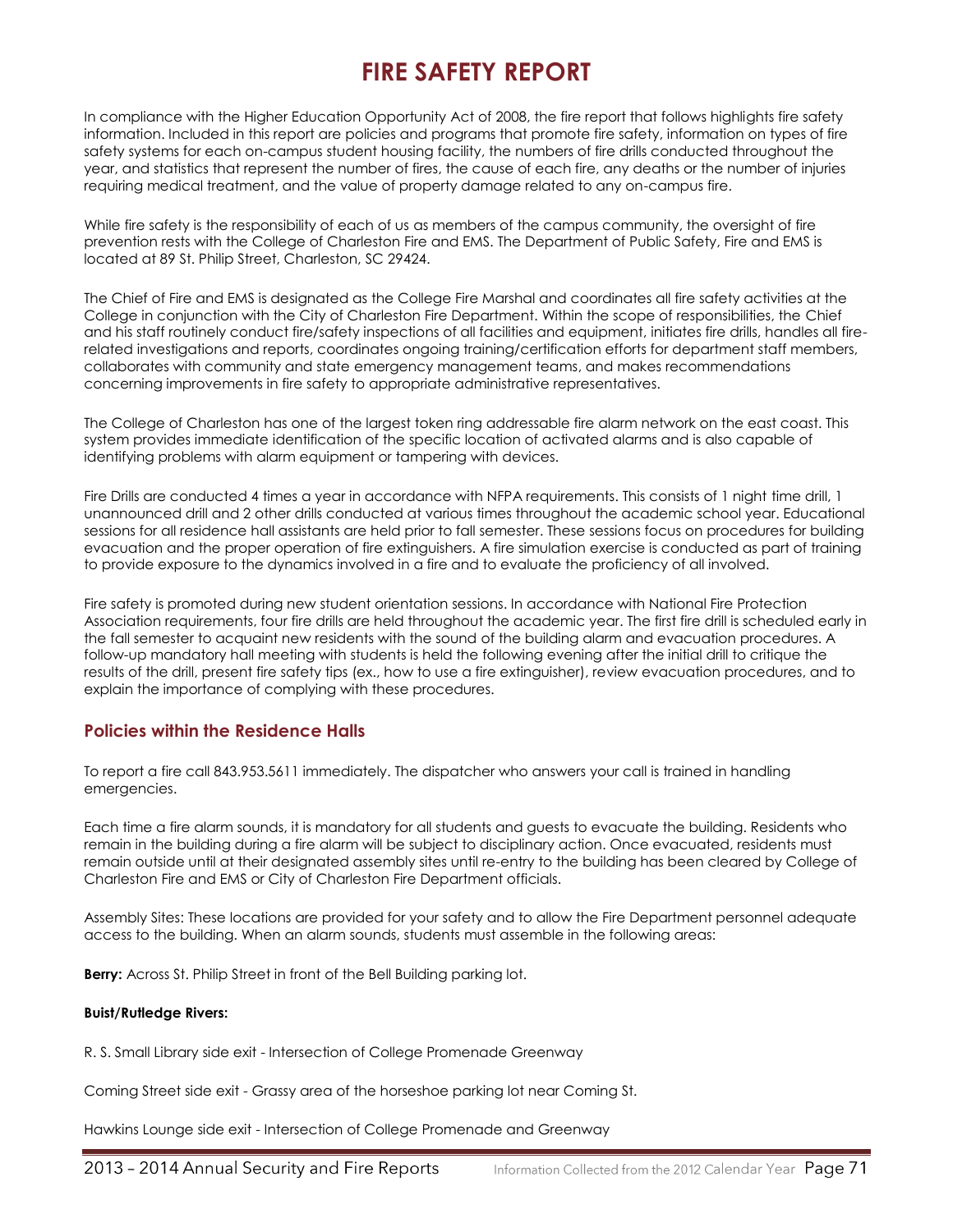# FIRE SAFETY REPORT

In compliance with the Higher Education Opportunity Act of 2008, the fire report that follows highlights fire safety information. Included in this report are policies and programs that promote fire safety, information on types of fire safety systems for each on-campus student housing facility, the numbers of fire drills conducted throughout the year, and statistics that represent the number of fires, the cause of each fire, any deaths or the number of injuries requiring medical treatment, and the value of property damage related to any on-campus fire.

While fire safety is the responsibility of each of us as members of the campus community, the oversight of fire prevention rests with the College of Charleston Fire and EMS. The Department of Public Safety, Fire and EMS is located at 89 St. Philip Street, Charleston, SC 29424.

The Chief of Fire and EMS is designated as the College Fire Marshal and coordinates all fire safety activities at the College in conjunction with the City of Charleston Fire Department. Within the scope of responsibilities, the Chief and his staff routinely conduct fire/safety inspections of all facilities and equipment, initiates fire drills, handles all fire-related investigations and reports, coordinates ongoing training/certification efforts for department staff members, collaborates with community and state emergency management teams, and makes recommendations concerning improvements in fire safety to appropriate administrative representatives.

The College of Charleston has one of the largest token ring addressable fire alarm network on the east coast. This system provides immediate identification of the specific location of activated alarms and is also capable of identifying problems with alarm equipment or tampering with devices.

Fire Drills are conducted 4 times a year in accordance with NFPA requirements. This consists of 1 night time drill, 1 unannounced drill and 2 other drills conducted at various times throughout the academic school year. Educational sessions for all residence hall assistants are held prior to fall semester. These sessions focus on procedures for building evacuation and the proper operation of fire extinguishers. A fire simulation exercise is conducted as part of training to provide exposure to the dynamics involved in a fire and to evaluate the proficiency of all involved.

Fire safety is promoted during new student orientation sessions. In accordance with National Fire Protection Association requirements, four fire drills are held throughout the academic year. The first fire drill is scheduled early in the fall semester to acquaint new residents with the sound of the building alarm and evacuation procedures. A follow-up mandatory hall meeting with students is held the following evening after the initial drill to critique the results of the drill, present fire safety tips (ex., how to use a fire extinguisher), review evacuation procedures, and to explain the importance of complying with these procedures.

## Policies within the Residence Halls

To report a fire call 843.953.5611 immediately. The dispatcher who answers your call is trained in handling emergencies.

Each time a fire alarm sounds, it is mandatory for all students and guests to evacuate the building. Residents who remain in the building during a fire alarm will be subject to disciplinary action. Once evacuated, residents must remain outside until at their designated assembly sites until re-entry to the building has been cleared by College of Charleston Fire and EMS or City of Charleston Fire Department officials.

Assembly Sites: These locations are provided for your safety and to allow the Fire Department personnel adequate access to the building. When an alarm sounds, students must assemble in the following areas:

**Berry:** Across St. Philip Street in front of the Bell Building parking lot.

**Buist/Rutledge Rivers:**

R. S. Small Library side exit - Intersection of College Promenade Greenway

Coming Street side exit - Grassy area of the horseshoe parking lot near Coming St.

Hawkins Lounge side exit - Intersection of College Promenade and Greenway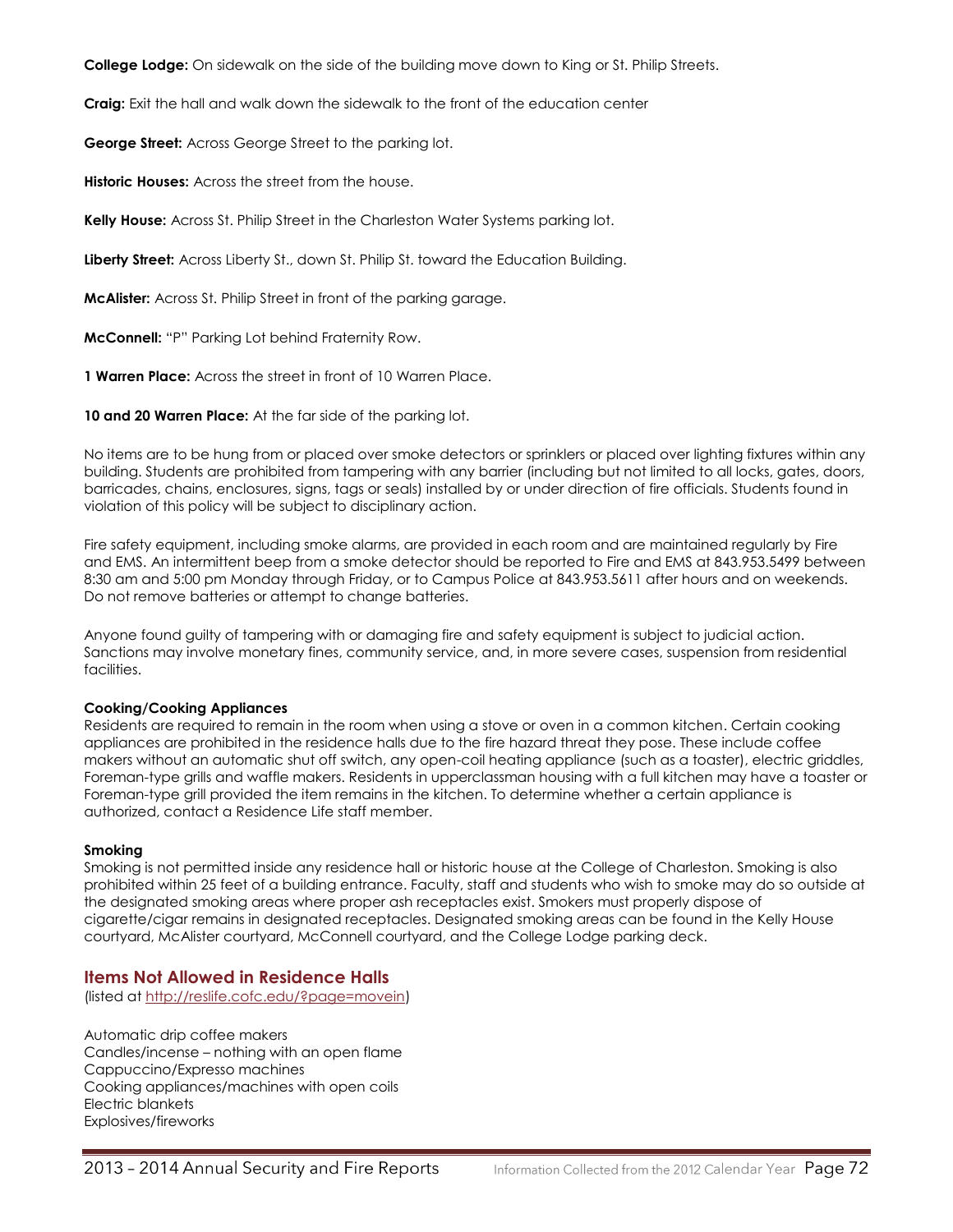**College Lodge:** On sidewalk on the side of the building move down to King or St. Philip Streets.

**Craig:** Exit the hall and walk down the sidewalk to the front of the education center

**George Street:** Across George Street to the parking lot.

**Historic Houses:** Across the street from the house.

**Kelly House:** Across St. Philip Street in the Charleston Water Systems parking lot.

**Liberty Street:** Across Liberty St., down St. Philip St. toward the Education Building.

**McAlister:** Across St. Philip Street in front of the parking garage.

**McConnell:** "P" Parking Lot behind Fraternity Row.

**1 Warren Place:** Across the street in front of 10 Warren Place.

**10 and 20 Warren Place:** At the far side of the parking lot.

No items are to be hung from or placed over smoke detectors or sprinklers or placed over lighting fixtures within any building. Students are prohibited from tampering with any barrier (including but not limited to all locks, gates, doors, barricades, chains, enclosures, signs, tags or seals) installed by or under direction of fire officials. Students found in violation of this policy will be subject to disciplinary action.

Fire safety equipment, including smoke alarms, are provided in each room and are maintained regularly by Fire and EMS. An intermittent beep from a smoke detector should be reported to Fire and EMS at 843.953.5499 between 8:30 am and 5:00 pm Monday through Friday, or to Campus Police at 843.953.5611 after hours and on weekends. Do not remove batteries or attempt to change batteries.

Anyone found guilty of tampering with or damaging fire and safety equipment is subject to judicial action. Sanctions may involve monetary fines, community service, and, in more severe cases, suspension from residential facilities.

**Cooking/Cooking Appliances**

Residents are required to remain in the room when using a stove or oven in a common kitchen. Certain cooking appliances are prohibited in the residence halls due to the fire hazard threat they pose. These include coffee makers without an automatic shut off switch, any open-coil heating appliance (such as a toaster), electric griddles, Foreman-type grills and waffle makers. Residents in upperclassman housing with a full kitchen may have a toaster or Foreman-type grill provided the item remains in the kitchen. To determine whether a certain appliance is authorized, contact a Residence Life staff member.

**Smoking**

Smoking is not permitted inside any residence hall or historic house at the College of Charleston. Smoking is also prohibited within 25 feet of a building entrance. Faculty, staff and students who wish to smoke may do so outside at the designated smoking areas where proper ash receptacles exist. Smokers must properly dispose of cigarette/cigar remains in designated receptacles. Designated smoking areas can be found in the Kelly House courtyard, McAlister courtyard, McConnell courtyard, and the College Lodge parking deck.

## Items Not Allowed in Residence Halls

(listed at http://reslife.cofc.edu/?page=movein)

Automatic drip coffee makers
Candles/incense – nothing with an open flame
Cappuccino/Expresso machines
Cooking appliances/machines with open coils
Electric blankets
Explosives/fireworks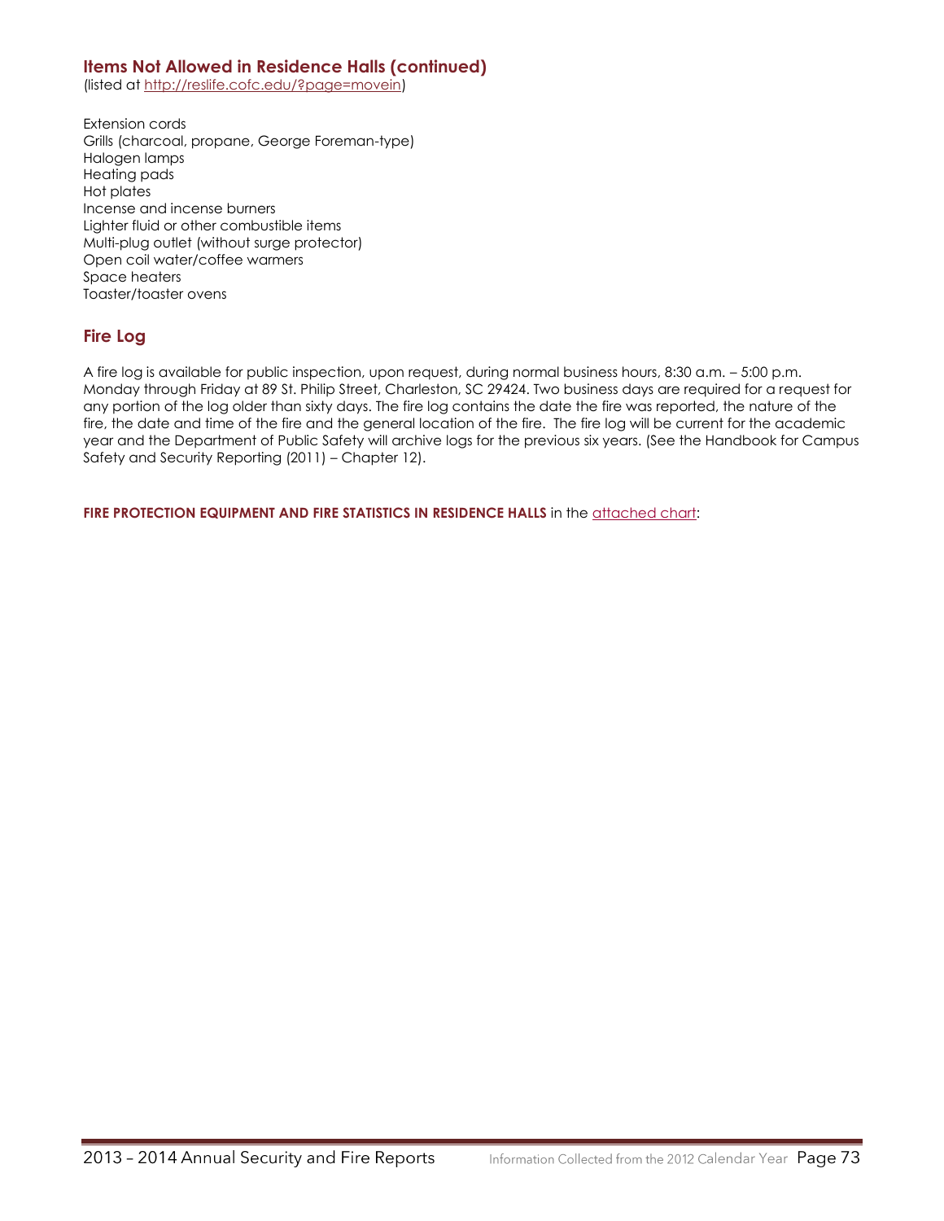## Items Not Allowed in Residence Halls (continued)

(listed at http://reslife.cofc.edu/?page=movein)

Extension cords
Grills (charcoal, propane, George Foreman-type)
Halogen lamps
Heating pads
Hot plates
Incense and incense burners
Lighter fluid or other combustible items
Multi-plug outlet (without surge protector)
Open coil water/coffee warmers
Space heaters
Toaster/toaster ovens

## Fire Log

A fire log is available for public inspection, upon request, during normal business hours, 8:30 a.m. – 5:00 p.m. Monday through Friday at 89 St. Philip Street, Charleston, SC 29424. Two business days are required for a request for any portion of the log older than sixty days. The fire log contains the date the fire was reported, the nature of the fire, the date and time of the fire and the general location of the fire. The fire log will be current for the academic year and the Department of Public Safety will archive logs for the previous six years. (See the Handbook for Campus Safety and Security Reporting (2011) – Chapter 12).

**FIRE PROTECTION EQUIPMENT AND FIRE STATISTICS IN RESIDENCE HALLS** in the attached chart: